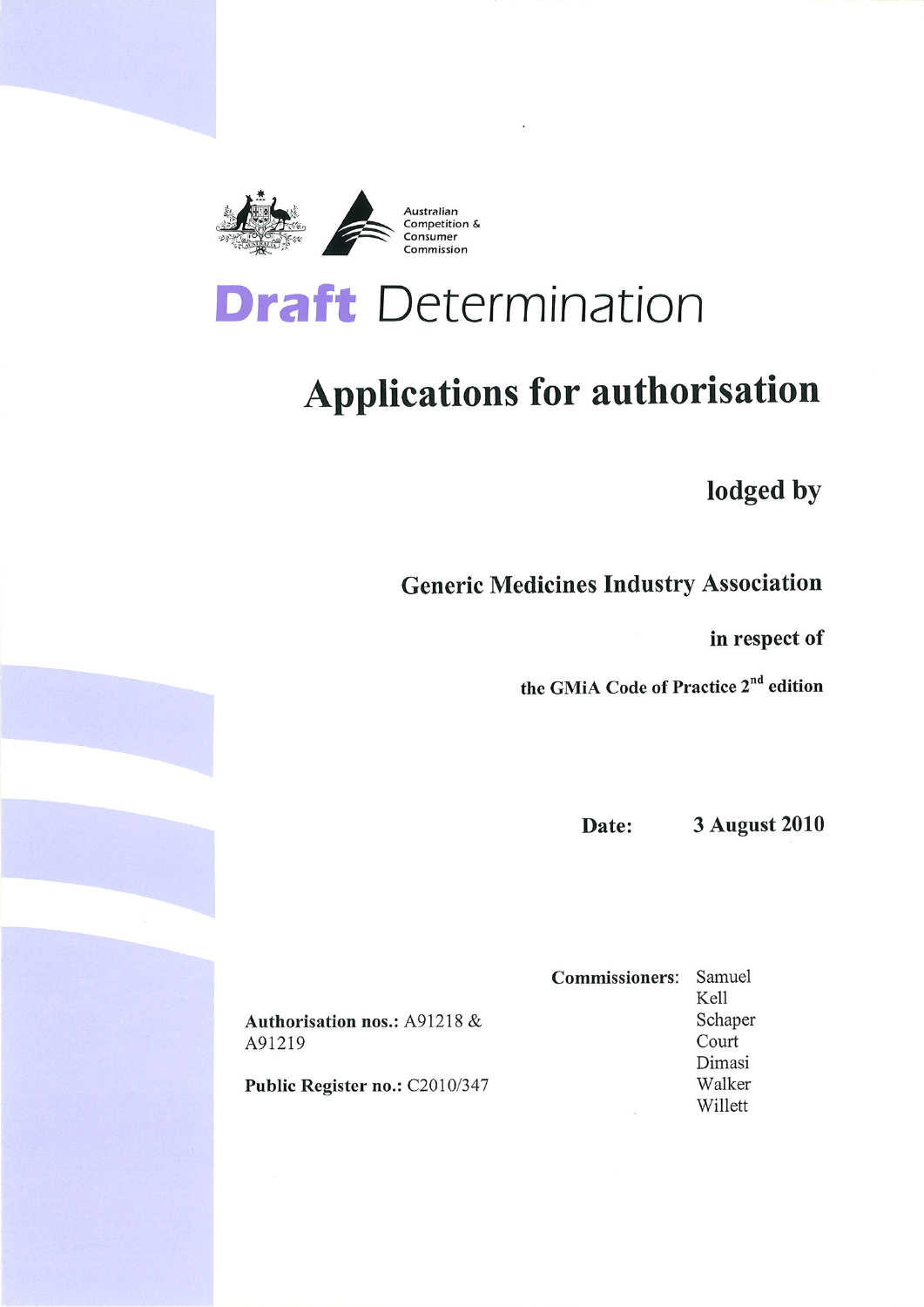Australian Competition & Consumer Commission

# Draft Determination

## Applications for authorisation

**lodged by**

**Generic Medicines Industry Association**

**in respect of**

**the GMiA Code of Practice 2nd edition**

**Date:** **3 August 2010**

**Authorisation nos.:** A91218 & A91219

**Public Register no.:** C2010/347

**Commissioners:** Samuel, Kell, Schaper, Court, Dimasi, Walker, Willett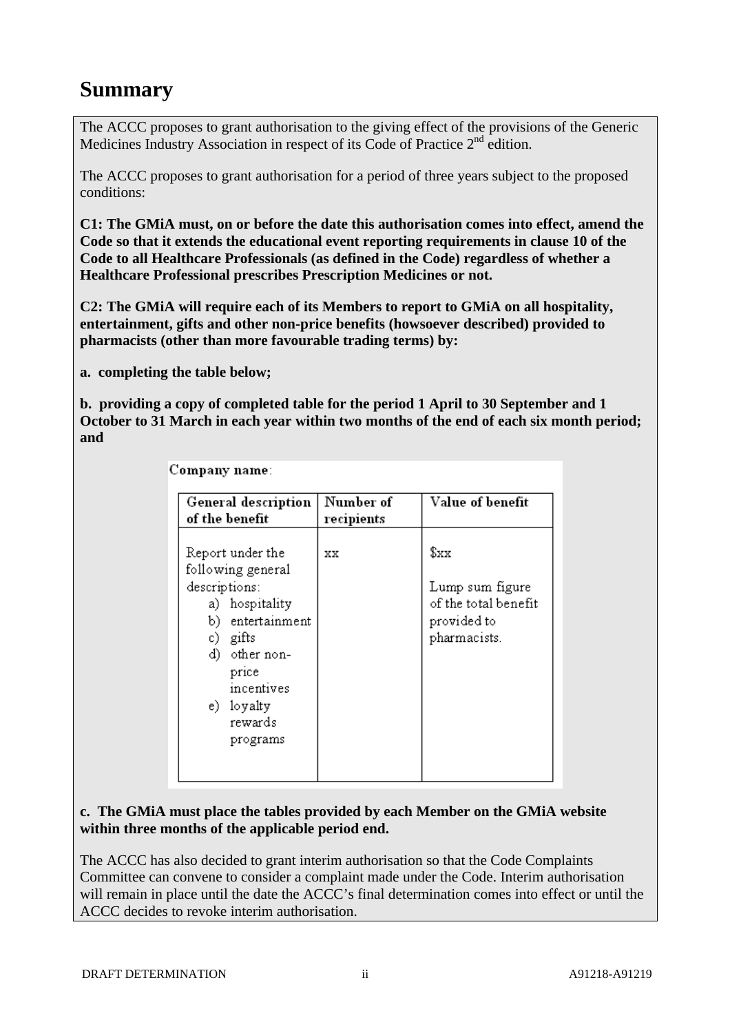# Summary

The ACCC proposes to grant authorisation to the giving effect of the provisions of the Generic Medicines Industry Association in respect of its Code of Practice 2nd edition.

The ACCC proposes to grant authorisation for a period of three years subject to the proposed conditions:

**C1: The GMiA must, on or before the date this authorisation comes into effect, amend the Code so that it extends the educational event reporting requirements in clause 10 of the Code to all Healthcare Professionals (as defined in the Code) regardless of whether a Healthcare Professional prescribes Prescription Medicines or not.**

**C2: The GMiA will require each of its Members to report to GMiA on all hospitality, entertainment, gifts and other non-price benefits (howsoever described) provided to pharmacists (other than more favourable trading terms) by:**

**a. completing the table below;**

**b. providing a copy of completed table for the period 1 April to 30 September and 1 October to 31 March in each year within two months of the end of each six month period; and**

Company name:

| General description of the benefit | Number of recipients | Value of benefit |
|---|---|---|
| Report under the following general descriptions:<br>a) hospitality<br>b) entertainment<br>c) gifts<br>d) other non-price incentives<br>e) loyalty rewards programs | xx | $xx<br><br>Lump sum figure of the total benefit provided to pharmacists. |

**c. The GMiA must place the tables provided by each Member on the GMiA website within three months of the applicable period end.**

The ACCC has also decided to grant interim authorisation so that the Code Complaints Committee can convene to consider a complaint made under the Code. Interim authorisation will remain in place until the date the ACCC's final determination comes into effect or until the ACCC decides to revoke interim authorisation.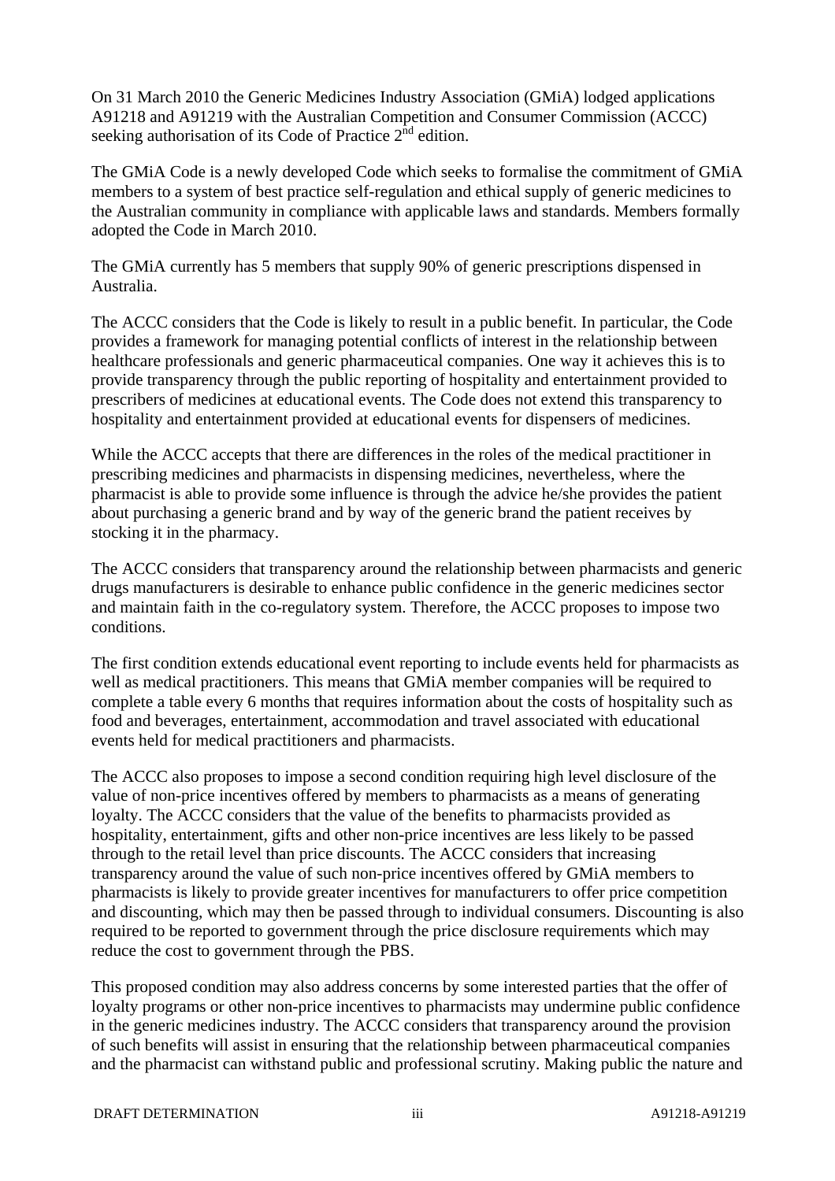On 31 March 2010 the Generic Medicines Industry Association (GMiA) lodged applications A91218 and A91219 with the Australian Competition and Consumer Commission (ACCC) seeking authorisation of its Code of Practice 2nd edition.

The GMiA Code is a newly developed Code which seeks to formalise the commitment of GMiA members to a system of best practice self-regulation and ethical supply of generic medicines to the Australian community in compliance with applicable laws and standards. Members formally adopted the Code in March 2010.

The GMiA currently has 5 members that supply 90% of generic prescriptions dispensed in Australia.

The ACCC considers that the Code is likely to result in a public benefit. In particular, the Code provides a framework for managing potential conflicts of interest in the relationship between healthcare professionals and generic pharmaceutical companies. One way it achieves this is to provide transparency through the public reporting of hospitality and entertainment provided to prescribers of medicines at educational events. The Code does not extend this transparency to hospitality and entertainment provided at educational events for dispensers of medicines.

While the ACCC accepts that there are differences in the roles of the medical practitioner in prescribing medicines and pharmacists in dispensing medicines, nevertheless, where the pharmacist is able to provide some influence is through the advice he/she provides the patient about purchasing a generic brand and by way of the generic brand the patient receives by stocking it in the pharmacy.

The ACCC considers that transparency around the relationship between pharmacists and generic drugs manufacturers is desirable to enhance public confidence in the generic medicines sector and maintain faith in the co-regulatory system. Therefore, the ACCC proposes to impose two conditions.

The first condition extends educational event reporting to include events held for pharmacists as well as medical practitioners. This means that GMiA member companies will be required to complete a table every 6 months that requires information about the costs of hospitality such as food and beverages, entertainment, accommodation and travel associated with educational events held for medical practitioners and pharmacists.

The ACCC also proposes to impose a second condition requiring high level disclosure of the value of non-price incentives offered by members to pharmacists as a means of generating loyalty. The ACCC considers that the value of the benefits to pharmacists provided as hospitality, entertainment, gifts and other non-price incentives are less likely to be passed through to the retail level than price discounts. The ACCC considers that increasing transparency around the value of such non-price incentives offered by GMiA members to pharmacists is likely to provide greater incentives for manufacturers to offer price competition and discounting, which may then be passed through to individual consumers. Discounting is also required to be reported to government through the price disclosure requirements which may reduce the cost to government through the PBS.

This proposed condition may also address concerns by some interested parties that the offer of loyalty programs or other non-price incentives to pharmacists may undermine public confidence in the generic medicines industry. The ACCC considers that transparency around the provision of such benefits will assist in ensuring that the relationship between pharmaceutical companies and the pharmacist can withstand public and professional scrutiny. Making public the nature and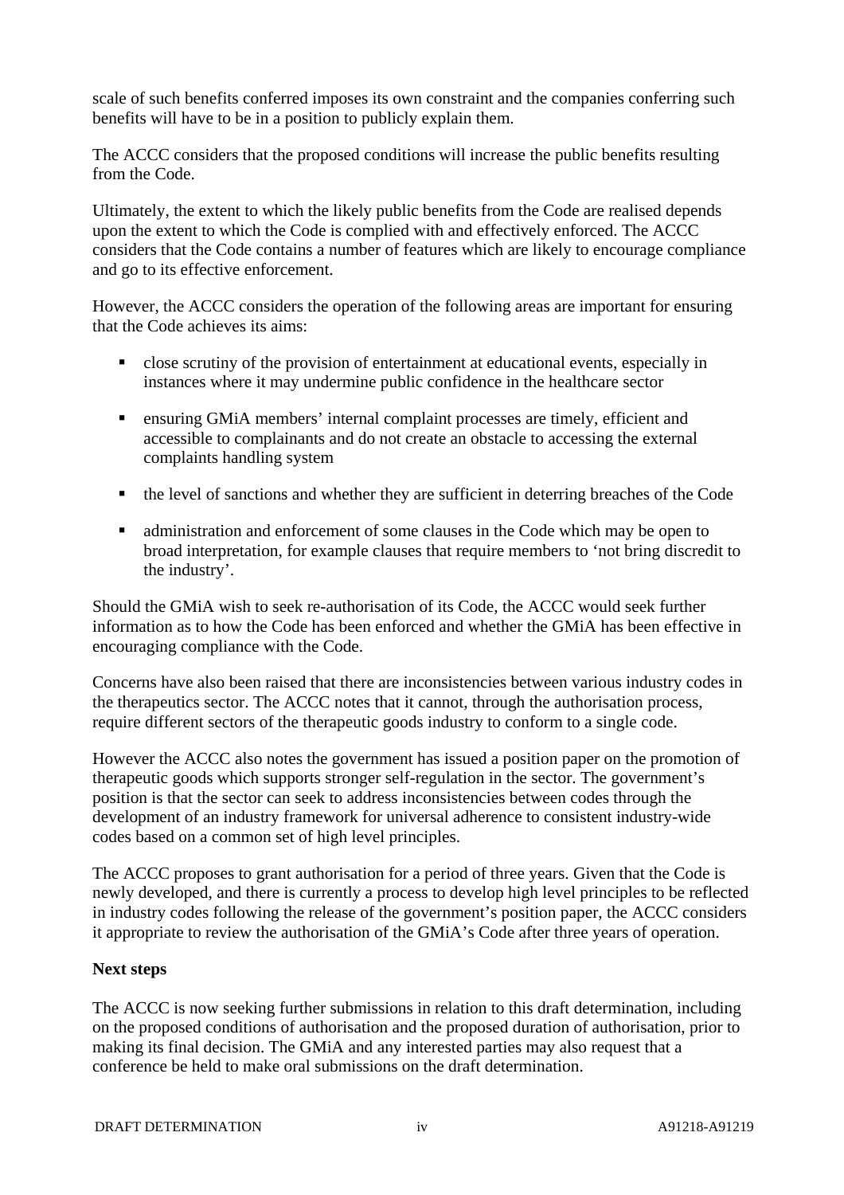scale of such benefits conferred imposes its own constraint and the companies conferring such benefits will have to be in a position to publicly explain them.

The ACCC considers that the proposed conditions will increase the public benefits resulting from the Code.

Ultimately, the extent to which the likely public benefits from the Code are realised depends upon the extent to which the Code is complied with and effectively enforced. The ACCC considers that the Code contains a number of features which are likely to encourage compliance and go to its effective enforcement.

However, the ACCC considers the operation of the following areas are important for ensuring that the Code achieves its aims:

- close scrutiny of the provision of entertainment at educational events, especially in instances where it may undermine public confidence in the healthcare sector
- ensuring GMiA members' internal complaint processes are timely, efficient and accessible to complainants and do not create an obstacle to accessing the external complaints handling system
- the level of sanctions and whether they are sufficient in deterring breaches of the Code
- administration and enforcement of some clauses in the Code which may be open to broad interpretation, for example clauses that require members to 'not bring discredit to the industry'.

Should the GMiA wish to seek re-authorisation of its Code, the ACCC would seek further information as to how the Code has been enforced and whether the GMiA has been effective in encouraging compliance with the Code.

Concerns have also been raised that there are inconsistencies between various industry codes in the therapeutics sector. The ACCC notes that it cannot, through the authorisation process, require different sectors of the therapeutic goods industry to conform to a single code.

However the ACCC also notes the government has issued a position paper on the promotion of therapeutic goods which supports stronger self-regulation in the sector. The government's position is that the sector can seek to address inconsistencies between codes through the development of an industry framework for universal adherence to consistent industry-wide codes based on a common set of high level principles.

The ACCC proposes to grant authorisation for a period of three years. Given that the Code is newly developed, and there is currently a process to develop high level principles to be reflected in industry codes following the release of the government's position paper, the ACCC considers it appropriate to review the authorisation of the GMiA's Code after three years of operation.

**Next steps**

The ACCC is now seeking further submissions in relation to this draft determination, including on the proposed conditions of authorisation and the proposed duration of authorisation, prior to making its final decision. The GMiA and any interested parties may also request that a conference be held to make oral submissions on the draft determination.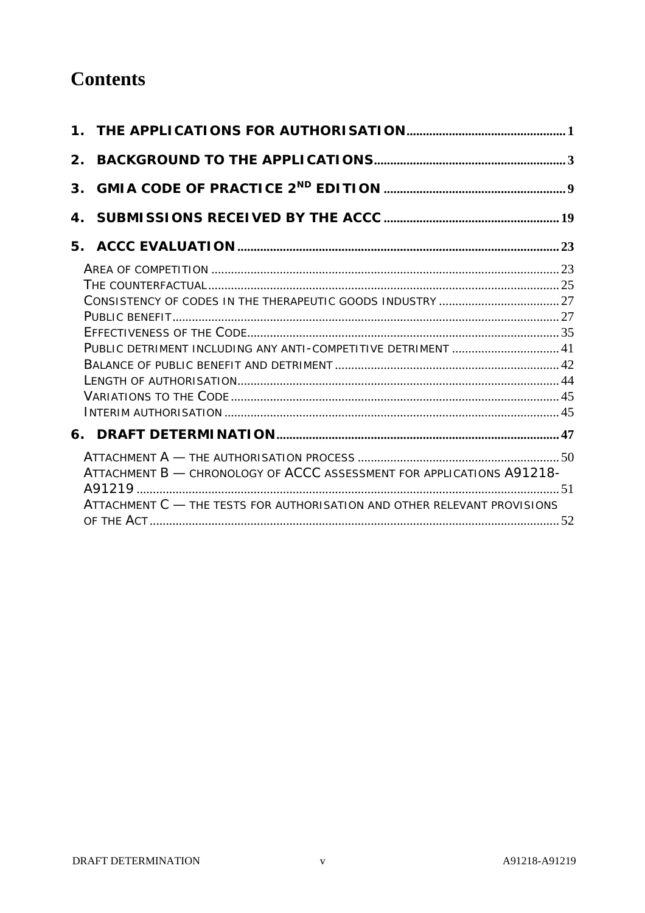# Contents

1. **THE APPLICATIONS FOR AUTHORISATION** ..... 1
2. **BACKGROUND TO THE APPLICATIONS** ..... 3
3. **GMIA CODE OF PRACTICE 2ND EDITION** ..... 9
4. **SUBMISSIONS RECEIVED BY THE ACCC** ..... 19
5. **ACCC EVALUATION** ..... 23
   - AREA OF COMPETITION ..... 23
   - THE COUNTERFACTUAL ..... 25
   - CONSISTENCY OF CODES IN THE THERAPEUTIC GOODS INDUSTRY ..... 27
   - PUBLIC BENEFIT ..... 27
   - EFFECTIVENESS OF THE CODE ..... 35
   - PUBLIC DETRIMENT INCLUDING ANY ANTI-COMPETITIVE DETRIMENT ..... 41
   - BALANCE OF PUBLIC BENEFIT AND DETRIMENT ..... 42
   - LENGTH OF AUTHORISATION ..... 44
   - VARIATIONS TO THE CODE ..... 45
   - INTERIM AUTHORISATION ..... 45
6. **DRAFT DETERMINATION** ..... 47
   - ATTACHMENT A — THE AUTHORISATION PROCESS ..... 50
   - ATTACHMENT B — CHRONOLOGY OF ACCC ASSESSMENT FOR APPLICATIONS A91218-A91219 ..... 51
   - ATTACHMENT C — THE TESTS FOR AUTHORISATION AND OTHER RELEVANT PROVISIONS OF THE ACT ..... 52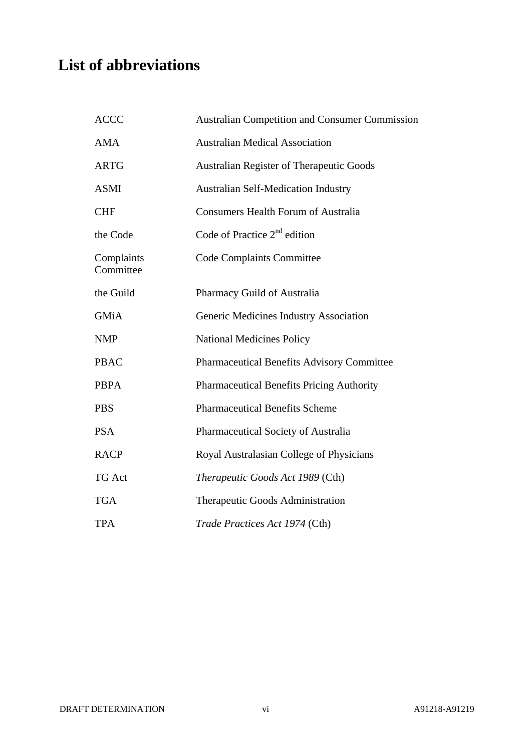# List of abbreviations

| | |
|---|---|
| ACCC | Australian Competition and Consumer Commission |
| AMA | Australian Medical Association |
| ARTG | Australian Register of Therapeutic Goods |
| ASMI | Australian Self-Medication Industry |
| CHF | Consumers Health Forum of Australia |
| the Code | Code of Practice 2nd edition |
| Complaints Committee | Code Complaints Committee |
| the Guild | Pharmacy Guild of Australia |
| GMiA | Generic Medicines Industry Association |
| NMP | National Medicines Policy |
| PBAC | Pharmaceutical Benefits Advisory Committee |
| PBPA | Pharmaceutical Benefits Pricing Authority |
| PBS | Pharmaceutical Benefits Scheme |
| PSA | Pharmaceutical Society of Australia |
| RACP | Royal Australasian College of Physicians |
| TG Act | *Therapeutic Goods Act 1989* (Cth) |
| TGA | Therapeutic Goods Administration |
| TPA | *Trade Practices Act 1974* (Cth) |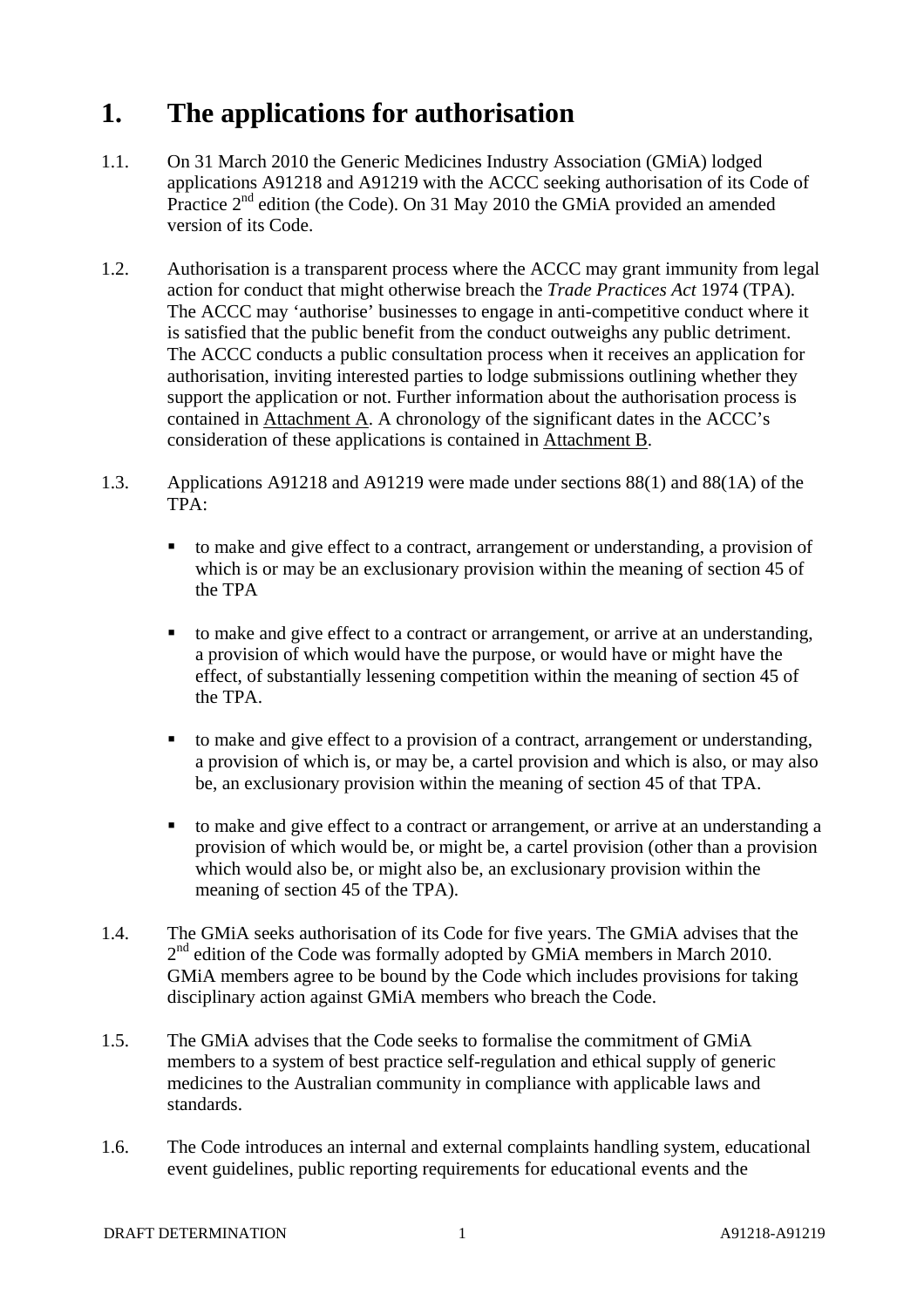# 1. The applications for authorisation

1.1. On 31 March 2010 the Generic Medicines Industry Association (GMiA) lodged applications A91218 and A91219 with the ACCC seeking authorisation of its Code of Practice 2nd edition (the Code). On 31 May 2010 the GMiA provided an amended version of its Code.

1.2. Authorisation is a transparent process where the ACCC may grant immunity from legal action for conduct that might otherwise breach the *Trade Practices Act* 1974 (TPA). The ACCC may 'authorise' businesses to engage in anti-competitive conduct where it is satisfied that the public benefit from the conduct outweighs any public detriment. The ACCC conducts a public consultation process when it receives an application for authorisation, inviting interested parties to lodge submissions outlining whether they support the application or not. Further information about the authorisation process is contained in Attachment A. A chronology of the significant dates in the ACCC's consideration of these applications is contained in Attachment B.

1.3. Applications A91218 and A91219 were made under sections 88(1) and 88(1A) of the TPA:

- to make and give effect to a contract, arrangement or understanding, a provision of which is or may be an exclusionary provision within the meaning of section 45 of the TPA
- to make and give effect to a contract or arrangement, or arrive at an understanding, a provision of which would have the purpose, or would have or might have the effect, of substantially lessening competition within the meaning of section 45 of the TPA.
- to make and give effect to a provision of a contract, arrangement or understanding, a provision of which is, or may be, a cartel provision and which is also, or may also be, an exclusionary provision within the meaning of section 45 of that TPA.
- to make and give effect to a contract or arrangement, or arrive at an understanding a provision of which would be, or might be, a cartel provision (other than a provision which would also be, or might also be, an exclusionary provision within the meaning of section 45 of the TPA).

1.4. The GMiA seeks authorisation of its Code for five years. The GMiA advises that the 2nd edition of the Code was formally adopted by GMiA members in March 2010. GMiA members agree to be bound by the Code which includes provisions for taking disciplinary action against GMiA members who breach the Code.

1.5. The GMiA advises that the Code seeks to formalise the commitment of GMiA members to a system of best practice self-regulation and ethical supply of generic medicines to the Australian community in compliance with applicable laws and standards.

1.6. The Code introduces an internal and external complaints handling system, educational event guidelines, public reporting requirements for educational events and the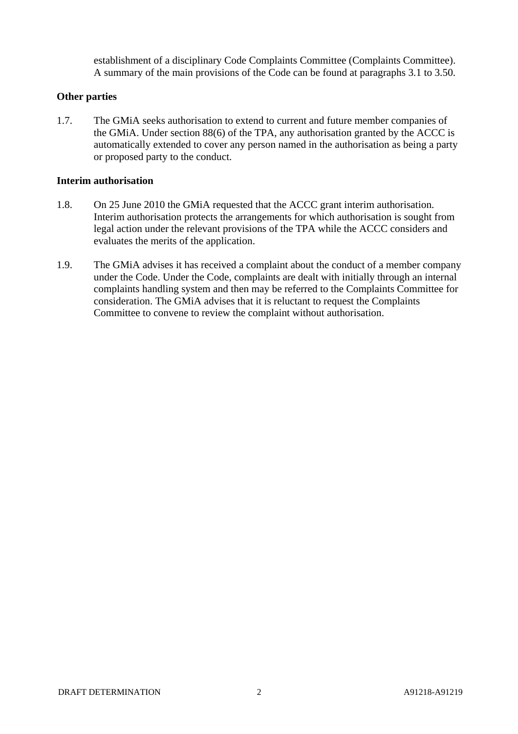establishment of a disciplinary Code Complaints Committee (Complaints Committee). A summary of the main provisions of the Code can be found at paragraphs 3.1 to 3.50.

**Other parties**

1.7. The GMiA seeks authorisation to extend to current and future member companies of the GMiA. Under section 88(6) of the TPA, any authorisation granted by the ACCC is automatically extended to cover any person named in the authorisation as being a party or proposed party to the conduct.

**Interim authorisation**

1.8. On 25 June 2010 the GMiA requested that the ACCC grant interim authorisation. Interim authorisation protects the arrangements for which authorisation is sought from legal action under the relevant provisions of the TPA while the ACCC considers and evaluates the merits of the application.

1.9. The GMiA advises it has received a complaint about the conduct of a member company under the Code. Under the Code, complaints are dealt with initially through an internal complaints handling system and then may be referred to the Complaints Committee for consideration. The GMiA advises that it is reluctant to request the Complaints Committee to convene to review the complaint without authorisation.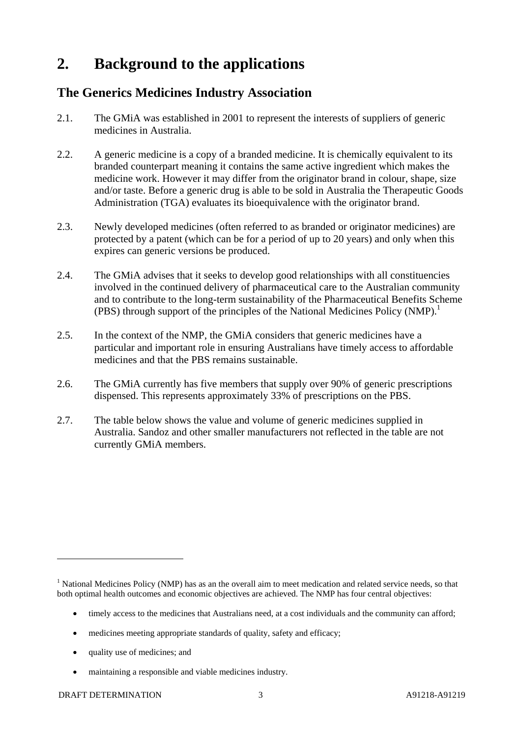# 2. Background to the applications

## The Generics Medicines Industry Association

2.1. The GMiA was established in 2001 to represent the interests of suppliers of generic medicines in Australia.

2.2. A generic medicine is a copy of a branded medicine. It is chemically equivalent to its branded counterpart meaning it contains the same active ingredient which makes the medicine work. However it may differ from the originator brand in colour, shape, size and/or taste. Before a generic drug is able to be sold in Australia the Therapeutic Goods Administration (TGA) evaluates its bioequivalence with the originator brand.

2.3. Newly developed medicines (often referred to as branded or originator medicines) are protected by a patent (which can be for a period of up to 20 years) and only when this expires can generic versions be produced.

2.4. The GMiA advises that it seeks to develop good relationships with all constituencies involved in the continued delivery of pharmaceutical care to the Australian community and to contribute to the long-term sustainability of the Pharmaceutical Benefits Scheme (PBS) through support of the principles of the National Medicines Policy (NMP).[1]

2.5. In the context of the NMP, the GMiA considers that generic medicines have a particular and important role in ensuring Australians have timely access to affordable medicines and that the PBS remains sustainable.

2.6. The GMiA currently has five members that supply over 90% of generic prescriptions dispensed. This represents approximately 33% of prescriptions on the PBS.

2.7. The table below shows the value and volume of generic medicines supplied in Australia. Sandoz and other smaller manufacturers not reflected in the table are not currently GMiA members.

---

[1] National Medicines Policy (NMP) has as an the overall aim to meet medication and related service needs, so that both optimal health outcomes and economic objectives are achieved. The NMP has four central objectives:

- timely access to the medicines that Australians need, at a cost individuals and the community can afford;
- medicines meeting appropriate standards of quality, safety and efficacy;
- quality use of medicines; and
- maintaining a responsible and viable medicines industry.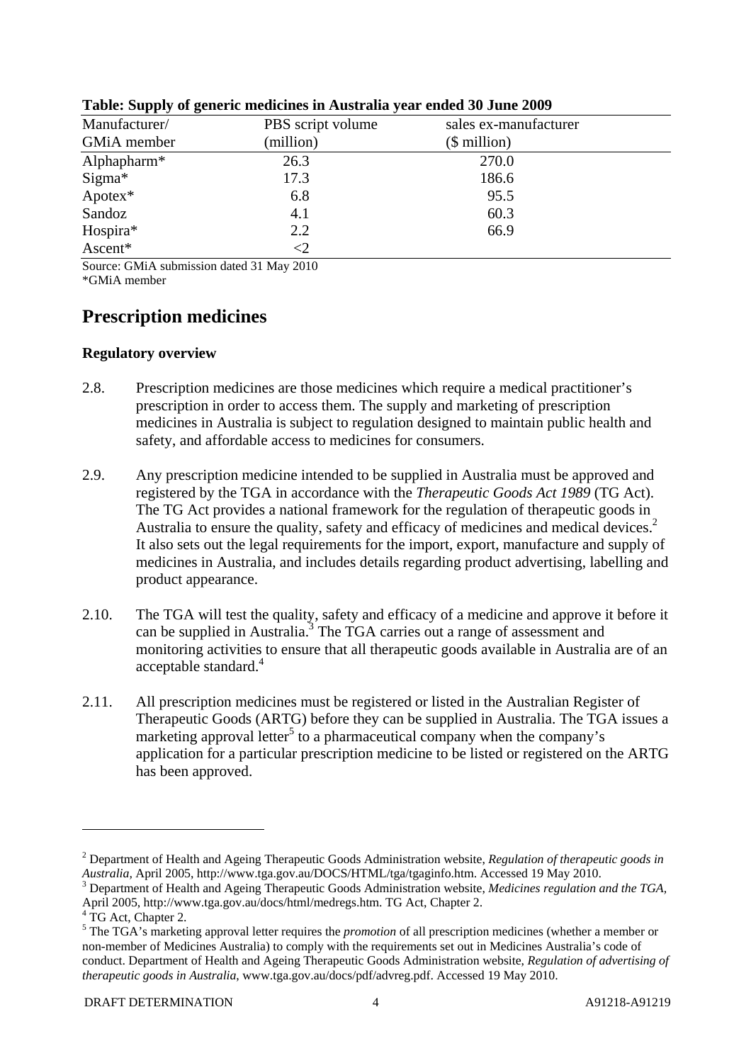**Table: Supply of generic medicines in Australia year ended 30 June 2009**

| Manufacturer/ GMiA member | PBS script volume (million) | sales ex-manufacturer ($ million) |
|---|---|---|
| Alphapharm* | 26.3 | 270.0 |
| Sigma* | 17.3 | 186.6 |
| Apotex* | 6.8 | 95.5 |
| Sandoz | 4.1 | 60.3 |
| Hospira* | 2.2 | 66.9 |
| Ascent* | <2 | |

Source: GMiA submission dated 31 May 2010

*GMiA member

# Prescription medicines

### Regulatory overview

2.8. Prescription medicines are those medicines which require a medical practitioner's prescription in order to access them. The supply and marketing of prescription medicines in Australia is subject to regulation designed to maintain public health and safety, and affordable access to medicines for consumers.

2.9. Any prescription medicine intended to be supplied in Australia must be approved and registered by the TGA in accordance with the *Therapeutic Goods Act 1989* (TG Act). The TG Act provides a national framework for the regulation of therapeutic goods in Australia to ensure the quality, safety and efficacy of medicines and medical devices.[2] It also sets out the legal requirements for the import, export, manufacture and supply of medicines in Australia, and includes details regarding product advertising, labelling and product appearance.

2.10. The TGA will test the quality, safety and efficacy of a medicine and approve it before it can be supplied in Australia.[3] The TGA carries out a range of assessment and monitoring activities to ensure that all therapeutic goods available in Australia are of an acceptable standard.[4]

2.11. All prescription medicines must be registered or listed in the Australian Register of Therapeutic Goods (ARTG) before they can be supplied in Australia. The TGA issues a marketing approval letter[5] to a pharmaceutical company when the company's application for a particular prescription medicine to be listed or registered on the ARTG has been approved.

---

[2] Department of Health and Ageing Therapeutic Goods Administration website, *Regulation of therapeutic goods in Australia,* April 2005, http://www.tga.gov.au/DOCS/HTML/tga/tgaginfo.htm. Accessed 19 May 2010.

[3] Department of Health and Ageing Therapeutic Goods Administration website, *Medicines regulation and the TGA*, April 2005, http://www.tga.gov.au/docs/html/medregs.htm. TG Act, Chapter 2.

[4] TG Act, Chapter 2.

[5] The TGA's marketing approval letter requires the *promotion* of all prescription medicines (whether a member or non-member of Medicines Australia) to comply with the requirements set out in Medicines Australia's code of conduct. Department of Health and Ageing Therapeutic Goods Administration website, *Regulation of advertising of therapeutic goods in Australia*, www.tga.gov.au/docs/pdf/advreg.pdf. Accessed 19 May 2010.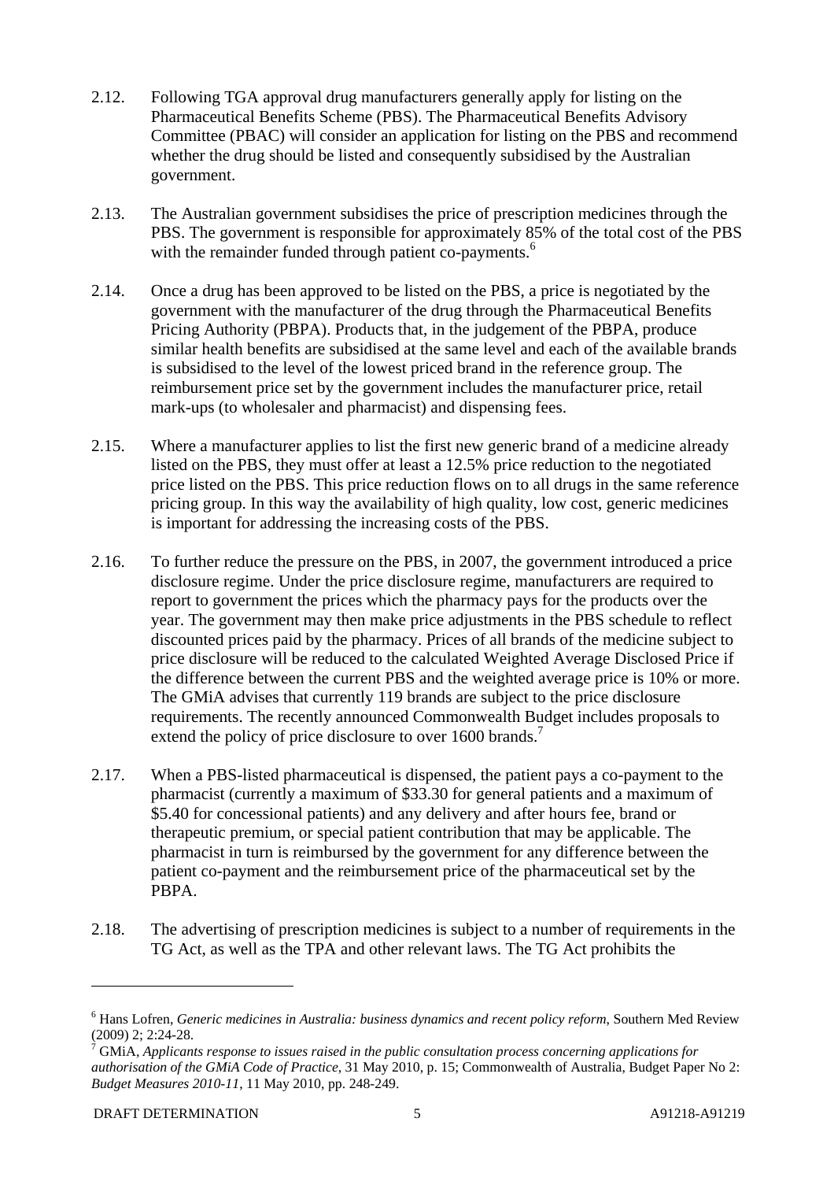2.12. Following TGA approval drug manufacturers generally apply for listing on the Pharmaceutical Benefits Scheme (PBS). The Pharmaceutical Benefits Advisory Committee (PBAC) will consider an application for listing on the PBS and recommend whether the drug should be listed and consequently subsidised by the Australian government.

2.13. The Australian government subsidises the price of prescription medicines through the PBS. The government is responsible for approximately 85% of the total cost of the PBS with the remainder funded through patient co-payments.[6]

2.14. Once a drug has been approved to be listed on the PBS, a price is negotiated by the government with the manufacturer of the drug through the Pharmaceutical Benefits Pricing Authority (PBPA). Products that, in the judgement of the PBPA, produce similar health benefits are subsidised at the same level and each of the available brands is subsidised to the level of the lowest priced brand in the reference group. The reimbursement price set by the government includes the manufacturer price, retail mark-ups (to wholesaler and pharmacist) and dispensing fees.

2.15. Where a manufacturer applies to list the first new generic brand of a medicine already listed on the PBS, they must offer at least a 12.5% price reduction to the negotiated price listed on the PBS. This price reduction flows on to all drugs in the same reference pricing group. In this way the availability of high quality, low cost, generic medicines is important for addressing the increasing costs of the PBS.

2.16. To further reduce the pressure on the PBS, in 2007, the government introduced a price disclosure regime. Under the price disclosure regime, manufacturers are required to report to government the prices which the pharmacy pays for the products over the year. The government may then make price adjustments in the PBS schedule to reflect discounted prices paid by the pharmacy. Prices of all brands of the medicine subject to price disclosure will be reduced to the calculated Weighted Average Disclosed Price if the difference between the current PBS and the weighted average price is 10% or more. The GMiA advises that currently 119 brands are subject to the price disclosure requirements. The recently announced Commonwealth Budget includes proposals to extend the policy of price disclosure to over 1600 brands.[7]

2.17. When a PBS-listed pharmaceutical is dispensed, the patient pays a co-payment to the pharmacist (currently a maximum of $33.30 for general patients and a maximum of $5.40 for concessional patients) and any delivery and after hours fee, brand or therapeutic premium, or special patient contribution that may be applicable. The pharmacist in turn is reimbursed by the government for any difference between the patient co-payment and the reimbursement price of the pharmaceutical set by the PBPA.

2.18. The advertising of prescription medicines is subject to a number of requirements in the TG Act, as well as the TPA and other relevant laws. The TG Act prohibits the

---

[6] Hans Lofren, *Generic medicines in Australia: business dynamics and recent policy reform*, Southern Med Review (2009) 2; 2:24-28.

[7] GMiA, *Applicants response to issues raised in the public consultation process concerning applications for authorisation of the GMiA Code of Practice*, 31 May 2010, p. 15; Commonwealth of Australia, Budget Paper No 2: *Budget Measures 2010-11*, 11 May 2010, pp. 248-249.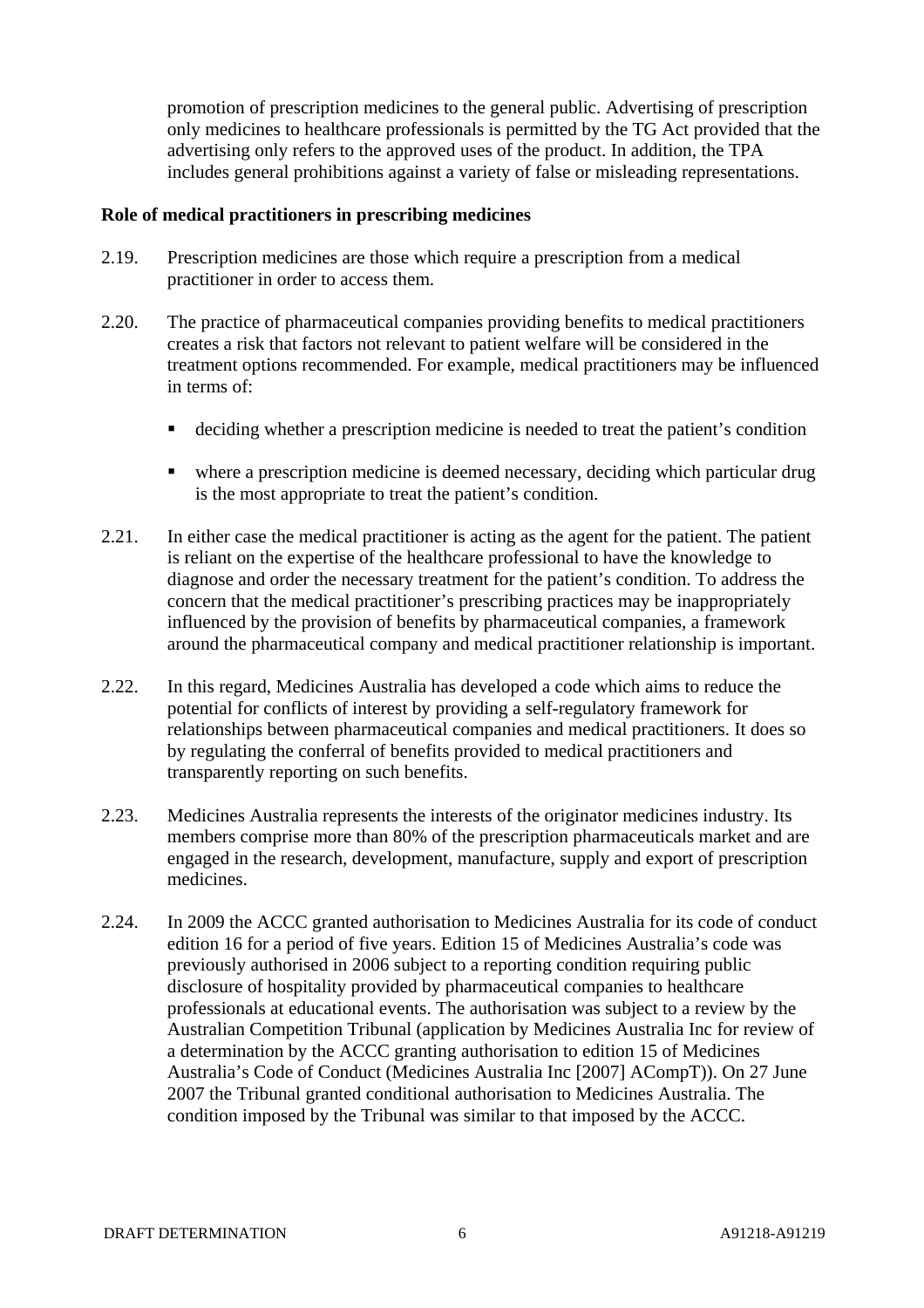promotion of prescription medicines to the general public. Advertising of prescription only medicines to healthcare professionals is permitted by the TG Act provided that the advertising only refers to the approved uses of the product. In addition, the TPA includes general prohibitions against a variety of false or misleading representations.

**Role of medical practitioners in prescribing medicines**

2.19. Prescription medicines are those which require a prescription from a medical practitioner in order to access them.

2.20. The practice of pharmaceutical companies providing benefits to medical practitioners creates a risk that factors not relevant to patient welfare will be considered in the treatment options recommended. For example, medical practitioners may be influenced in terms of:

- deciding whether a prescription medicine is needed to treat the patient's condition
- where a prescription medicine is deemed necessary, deciding which particular drug is the most appropriate to treat the patient's condition.

2.21. In either case the medical practitioner is acting as the agent for the patient. The patient is reliant on the expertise of the healthcare professional to have the knowledge to diagnose and order the necessary treatment for the patient's condition. To address the concern that the medical practitioner's prescribing practices may be inappropriately influenced by the provision of benefits by pharmaceutical companies, a framework around the pharmaceutical company and medical practitioner relationship is important.

2.22. In this regard, Medicines Australia has developed a code which aims to reduce the potential for conflicts of interest by providing a self-regulatory framework for relationships between pharmaceutical companies and medical practitioners. It does so by regulating the conferral of benefits provided to medical practitioners and transparently reporting on such benefits.

2.23. Medicines Australia represents the interests of the originator medicines industry. Its members comprise more than 80% of the prescription pharmaceuticals market and are engaged in the research, development, manufacture, supply and export of prescription medicines.

2.24. In 2009 the ACCC granted authorisation to Medicines Australia for its code of conduct edition 16 for a period of five years. Edition 15 of Medicines Australia's code was previously authorised in 2006 subject to a reporting condition requiring public disclosure of hospitality provided by pharmaceutical companies to healthcare professionals at educational events. The authorisation was subject to a review by the Australian Competition Tribunal (application by Medicines Australia Inc for review of a determination by the ACCC granting authorisation to edition 15 of Medicines Australia's Code of Conduct (Medicines Australia Inc [2007] ACompT)). On 27 June 2007 the Tribunal granted conditional authorisation to Medicines Australia. The condition imposed by the Tribunal was similar to that imposed by the ACCC.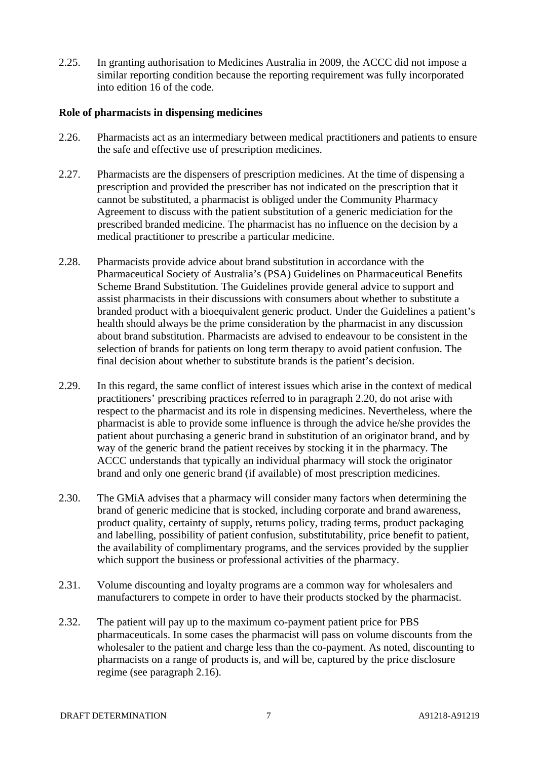2.25. In granting authorisation to Medicines Australia in 2009, the ACCC did not impose a similar reporting condition because the reporting requirement was fully incorporated into edition 16 of the code.

**Role of pharmacists in dispensing medicines**

2.26. Pharmacists act as an intermediary between medical practitioners and patients to ensure the safe and effective use of prescription medicines.

2.27. Pharmacists are the dispensers of prescription medicines. At the time of dispensing a prescription and provided the prescriber has not indicated on the prescription that it cannot be substituted, a pharmacist is obliged under the Community Pharmacy Agreement to discuss with the patient substitution of a generic mediciation for the prescribed branded medicine. The pharmacist has no influence on the decision by a medical practitioner to prescribe a particular medicine.

2.28. Pharmacists provide advice about brand substitution in accordance with the Pharmaceutical Society of Australia's (PSA) Guidelines on Pharmaceutical Benefits Scheme Brand Substitution. The Guidelines provide general advice to support and assist pharmacists in their discussions with consumers about whether to substitute a branded product with a bioequivalent generic product. Under the Guidelines a patient's health should always be the prime consideration by the pharmacist in any discussion about brand substitution. Pharmacists are advised to endeavour to be consistent in the selection of brands for patients on long term therapy to avoid patient confusion. The final decision about whether to substitute brands is the patient's decision.

2.29. In this regard, the same conflict of interest issues which arise in the context of medical practitioners' prescribing practices referred to in paragraph 2.20, do not arise with respect to the pharmacist and its role in dispensing medicines. Nevertheless, where the pharmacist is able to provide some influence is through the advice he/she provides the patient about purchasing a generic brand in substitution of an originator brand, and by way of the generic brand the patient receives by stocking it in the pharmacy. The ACCC understands that typically an individual pharmacy will stock the originator brand and only one generic brand (if available) of most prescription medicines.

2.30. The GMiA advises that a pharmacy will consider many factors when determining the brand of generic medicine that is stocked, including corporate and brand awareness, product quality, certainty of supply, returns policy, trading terms, product packaging and labelling, possibility of patient confusion, substitutability, price benefit to patient, the availability of complimentary programs, and the services provided by the supplier which support the business or professional activities of the pharmacy.

2.31. Volume discounting and loyalty programs are a common way for wholesalers and manufacturers to compete in order to have their products stocked by the pharmacist.

2.32. The patient will pay up to the maximum co-payment patient price for PBS pharmaceuticals. In some cases the pharmacist will pass on volume discounts from the wholesaler to the patient and charge less than the co-payment. As noted, discounting to pharmacists on a range of products is, and will be, captured by the price disclosure regime (see paragraph 2.16).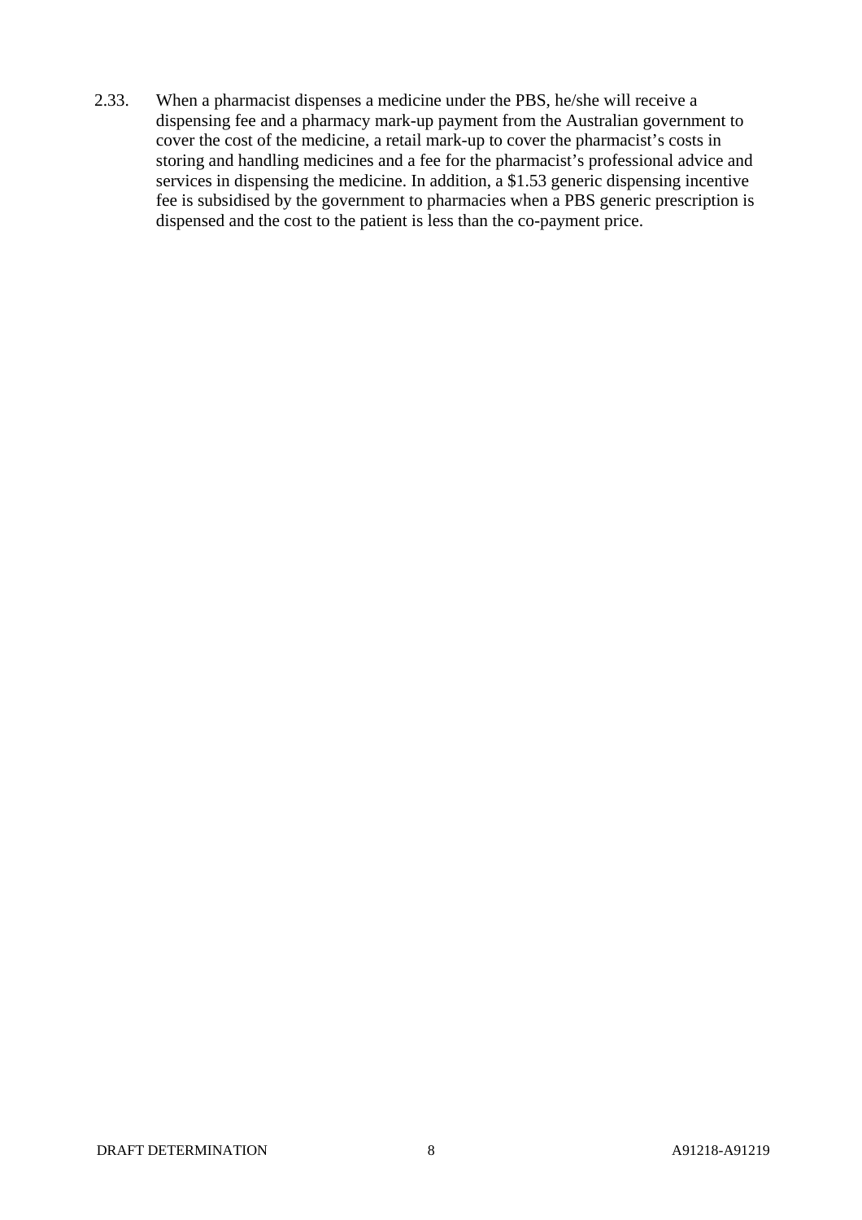2.33. When a pharmacist dispenses a medicine under the PBS, he/she will receive a dispensing fee and a pharmacy mark-up payment from the Australian government to cover the cost of the medicine, a retail mark-up to cover the pharmacist's costs in storing and handling medicines and a fee for the pharmacist's professional advice and services in dispensing the medicine. In addition, a $1.53 generic dispensing incentive fee is subsidised by the government to pharmacies when a PBS generic prescription is dispensed and the cost to the patient is less than the co-payment price.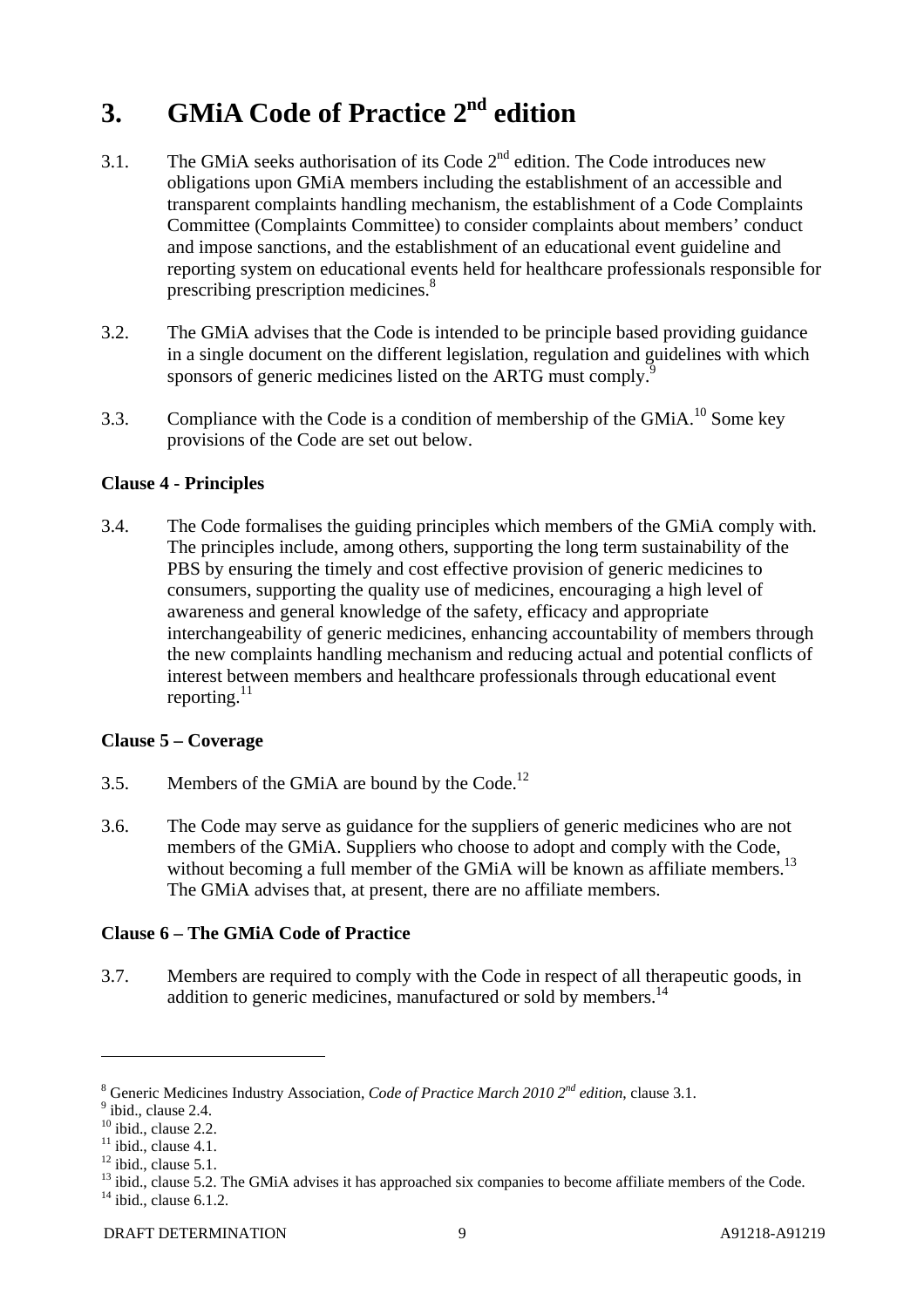# 3. GMiA Code of Practice 2$^{nd}$ edition

3.1. The GMiA seeks authorisation of its Code 2$^{nd}$ edition. The Code introduces new obligations upon GMiA members including the establishment of an accessible and transparent complaints handling mechanism, the establishment of a Code Complaints Committee (Complaints Committee) to consider complaints about members' conduct and impose sanctions, and the establishment of an educational event guideline and reporting system on educational events held for healthcare professionals responsible for prescribing prescription medicines.[8]

3.2. The GMiA advises that the Code is intended to be principle based providing guidance in a single document on the different legislation, regulation and guidelines with which sponsors of generic medicines listed on the ARTG must comply.[9]

3.3. Compliance with the Code is a condition of membership of the GMiA.[10] Some key provisions of the Code are set out below.

**Clause 4 - Principles**

3.4. The Code formalises the guiding principles which members of the GMiA comply with. The principles include, among others, supporting the long term sustainability of the PBS by ensuring the timely and cost effective provision of generic medicines to consumers, supporting the quality use of medicines, encouraging a high level of awareness and general knowledge of the safety, efficacy and appropriate interchangeability of generic medicines, enhancing accountability of members through the new complaints handling mechanism and reducing actual and potential conflicts of interest between members and healthcare professionals through educational event reporting.[11]

**Clause 5 – Coverage**

3.5. Members of the GMiA are bound by the Code.[12]

3.6. The Code may serve as guidance for the suppliers of generic medicines who are not members of the GMiA. Suppliers who choose to adopt and comply with the Code, without becoming a full member of the GMiA will be known as affiliate members.[13] The GMiA advises that, at present, there are no affiliate members.

**Clause 6 – The GMiA Code of Practice**

3.7. Members are required to comply with the Code in respect of all therapeutic goods, in addition to generic medicines, manufactured or sold by members.[14]

---

[8] Generic Medicines Industry Association, *Code of Practice March 2010 2$^{nd}$ edition*, clause 3.1.
[9] ibid., clause 2.4.
[10] ibid., clause 2.2.
[11] ibid., clause 4.1.
[12] ibid., clause 5.1.
[13] ibid., clause 5.2. The GMiA advises it has approached six companies to become affiliate members of the Code.
[14] ibid., clause 6.1.2.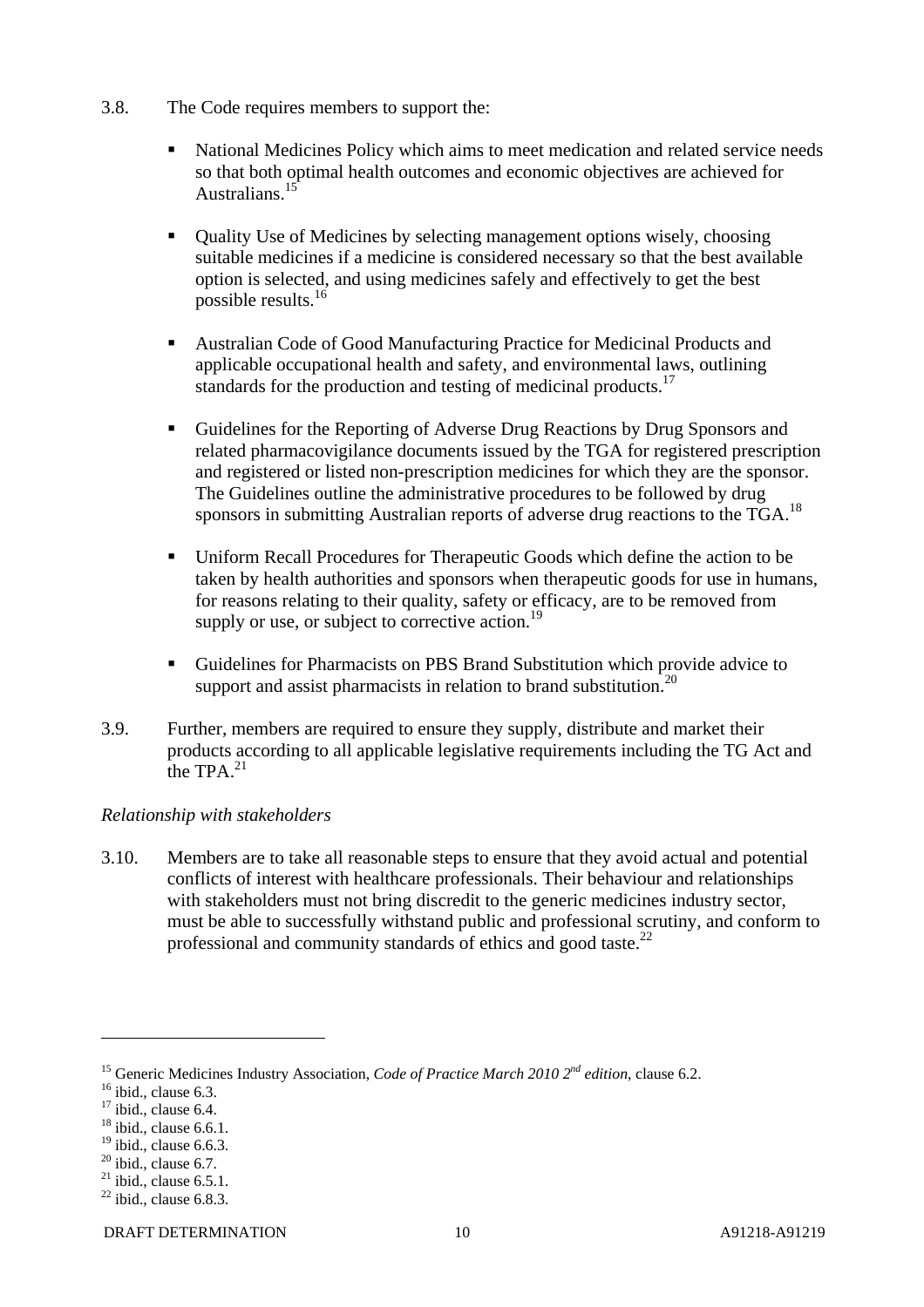3.8. The Code requires members to support the:

- National Medicines Policy which aims to meet medication and related service needs so that both optimal health outcomes and economic objectives are achieved for Australians.[15]

- Quality Use of Medicines by selecting management options wisely, choosing suitable medicines if a medicine is considered necessary so that the best available option is selected, and using medicines safely and effectively to get the best possible results.[16]

- Australian Code of Good Manufacturing Practice for Medicinal Products and applicable occupational health and safety, and environmental laws, outlining standards for the production and testing of medicinal products.[17]

- Guidelines for the Reporting of Adverse Drug Reactions by Drug Sponsors and related pharmacovigilance documents issued by the TGA for registered prescription and registered or listed non-prescription medicines for which they are the sponsor. The Guidelines outline the administrative procedures to be followed by drug sponsors in submitting Australian reports of adverse drug reactions to the TGA.[18]

- Uniform Recall Procedures for Therapeutic Goods which define the action to be taken by health authorities and sponsors when therapeutic goods for use in humans, for reasons relating to their quality, safety or efficacy, are to be removed from supply or use, or subject to corrective action.[19]

- Guidelines for Pharmacists on PBS Brand Substitution which provide advice to support and assist pharmacists in relation to brand substitution.[20]

3.9. Further, members are required to ensure they supply, distribute and market their products according to all applicable legislative requirements including the TG Act and the TPA.[21]

*Relationship with stakeholders*

3.10. Members are to take all reasonable steps to ensure that they avoid actual and potential conflicts of interest with healthcare professionals. Their behaviour and relationships with stakeholders must not bring discredit to the generic medicines industry sector, must be able to successfully withstand public and professional scrutiny, and conform to professional and community standards of ethics and good taste.[22]

---

[15] Generic Medicines Industry Association, *Code of Practice March 2010 2nd edition*, clause 6.2.
[16] ibid., clause 6.3.
[17] ibid., clause 6.4.
[18] ibid., clause 6.6.1.
[19] ibid., clause 6.6.3.
[20] ibid., clause 6.7.
[21] ibid., clause 6.5.1.
[22] ibid., clause 6.8.3.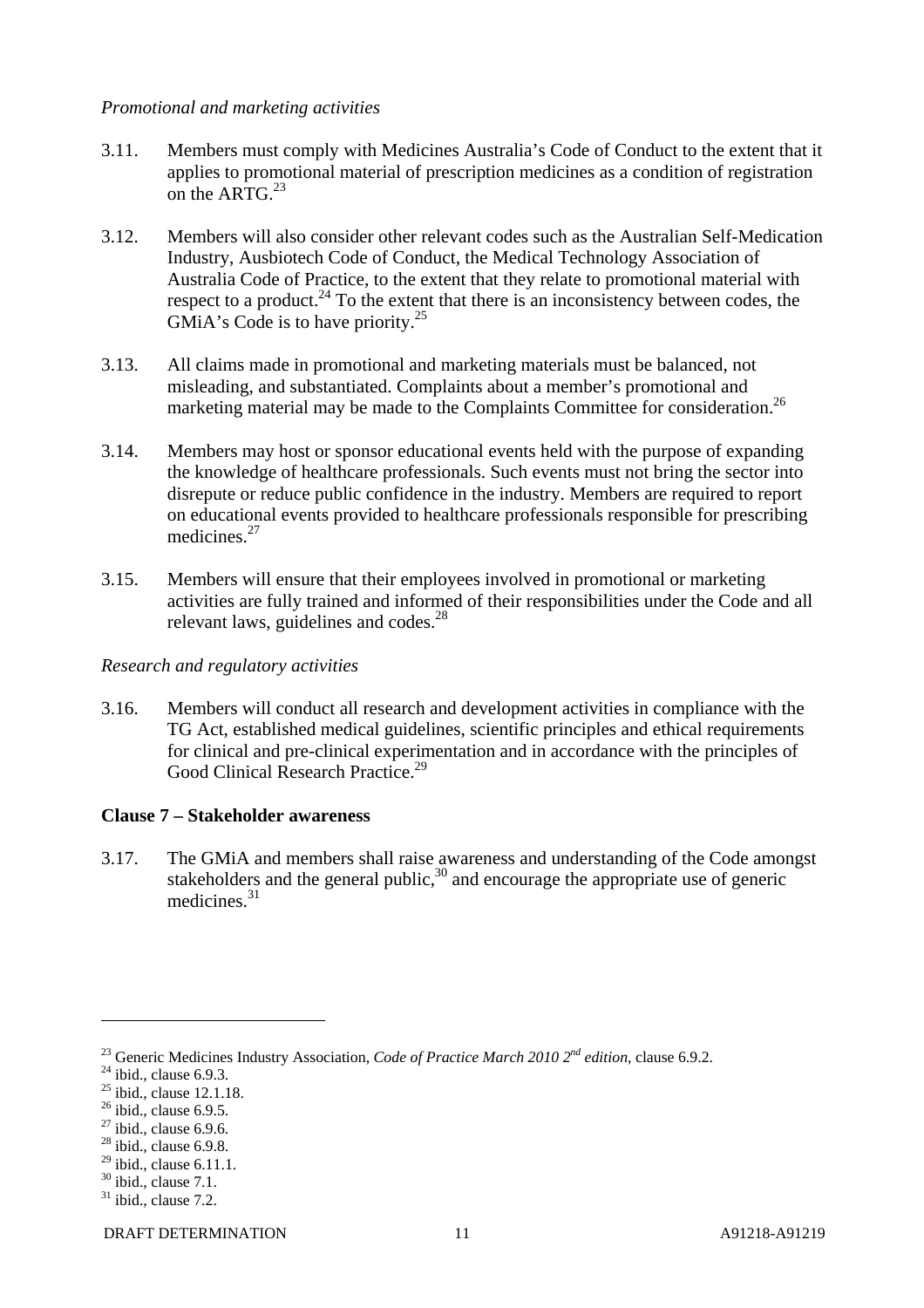*Promotional and marketing activities*

3.11. Members must comply with Medicines Australia's Code of Conduct to the extent that it applies to promotional material of prescription medicines as a condition of registration on the ARTG.[23]

3.12. Members will also consider other relevant codes such as the Australian Self-Medication Industry, Ausbiotech Code of Conduct, the Medical Technology Association of Australia Code of Practice, to the extent that they relate to promotional material with respect to a product.[24] To the extent that there is an inconsistency between codes, the GMiA's Code is to have priority.[25]

3.13. All claims made in promotional and marketing materials must be balanced, not misleading, and substantiated. Complaints about a member's promotional and marketing material may be made to the Complaints Committee for consideration.[26]

3.14. Members may host or sponsor educational events held with the purpose of expanding the knowledge of healthcare professionals. Such events must not bring the sector into disrepute or reduce public confidence in the industry. Members are required to report on educational events provided to healthcare professionals responsible for prescribing medicines.[27]

3.15. Members will ensure that their employees involved in promotional or marketing activities are fully trained and informed of their responsibilities under the Code and all relevant laws, guidelines and codes.[28]

*Research and regulatory activities*

3.16. Members will conduct all research and development activities in compliance with the TG Act, established medical guidelines, scientific principles and ethical requirements for clinical and pre-clinical experimentation and in accordance with the principles of Good Clinical Research Practice.[29]

**Clause 7 – Stakeholder awareness**

3.17. The GMiA and members shall raise awareness and understanding of the Code amongst stakeholders and the general public,[30] and encourage the appropriate use of generic medicines.[31]

---

[23] Generic Medicines Industry Association, *Code of Practice March 2010 2nd edition*, clause 6.9.2.
[24] ibid., clause 6.9.3.
[25] ibid., clause 12.1.18.
[26] ibid., clause 6.9.5.
[27] ibid., clause 6.9.6.
[28] ibid., clause 6.9.8.
[29] ibid., clause 6.11.1.
[30] ibid., clause 7.1.
[31] ibid., clause 7.2.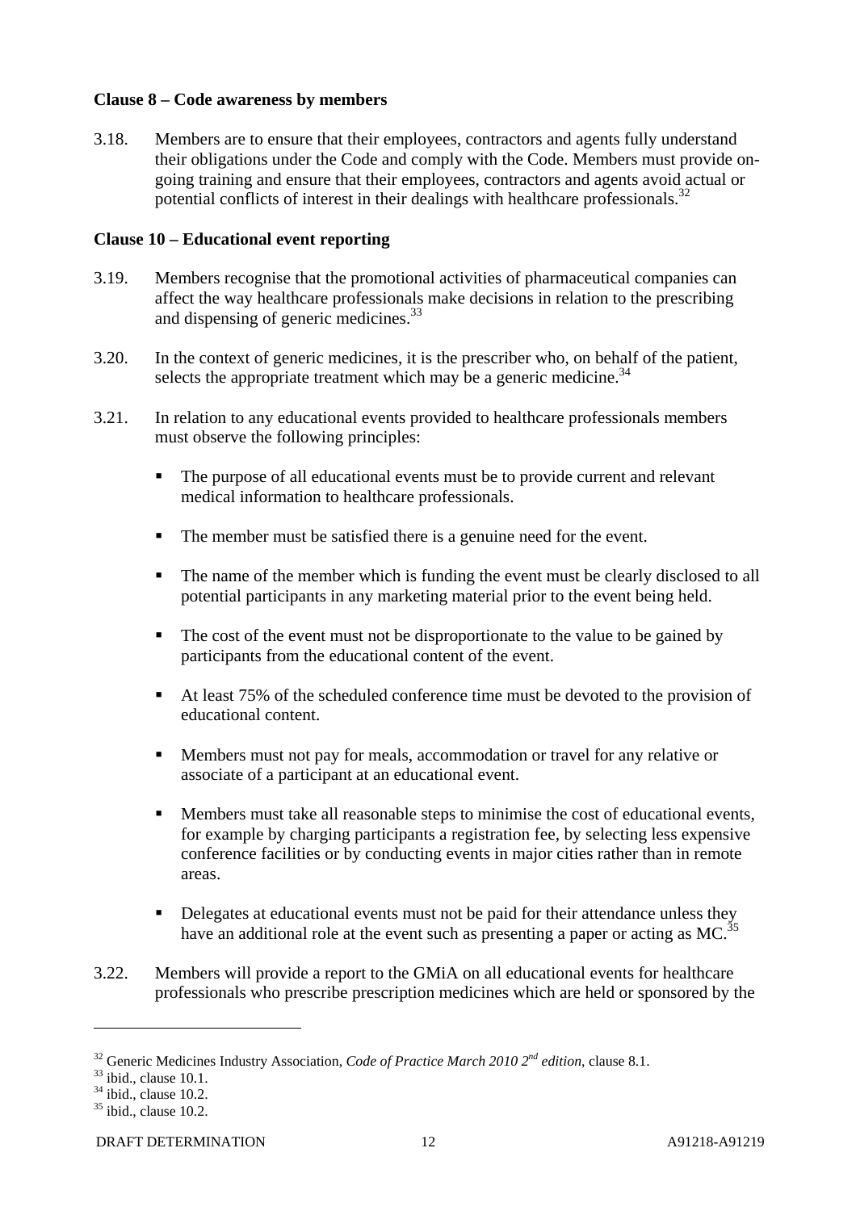**Clause 8 – Code awareness by members**

3.18. Members are to ensure that their employees, contractors and agents fully understand their obligations under the Code and comply with the Code. Members must provide on-going training and ensure that their employees, contractors and agents avoid actual or potential conflicts of interest in their dealings with healthcare professionals.[32]

**Clause 10 – Educational event reporting**

3.19. Members recognise that the promotional activities of pharmaceutical companies can affect the way healthcare professionals make decisions in relation to the prescribing and dispensing of generic medicines.[33]

3.20. In the context of generic medicines, it is the prescriber who, on behalf of the patient, selects the appropriate treatment which may be a generic medicine.[34]

3.21. In relation to any educational events provided to healthcare professionals members must observe the following principles:

- The purpose of all educational events must be to provide current and relevant medical information to healthcare professionals.
- The member must be satisfied there is a genuine need for the event.
- The name of the member which is funding the event must be clearly disclosed to all potential participants in any marketing material prior to the event being held.
- The cost of the event must not be disproportionate to the value to be gained by participants from the educational content of the event.
- At least 75% of the scheduled conference time must be devoted to the provision of educational content.
- Members must not pay for meals, accommodation or travel for any relative or associate of a participant at an educational event.
- Members must take all reasonable steps to minimise the cost of educational events, for example by charging participants a registration fee, by selecting less expensive conference facilities or by conducting events in major cities rather than in remote areas.
- Delegates at educational events must not be paid for their attendance unless they have an additional role at the event such as presenting a paper or acting as MC.[35]

3.22. Members will provide a report to the GMiA on all educational events for healthcare professionals who prescribe prescription medicines which are held or sponsored by the

---

[32] Generic Medicines Industry Association, *Code of Practice March 2010 2nd edition*, clause 8.1.
[33] ibid., clause 10.1.
[34] ibid., clause 10.2.
[35] ibid., clause 10.2.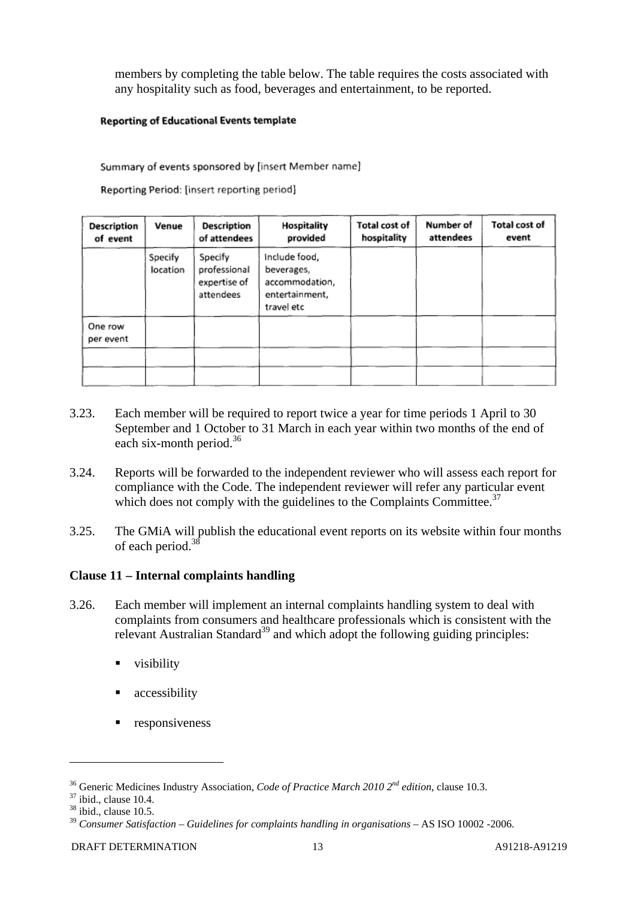members by completing the table below. The table requires the costs associated with any hospitality such as food, beverages and entertainment, to be reported.

**Reporting of Educational Events template**

Summary of events sponsored by [insert Member name]

Reporting Period: [insert reporting period]

| Description of event | Venue | Description of attendees | Hospitality provided | Total cost of hospitality | Number of attendees | Total cost of event |
|---|---|---|---|---|---|---|
| | Specify location | Specify professional expertise of attendees | Include food, beverages, accommodation, entertainment, travel etc | | | |
| One row per event | | | | | | |
| | | | | | | |
| | | | | | | |

3.23. Each member will be required to report twice a year for time periods 1 April to 30 September and 1 October to 31 March in each year within two months of the end of each six-month period.[36]

3.24. Reports will be forwarded to the independent reviewer who will assess each report for compliance with the Code. The independent reviewer will refer any particular event which does not comply with the guidelines to the Complaints Committee.[37]

3.25. The GMiA will publish the educational event reports on its website within four months of each period.[38]

**Clause 11 – Internal complaints handling**

3.26. Each member will implement an internal complaints handling system to deal with complaints from consumers and healthcare professionals which is consistent with the relevant Australian Standard[39] and which adopt the following guiding principles:

- visibility
- accessibility
- responsiveness

---

[36] Generic Medicines Industry Association, *Code of Practice March 2010 2nd edition*, clause 10.3.
[37] ibid., clause 10.4.
[38] ibid., clause 10.5.
[39] *Consumer Satisfaction – Guidelines for complaints handling in organisations* – AS ISO 10002 -2006.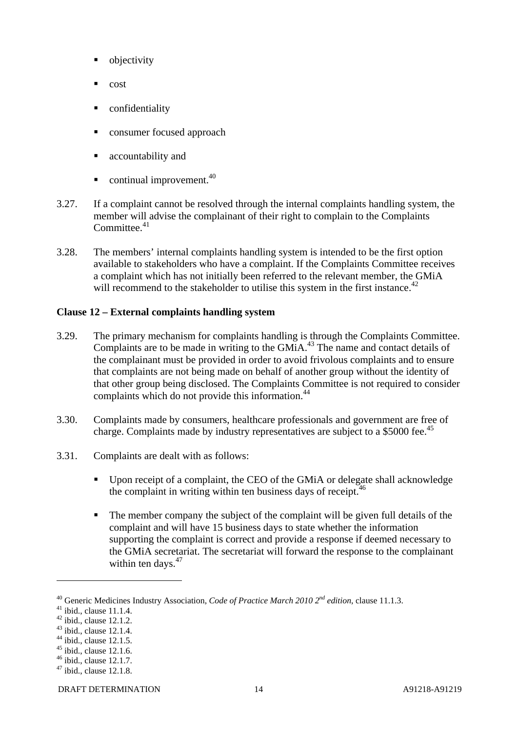- objectivity
- cost
- confidentiality
- consumer focused approach
- accountability and
- continual improvement.[40]

3.27. If a complaint cannot be resolved through the internal complaints handling system, the member will advise the complainant of their right to complain to the Complaints Committee.[41]

3.28. The members' internal complaints handling system is intended to be the first option available to stakeholders who have a complaint. If the Complaints Committee receives a complaint which has not initially been referred to the relevant member, the GMiA will recommend to the stakeholder to utilise this system in the first instance.[42]

**Clause 12 – External complaints handling system**

3.29. The primary mechanism for complaints handling is through the Complaints Committee. Complaints are to be made in writing to the GMiA.[43] The name and contact details of the complainant must be provided in order to avoid frivolous complaints and to ensure that complaints are not being made on behalf of another group without the identity of that other group being disclosed. The Complaints Committee is not required to consider complaints which do not provide this information.[44]

3.30. Complaints made by consumers, healthcare professionals and government are free of charge. Complaints made by industry representatives are subject to a $5000 fee.[45]

3.31. Complaints are dealt with as follows:

- Upon receipt of a complaint, the CEO of the GMiA or delegate shall acknowledge the complaint in writing within ten business days of receipt.[46]
- The member company the subject of the complaint will be given full details of the complaint and will have 15 business days to state whether the information supporting the complaint is correct and provide a response if deemed necessary to the GMiA secretariat. The secretariat will forward the response to the complainant within ten days.[47]

---

[40] Generic Medicines Industry Association, *Code of Practice March 2010 2nd edition*, clause 11.1.3.
[41] ibid., clause 11.1.4.
[42] ibid., clause 12.1.2.
[43] ibid., clause 12.1.4.
[44] ibid., clause 12.1.5.
[45] ibid., clause 12.1.6.
[46] ibid., clause 12.1.7.
[47] ibid., clause 12.1.8.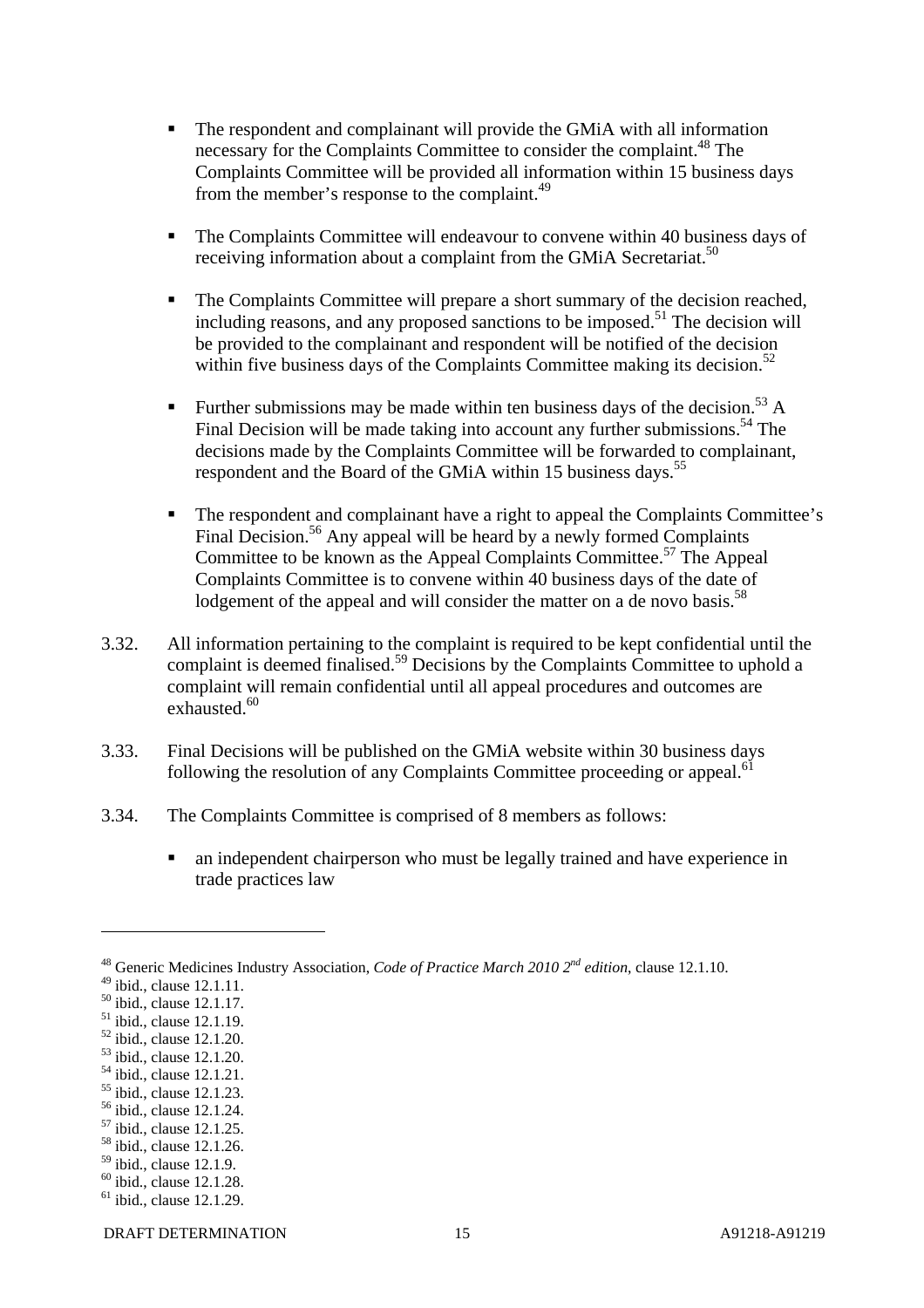- The respondent and complainant will provide the GMiA with all information necessary for the Complaints Committee to consider the complaint.[48] The Complaints Committee will be provided all information within 15 business days from the member's response to the complaint.[49]

- The Complaints Committee will endeavour to convene within 40 business days of receiving information about a complaint from the GMiA Secretariat.[50]

- The Complaints Committee will prepare a short summary of the decision reached, including reasons, and any proposed sanctions to be imposed.[51] The decision will be provided to the complainant and respondent will be notified of the decision within five business days of the Complaints Committee making its decision.[52]

- Further submissions may be made within ten business days of the decision.[53] A Final Decision will be made taking into account any further submissions.[54] The decisions made by the Complaints Committee will be forwarded to complainant, respondent and the Board of the GMiA within 15 business days.[55]

- The respondent and complainant have a right to appeal the Complaints Committee's Final Decision.[56] Any appeal will be heard by a newly formed Complaints Committee to be known as the Appeal Complaints Committee.[57] The Appeal Complaints Committee is to convene within 40 business days of the date of lodgement of the appeal and will consider the matter on a de novo basis.[58]

3.32. All information pertaining to the complaint is required to be kept confidential until the complaint is deemed finalised.[59] Decisions by the Complaints Committee to uphold a complaint will remain confidential until all appeal procedures and outcomes are exhausted.[60]

3.33. Final Decisions will be published on the GMiA website within 30 business days following the resolution of any Complaints Committee proceeding or appeal.[61]

3.34. The Complaints Committee is comprised of 8 members as follows:

- an independent chairperson who must be legally trained and have experience in trade practices law

---

[48] Generic Medicines Industry Association, *Code of Practice March 2010 2nd edition*, clause 12.1.10.
[49] ibid., clause 12.1.11.
[50] ibid., clause 12.1.17.
[51] ibid., clause 12.1.19.
[52] ibid., clause 12.1.20.
[53] ibid., clause 12.1.20.
[54] ibid., clause 12.1.21.
[55] ibid., clause 12.1.23.
[56] ibid., clause 12.1.24.
[57] ibid., clause 12.1.25.
[58] ibid., clause 12.1.26.
[59] ibid., clause 12.1.9.
[60] ibid., clause 12.1.28.
[61] ibid., clause 12.1.29.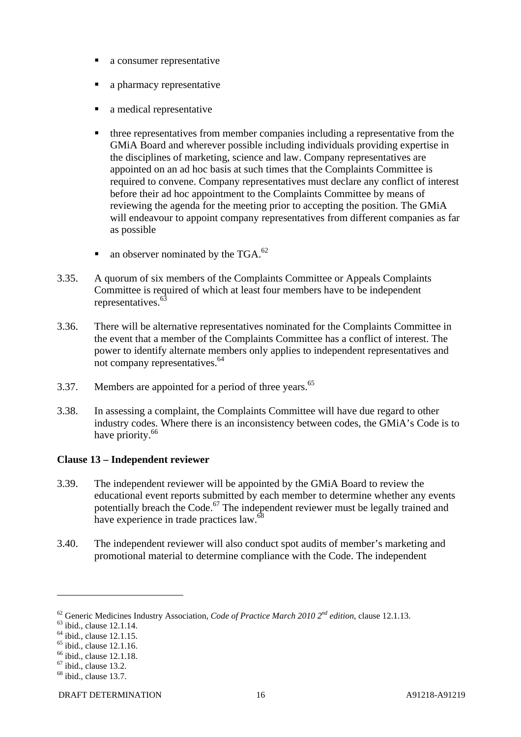- a consumer representative
- a pharmacy representative
- a medical representative
- three representatives from member companies including a representative from the GMiA Board and wherever possible including individuals providing expertise in the disciplines of marketing, science and law. Company representatives are appointed on an ad hoc basis at such times that the Complaints Committee is required to convene. Company representatives must declare any conflict of interest before their ad hoc appointment to the Complaints Committee by means of reviewing the agenda for the meeting prior to accepting the position. The GMiA will endeavour to appoint company representatives from different companies as far as possible
- an observer nominated by the TGA.[62]

3.35. A quorum of six members of the Complaints Committee or Appeals Complaints Committee is required of which at least four members have to be independent representatives.[63]

3.36. There will be alternative representatives nominated for the Complaints Committee in the event that a member of the Complaints Committee has a conflict of interest. The power to identify alternate members only applies to independent representatives and not company representatives.[64]

3.37. Members are appointed for a period of three years.[65]

3.38. In assessing a complaint, the Complaints Committee will have due regard to other industry codes. Where there is an inconsistency between codes, the GMiA's Code is to have priority.[66]

**Clause 13 – Independent reviewer**

3.39. The independent reviewer will be appointed by the GMiA Board to review the educational event reports submitted by each member to determine whether any events potentially breach the Code.[67] The independent reviewer must be legally trained and have experience in trade practices law.[68]

3.40. The independent reviewer will also conduct spot audits of member's marketing and promotional material to determine compliance with the Code. The independent

---

[62] Generic Medicines Industry Association, *Code of Practice March 2010 2nd edition*, clause 12.1.13.
[63] ibid., clause 12.1.14.
[64] ibid., clause 12.1.15.
[65] ibid., clause 12.1.16.
[66] ibid., clause 12.1.18.
[67] ibid., clause 13.2.
[68] ibid., clause 13.7.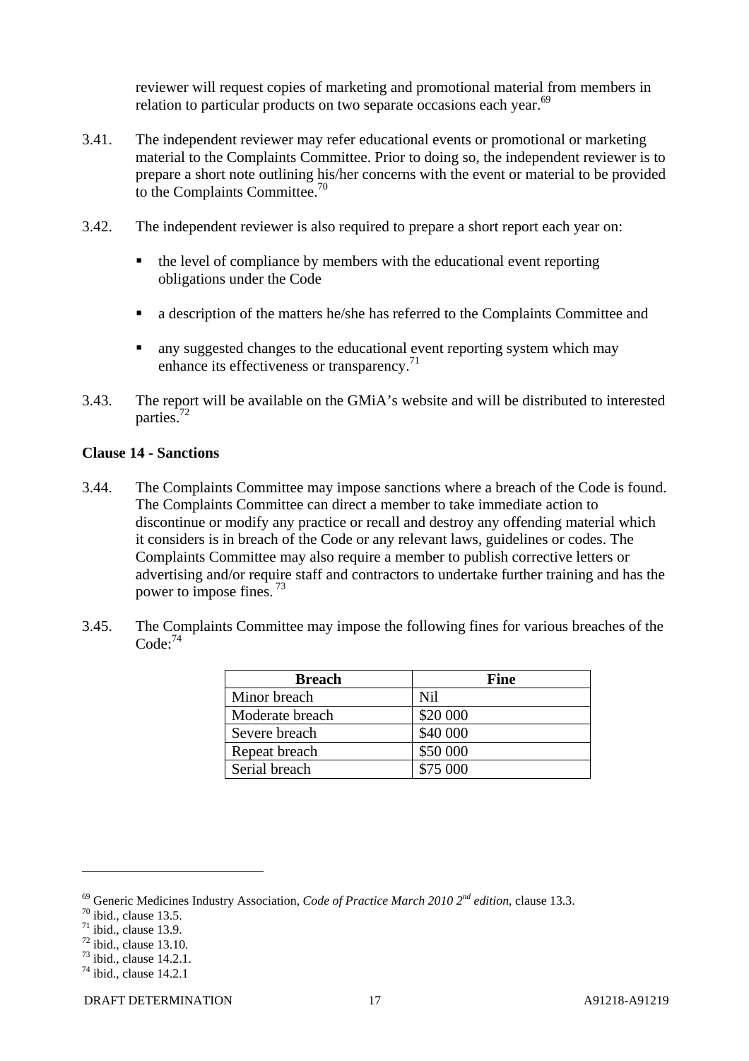reviewer will request copies of marketing and promotional material from members in relation to particular products on two separate occasions each year.[69]

3.41. The independent reviewer may refer educational events or promotional or marketing material to the Complaints Committee. Prior to doing so, the independent reviewer is to prepare a short note outlining his/her concerns with the event or material to be provided to the Complaints Committee.[70]

3.42. The independent reviewer is also required to prepare a short report each year on:

- the level of compliance by members with the educational event reporting obligations under the Code
- a description of the matters he/she has referred to the Complaints Committee and
- any suggested changes to the educational event reporting system which may enhance its effectiveness or transparency.[71]

3.43. The report will be available on the GMiA's website and will be distributed to interested parties.[72]

**Clause 14 - Sanctions**

3.44. The Complaints Committee may impose sanctions where a breach of the Code is found. The Complaints Committee can direct a member to take immediate action to discontinue or modify any practice or recall and destroy any offending material which it considers is in breach of the Code or any relevant laws, guidelines or codes. The Complaints Committee may also require a member to publish corrective letters or advertising and/or require staff and contractors to undertake further training and has the power to impose fines.[73]

3.45. The Complaints Committee may impose the following fines for various breaches of the Code:[74]

| Breach | Fine |
|---|---|
| Minor breach | Nil |
| Moderate breach | $20 000 |
| Severe breach | $40 000 |
| Repeat breach | $50 000 |
| Serial breach | $75 000 |

---

[69] Generic Medicines Industry Association, *Code of Practice March 2010 2nd edition*, clause 13.3.
[70] ibid., clause 13.5.
[71] ibid., clause 13.9.
[72] ibid., clause 13.10.
[73] ibid., clause 14.2.1.
[74] ibid., clause 14.2.1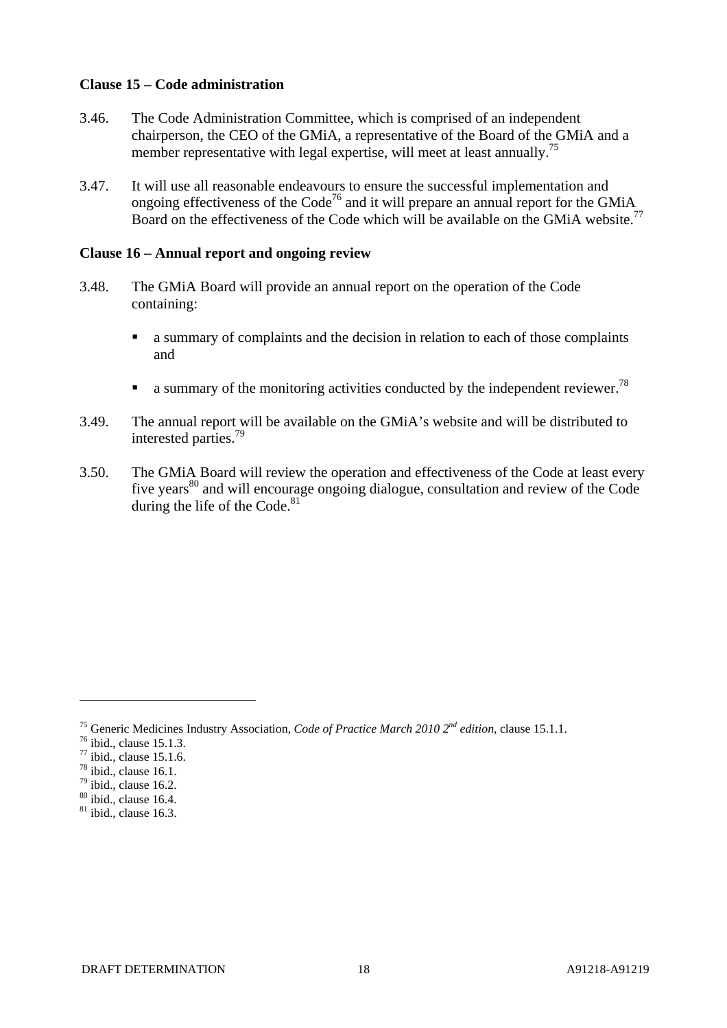**Clause 15 – Code administration**

3.46. The Code Administration Committee, which is comprised of an independent chairperson, the CEO of the GMiA, a representative of the Board of the GMiA and a member representative with legal expertise, will meet at least annually.[75]

3.47. It will use all reasonable endeavours to ensure the successful implementation and ongoing effectiveness of the Code[76] and it will prepare an annual report for the GMiA Board on the effectiveness of the Code which will be available on the GMiA website.[77]

**Clause 16 – Annual report and ongoing review**

3.48. The GMiA Board will provide an annual report on the operation of the Code containing:

- a summary of complaints and the decision in relation to each of those complaints and
- a summary of the monitoring activities conducted by the independent reviewer.[78]

3.49. The annual report will be available on the GMiA's website and will be distributed to interested parties.[79]

3.50. The GMiA Board will review the operation and effectiveness of the Code at least every five years[80] and will encourage ongoing dialogue, consultation and review of the Code during the life of the Code.[81]

---

[75] Generic Medicines Industry Association, *Code of Practice March 2010 2nd edition*, clause 15.1.1.
[76] ibid., clause 15.1.3.
[77] ibid., clause 15.1.6.
[78] ibid., clause 16.1.
[79] ibid., clause 16.2.
[80] ibid., clause 16.4.
[81] ibid., clause 16.3.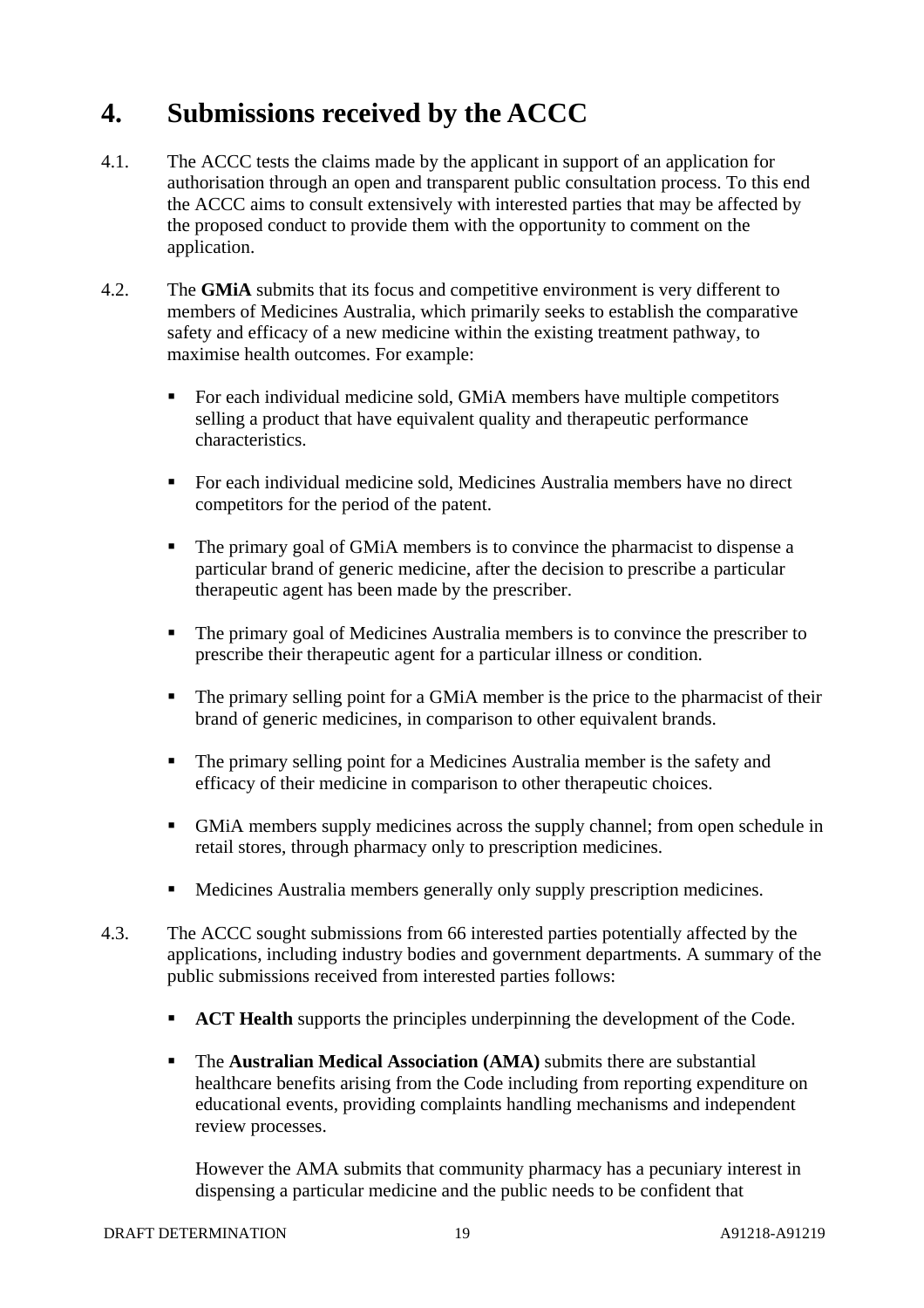# 4. Submissions received by the ACCC

4.1. The ACCC tests the claims made by the applicant in support of an application for authorisation through an open and transparent public consultation process. To this end the ACCC aims to consult extensively with interested parties that may be affected by the proposed conduct to provide them with the opportunity to comment on the application.

4.2. The **GMiA** submits that its focus and competitive environment is very different to members of Medicines Australia, which primarily seeks to establish the comparative safety and efficacy of a new medicine within the existing treatment pathway, to maximise health outcomes. For example:

- For each individual medicine sold, GMiA members have multiple competitors selling a product that have equivalent quality and therapeutic performance characteristics.
- For each individual medicine sold, Medicines Australia members have no direct competitors for the period of the patent.
- The primary goal of GMiA members is to convince the pharmacist to dispense a particular brand of generic medicine, after the decision to prescribe a particular therapeutic agent has been made by the prescriber.
- The primary goal of Medicines Australia members is to convince the prescriber to prescribe their therapeutic agent for a particular illness or condition.
- The primary selling point for a GMiA member is the price to the pharmacist of their brand of generic medicines, in comparison to other equivalent brands.
- The primary selling point for a Medicines Australia member is the safety and efficacy of their medicine in comparison to other therapeutic choices.
- GMiA members supply medicines across the supply channel; from open schedule in retail stores, through pharmacy only to prescription medicines.
- Medicines Australia members generally only supply prescription medicines.

4.3. The ACCC sought submissions from 66 interested parties potentially affected by the applications, including industry bodies and government departments. A summary of the public submissions received from interested parties follows:

- **ACT Health** supports the principles underpinning the development of the Code.
- The **Australian Medical Association (AMA)** submits there are substantial healthcare benefits arising from the Code including from reporting expenditure on educational events, providing complaints handling mechanisms and independent review processes.

  However the AMA submits that community pharmacy has a pecuniary interest in dispensing a particular medicine and the public needs to be confident that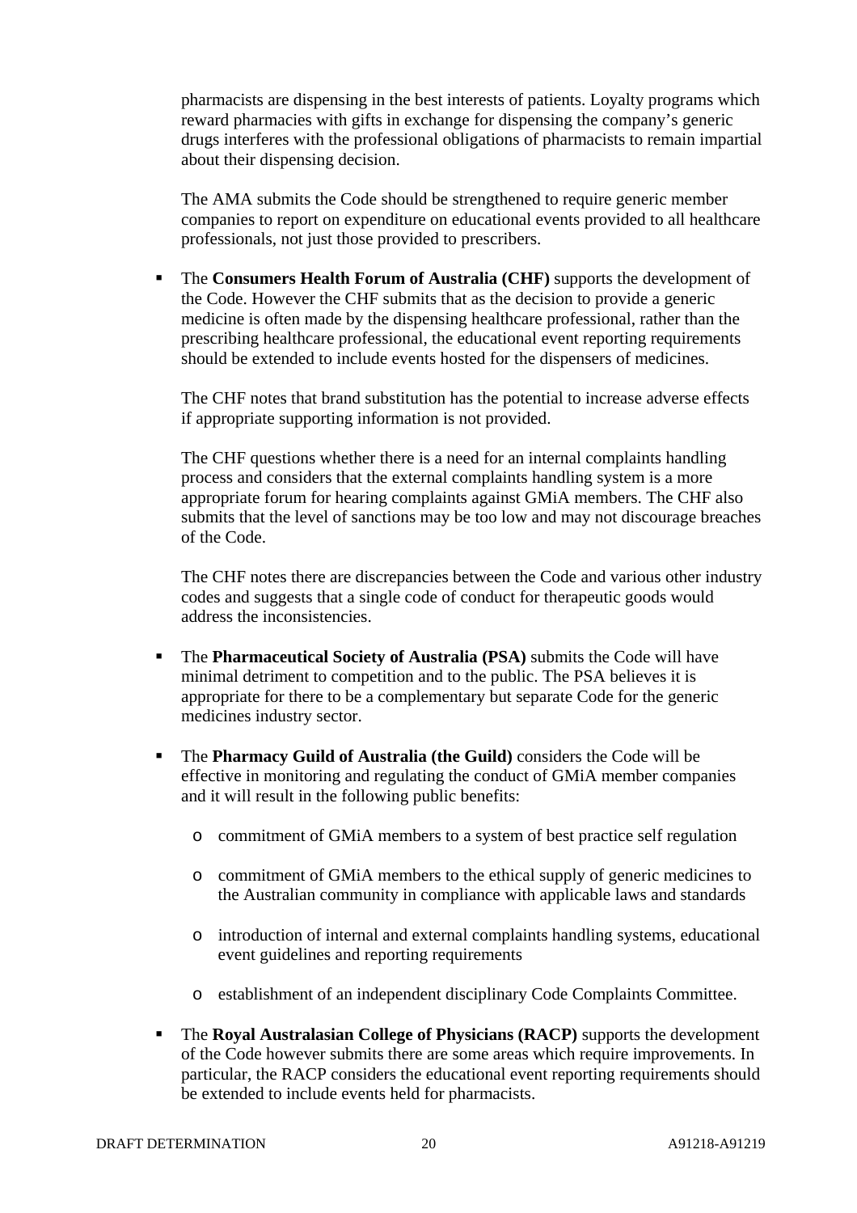pharmacists are dispensing in the best interests of patients. Loyalty programs which reward pharmacies with gifts in exchange for dispensing the company's generic drugs interferes with the professional obligations of pharmacists to remain impartial about their dispensing decision.

The AMA submits the Code should be strengthened to require generic member companies to report on expenditure on educational events provided to all healthcare professionals, not just those provided to prescribers.

- The **Consumers Health Forum of Australia (CHF)** supports the development of the Code. However the CHF submits that as the decision to provide a generic medicine is often made by the dispensing healthcare professional, rather than the prescribing healthcare professional, the educational event reporting requirements should be extended to include events hosted for the dispensers of medicines.

  The CHF notes that brand substitution has the potential to increase adverse effects if appropriate supporting information is not provided.

  The CHF questions whether there is a need for an internal complaints handling process and considers that the external complaints handling system is a more appropriate forum for hearing complaints against GMiA members. The CHF also submits that the level of sanctions may be too low and may not discourage breaches of the Code.

  The CHF notes there are discrepancies between the Code and various other industry codes and suggests that a single code of conduct for therapeutic goods would address the inconsistencies.

- The **Pharmaceutical Society of Australia (PSA)** submits the Code will have minimal detriment to competition and to the public. The PSA believes it is appropriate for there to be a complementary but separate Code for the generic medicines industry sector.

- The **Pharmacy Guild of Australia (the Guild)** considers the Code will be effective in monitoring and regulating the conduct of GMiA member companies and it will result in the following public benefits:

  - commitment of GMiA members to a system of best practice self regulation
  - commitment of GMiA members to the ethical supply of generic medicines to the Australian community in compliance with applicable laws and standards
  - introduction of internal and external complaints handling systems, educational event guidelines and reporting requirements
  - establishment of an independent disciplinary Code Complaints Committee.

- The **Royal Australasian College of Physicians (RACP)** supports the development of the Code however submits there are some areas which require improvements. In particular, the RACP considers the educational event reporting requirements should be extended to include events held for pharmacists.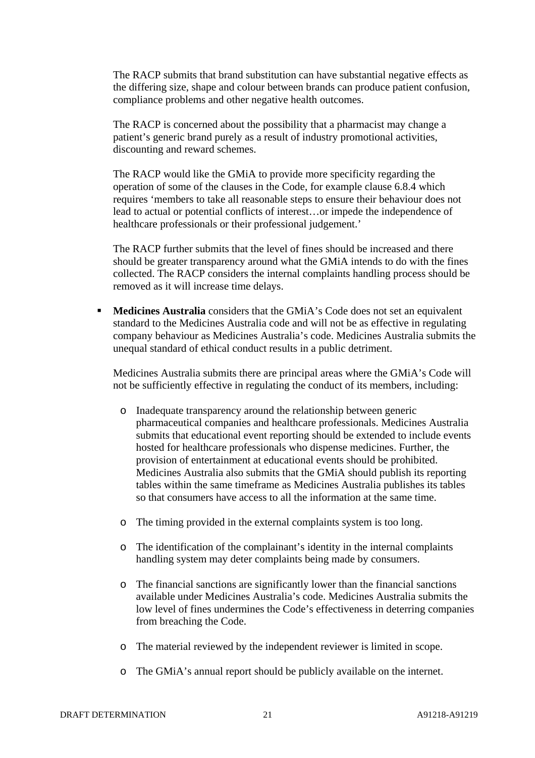The RACP submits that brand substitution can have substantial negative effects as the differing size, shape and colour between brands can produce patient confusion, compliance problems and other negative health outcomes.

The RACP is concerned about the possibility that a pharmacist may change a patient's generic brand purely as a result of industry promotional activities, discounting and reward schemes.

The RACP would like the GMiA to provide more specificity regarding the operation of some of the clauses in the Code, for example clause 6.8.4 which requires 'members to take all reasonable steps to ensure their behaviour does not lead to actual or potential conflicts of interest…or impede the independence of healthcare professionals or their professional judgement.'

The RACP further submits that the level of fines should be increased and there should be greater transparency around what the GMiA intends to do with the fines collected. The RACP considers the internal complaints handling process should be removed as it will increase time delays.

- **Medicines Australia** considers that the GMiA's Code does not set an equivalent standard to the Medicines Australia code and will not be as effective in regulating company behaviour as Medicines Australia's code. Medicines Australia submits the unequal standard of ethical conduct results in a public detriment.

  Medicines Australia submits there are principal areas where the GMiA's Code will not be sufficiently effective in regulating the conduct of its members, including:

  - Inadequate transparency around the relationship between generic pharmaceutical companies and healthcare professionals. Medicines Australia submits that educational event reporting should be extended to include events hosted for healthcare professionals who dispense medicines. Further, the provision of entertainment at educational events should be prohibited. Medicines Australia also submits that the GMiA should publish its reporting tables within the same timeframe as Medicines Australia publishes its tables so that consumers have access to all the information at the same time.

  - The timing provided in the external complaints system is too long.

  - The identification of the complainant's identity in the internal complaints handling system may deter complaints being made by consumers.

  - The financial sanctions are significantly lower than the financial sanctions available under Medicines Australia's code. Medicines Australia submits the low level of fines undermines the Code's effectiveness in deterring companies from breaching the Code.

  - The material reviewed by the independent reviewer is limited in scope.

  - The GMiA's annual report should be publicly available on the internet.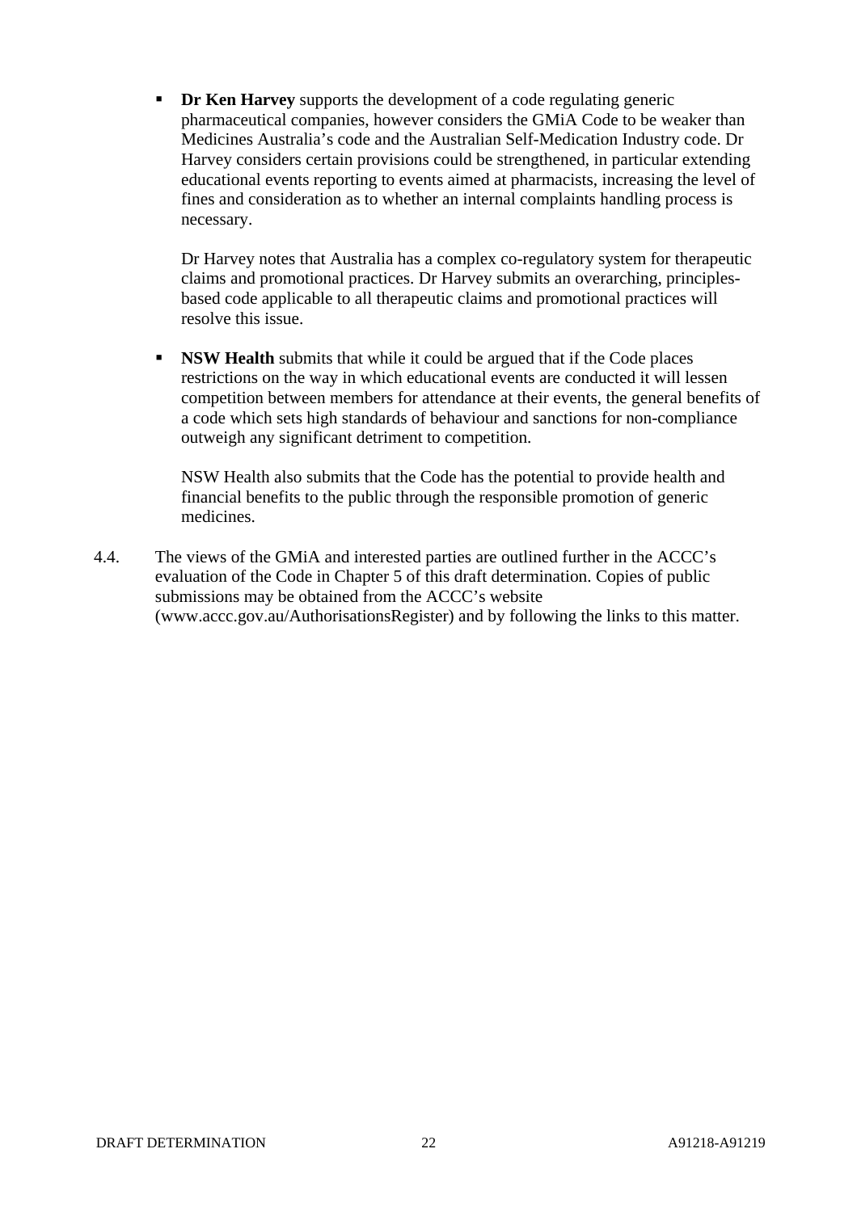- **Dr Ken Harvey** supports the development of a code regulating generic pharmaceutical companies, however considers the GMiA Code to be weaker than Medicines Australia's code and the Australian Self-Medication Industry code. Dr Harvey considers certain provisions could be strengthened, in particular extending educational events reporting to events aimed at pharmacists, increasing the level of fines and consideration as to whether an internal complaints handling process is necessary.

  Dr Harvey notes that Australia has a complex co-regulatory system for therapeutic claims and promotional practices. Dr Harvey submits an overarching, principles-based code applicable to all therapeutic claims and promotional practices will resolve this issue.

- **NSW Health** submits that while it could be argued that if the Code places restrictions on the way in which educational events are conducted it will lessen competition between members for attendance at their events, the general benefits of a code which sets high standards of behaviour and sanctions for non-compliance outweigh any significant detriment to competition.

  NSW Health also submits that the Code has the potential to provide health and financial benefits to the public through the responsible promotion of generic medicines.

4.4. The views of the GMiA and interested parties are outlined further in the ACCC's evaluation of the Code in Chapter 5 of this draft determination. Copies of public submissions may be obtained from the ACCC's website (www.accc.gov.au/AuthorisationsRegister) and by following the links to this matter.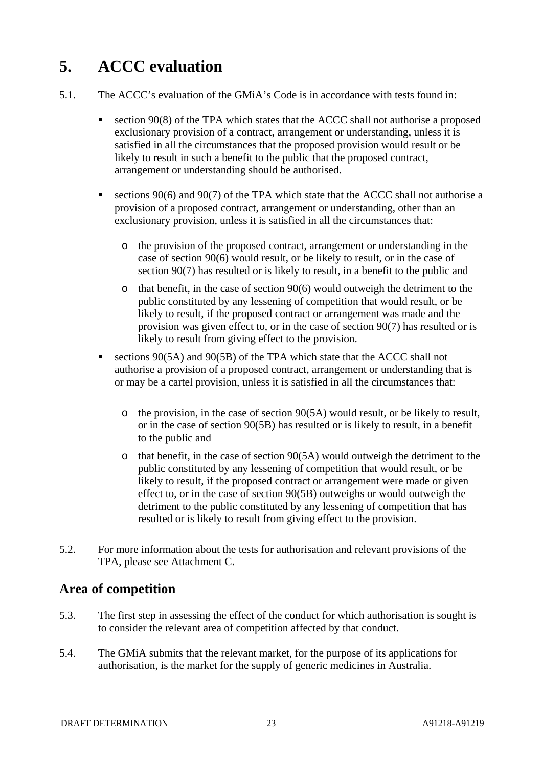# 5. ACCC evaluation

5.1. The ACCC's evaluation of the GMiA's Code is in accordance with tests found in:

- section 90(8) of the TPA which states that the ACCC shall not authorise a proposed exclusionary provision of a contract, arrangement or understanding, unless it is satisfied in all the circumstances that the proposed provision would result or be likely to result in such a benefit to the public that the proposed contract, arrangement or understanding should be authorised.

- sections 90(6) and 90(7) of the TPA which state that the ACCC shall not authorise a provision of a proposed contract, arrangement or understanding, other than an exclusionary provision, unless it is satisfied in all the circumstances that:

  - the provision of the proposed contract, arrangement or understanding in the case of section 90(6) would result, or be likely to result, or in the case of section 90(7) has resulted or is likely to result, in a benefit to the public and

  - that benefit, in the case of section 90(6) would outweigh the detriment to the public constituted by any lessening of competition that would result, or be likely to result, if the proposed contract or arrangement was made and the provision was given effect to, or in the case of section 90(7) has resulted or is likely to result from giving effect to the provision.

- sections 90(5A) and 90(5B) of the TPA which state that the ACCC shall not authorise a provision of a proposed contract, arrangement or understanding that is or may be a cartel provision, unless it is satisfied in all the circumstances that:

  - the provision, in the case of section 90(5A) would result, or be likely to result, or in the case of section 90(5B) has resulted or is likely to result, in a benefit to the public and

  - that benefit, in the case of section 90(5A) would outweigh the detriment to the public constituted by any lessening of competition that would result, or be likely to result, if the proposed contract or arrangement were made or given effect to, or in the case of section 90(5B) outweighs or would outweigh the detriment to the public constituted by any lessening of competition that has resulted or is likely to result from giving effect to the provision.

5.2. For more information about the tests for authorisation and relevant provisions of the TPA, please see Attachment C.

## Area of competition

5.3. The first step in assessing the effect of the conduct for which authorisation is sought is to consider the relevant area of competition affected by that conduct.

5.4. The GMiA submits that the relevant market, for the purpose of its applications for authorisation, is the market for the supply of generic medicines in Australia.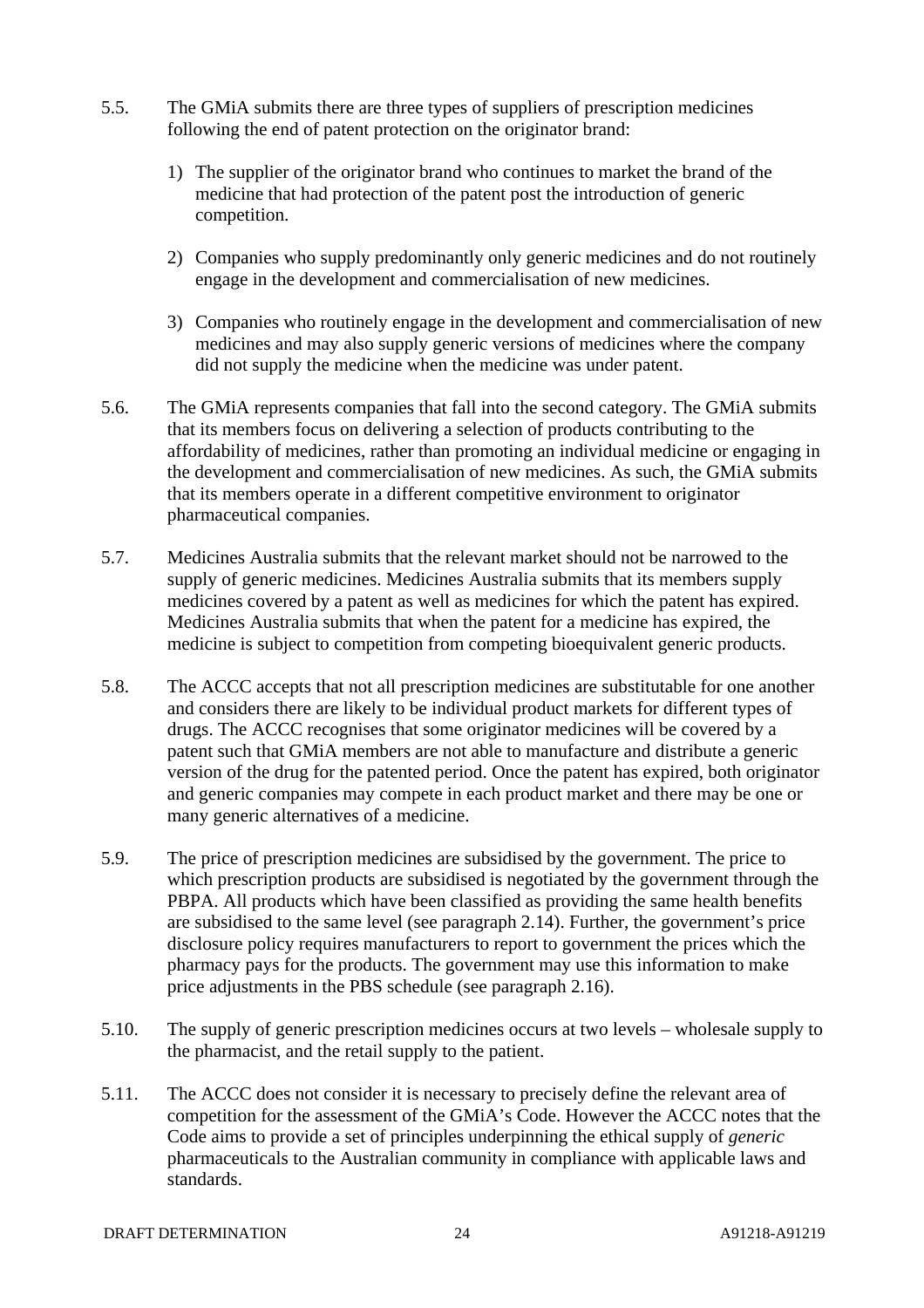5.5. The GMiA submits there are three types of suppliers of prescription medicines following the end of patent protection on the originator brand:

1) The supplier of the originator brand who continues to market the brand of the medicine that had protection of the patent post the introduction of generic competition.

2) Companies who supply predominantly only generic medicines and do not routinely engage in the development and commercialisation of new medicines.

3) Companies who routinely engage in the development and commercialisation of new medicines and may also supply generic versions of medicines where the company did not supply the medicine when the medicine was under patent.

5.6. The GMiA represents companies that fall into the second category. The GMiA submits that its members focus on delivering a selection of products contributing to the affordability of medicines, rather than promoting an individual medicine or engaging in the development and commercialisation of new medicines. As such, the GMiA submits that its members operate in a different competitive environment to originator pharmaceutical companies.

5.7. Medicines Australia submits that the relevant market should not be narrowed to the supply of generic medicines. Medicines Australia submits that its members supply medicines covered by a patent as well as medicines for which the patent has expired. Medicines Australia submits that when the patent for a medicine has expired, the medicine is subject to competition from competing bioequivalent generic products.

5.8. The ACCC accepts that not all prescription medicines are substitutable for one another and considers there are likely to be individual product markets for different types of drugs. The ACCC recognises that some originator medicines will be covered by a patent such that GMiA members are not able to manufacture and distribute a generic version of the drug for the patented period. Once the patent has expired, both originator and generic companies may compete in each product market and there may be one or many generic alternatives of a medicine.

5.9. The price of prescription medicines are subsidised by the government. The price to which prescription products are subsidised is negotiated by the government through the PBPA. All products which have been classified as providing the same health benefits are subsidised to the same level (see paragraph 2.14). Further, the government's price disclosure policy requires manufacturers to report to government the prices which the pharmacy pays for the products. The government may use this information to make price adjustments in the PBS schedule (see paragraph 2.16).

5.10. The supply of generic prescription medicines occurs at two levels – wholesale supply to the pharmacist, and the retail supply to the patient.

5.11. The ACCC does not consider it is necessary to precisely define the relevant area of competition for the assessment of the GMiA's Code. However the ACCC notes that the Code aims to provide a set of principles underpinning the ethical supply of *generic* pharmaceuticals to the Australian community in compliance with applicable laws and standards.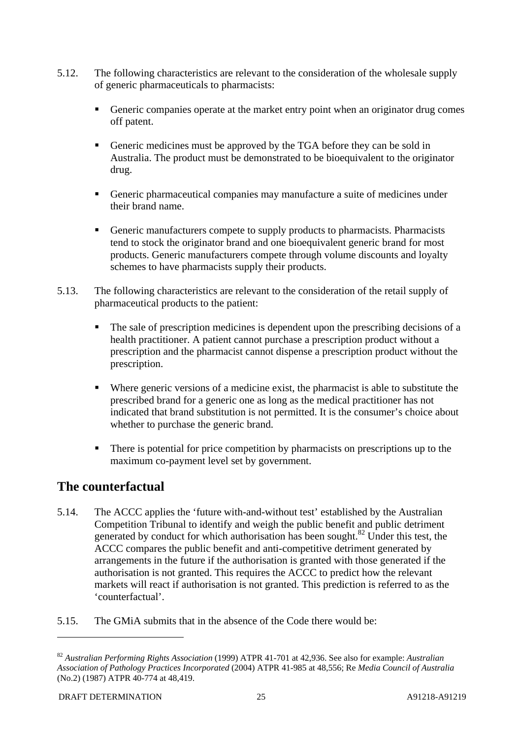5.12. The following characteristics are relevant to the consideration of the wholesale supply of generic pharmaceuticals to pharmacists:

- Generic companies operate at the market entry point when an originator drug comes off patent.
- Generic medicines must be approved by the TGA before they can be sold in Australia. The product must be demonstrated to be bioequivalent to the originator drug.
- Generic pharmaceutical companies may manufacture a suite of medicines under their brand name.
- Generic manufacturers compete to supply products to pharmacists. Pharmacists tend to stock the originator brand and one bioequivalent generic brand for most products. Generic manufacturers compete through volume discounts and loyalty schemes to have pharmacists supply their products.

5.13. The following characteristics are relevant to the consideration of the retail supply of pharmaceutical products to the patient:

- The sale of prescription medicines is dependent upon the prescribing decisions of a health practitioner. A patient cannot purchase a prescription product without a prescription and the pharmacist cannot dispense a prescription product without the prescription.
- Where generic versions of a medicine exist, the pharmacist is able to substitute the prescribed brand for a generic one as long as the medical practitioner has not indicated that brand substitution is not permitted. It is the consumer's choice about whether to purchase the generic brand.
- There is potential for price competition by pharmacists on prescriptions up to the maximum co-payment level set by government.

## The counterfactual

5.14. The ACCC applies the 'future with-and-without test' established by the Australian Competition Tribunal to identify and weigh the public benefit and public detriment generated by conduct for which authorisation has been sought.[82] Under this test, the ACCC compares the public benefit and anti-competitive detriment generated by arrangements in the future if the authorisation is granted with those generated if the authorisation is not granted. This requires the ACCC to predict how the relevant markets will react if authorisation is not granted. This prediction is referred to as the 'counterfactual'.

5.15. The GMiA submits that in the absence of the Code there would be:

---

[82] *Australian Performing Rights Association* (1999) ATPR 41-701 at 42,936. See also for example: *Australian Association of Pathology Practices Incorporated* (2004) ATPR 41-985 at 48,556; Re *Media Council of Australia* (No.2) (1987) ATPR 40-774 at 48,419.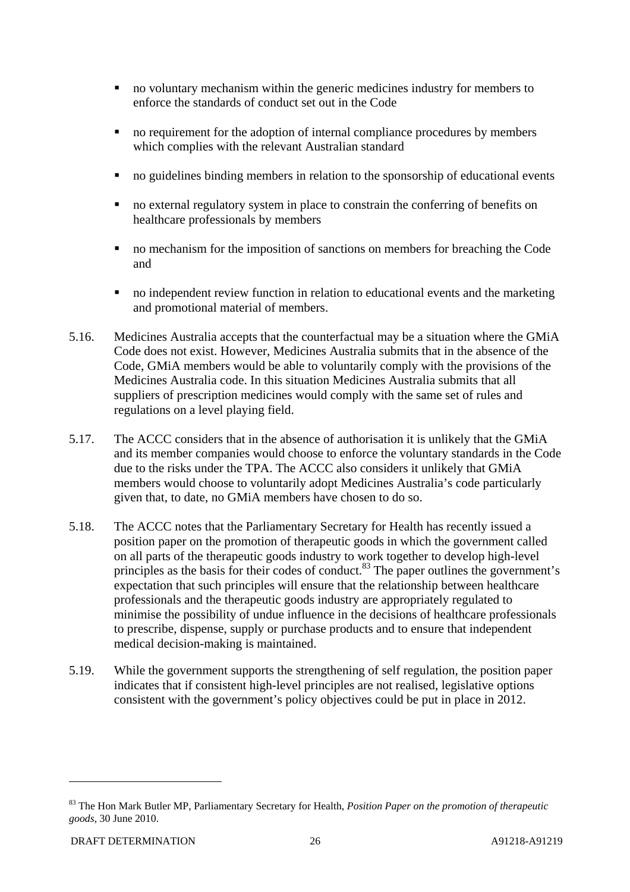- no voluntary mechanism within the generic medicines industry for members to enforce the standards of conduct set out in the Code
- no requirement for the adoption of internal compliance procedures by members which complies with the relevant Australian standard
- no guidelines binding members in relation to the sponsorship of educational events
- no external regulatory system in place to constrain the conferring of benefits on healthcare professionals by members
- no mechanism for the imposition of sanctions on members for breaching the Code and
- no independent review function in relation to educational events and the marketing and promotional material of members.

5.16. Medicines Australia accepts that the counterfactual may be a situation where the GMiA Code does not exist. However, Medicines Australia submits that in the absence of the Code, GMiA members would be able to voluntarily comply with the provisions of the Medicines Australia code. In this situation Medicines Australia submits that all suppliers of prescription medicines would comply with the same set of rules and regulations on a level playing field.

5.17. The ACCC considers that in the absence of authorisation it is unlikely that the GMiA and its member companies would choose to enforce the voluntary standards in the Code due to the risks under the TPA. The ACCC also considers it unlikely that GMiA members would choose to voluntarily adopt Medicines Australia's code particularly given that, to date, no GMiA members have chosen to do so.

5.18. The ACCC notes that the Parliamentary Secretary for Health has recently issued a position paper on the promotion of therapeutic goods in which the government called on all parts of the therapeutic goods industry to work together to develop high-level principles as the basis for their codes of conduct.[83] The paper outlines the government's expectation that such principles will ensure that the relationship between healthcare professionals and the therapeutic goods industry are appropriately regulated to minimise the possibility of undue influence in the decisions of healthcare professionals to prescribe, dispense, supply or purchase products and to ensure that independent medical decision-making is maintained.

5.19. While the government supports the strengthening of self regulation, the position paper indicates that if consistent high-level principles are not realised, legislative options consistent with the government's policy objectives could be put in place in 2012.

---

[83] The Hon Mark Butler MP, Parliamentary Secretary for Health, *Position Paper on the promotion of therapeutic goods*, 30 June 2010.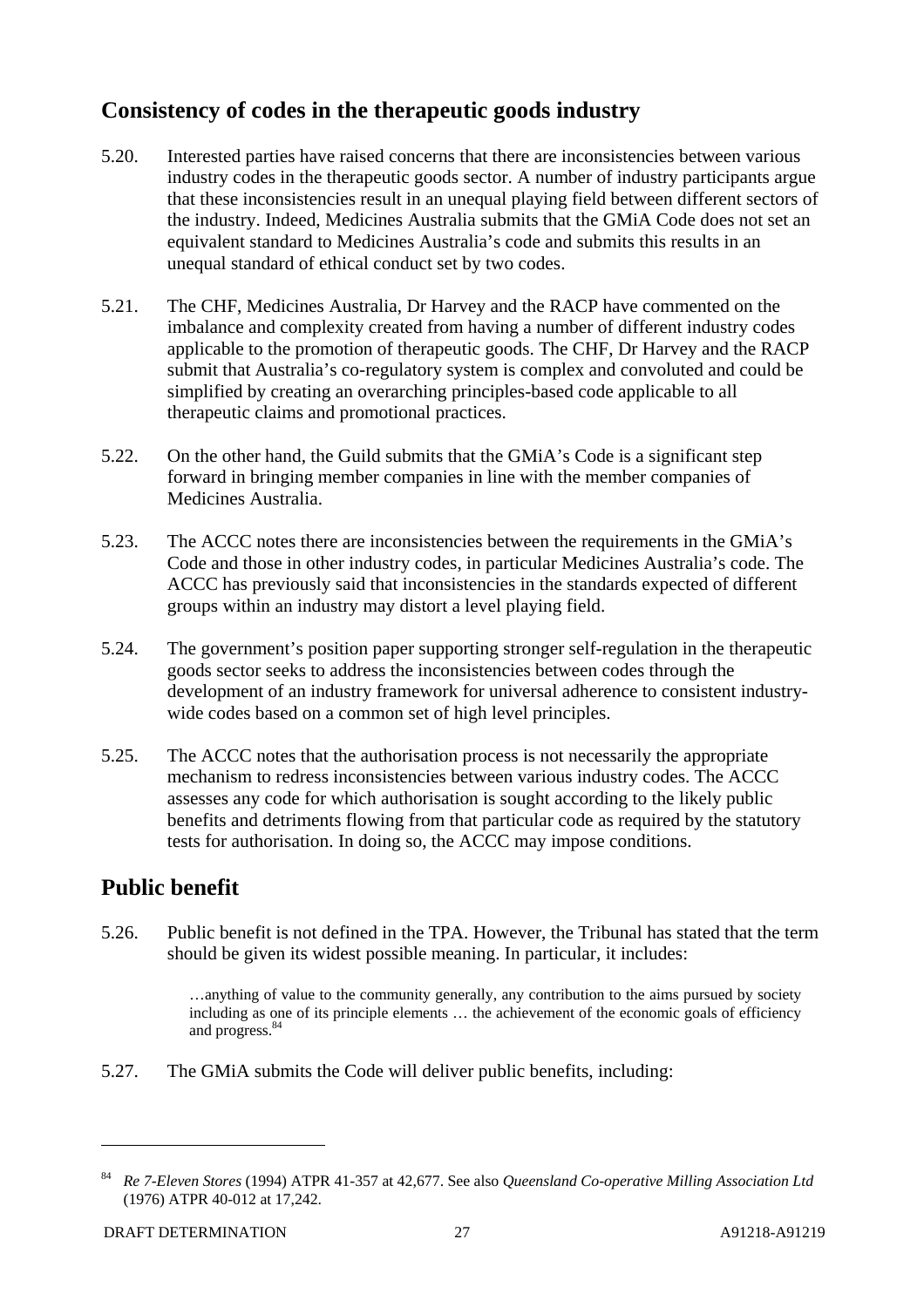## Consistency of codes in the therapeutic goods industry

5.20. Interested parties have raised concerns that there are inconsistencies between various industry codes in the therapeutic goods sector. A number of industry participants argue that these inconsistencies result in an unequal playing field between different sectors of the industry. Indeed, Medicines Australia submits that the GMiA Code does not set an equivalent standard to Medicines Australia's code and submits this results in an unequal standard of ethical conduct set by two codes.

5.21. The CHF, Medicines Australia, Dr Harvey and the RACP have commented on the imbalance and complexity created from having a number of different industry codes applicable to the promotion of therapeutic goods. The CHF, Dr Harvey and the RACP submit that Australia's co-regulatory system is complex and convoluted and could be simplified by creating an overarching principles-based code applicable to all therapeutic claims and promotional practices.

5.22. On the other hand, the Guild submits that the GMiA's Code is a significant step forward in bringing member companies in line with the member companies of Medicines Australia.

5.23. The ACCC notes there are inconsistencies between the requirements in the GMiA's Code and those in other industry codes, in particular Medicines Australia's code. The ACCC has previously said that inconsistencies in the standards expected of different groups within an industry may distort a level playing field.

5.24. The government's position paper supporting stronger self-regulation in the therapeutic goods sector seeks to address the inconsistencies between codes through the development of an industry framework for universal adherence to consistent industry-wide codes based on a common set of high level principles.

5.25. The ACCC notes that the authorisation process is not necessarily the appropriate mechanism to redress inconsistencies between various industry codes. The ACCC assesses any code for which authorisation is sought according to the likely public benefits and detriments flowing from that particular code as required by the statutory tests for authorisation. In doing so, the ACCC may impose conditions.

## Public benefit

5.26. Public benefit is not defined in the TPA. However, the Tribunal has stated that the term should be given its widest possible meaning. In particular, it includes:

> …anything of value to the community generally, any contribution to the aims pursued by society including as one of its principle elements … the achievement of the economic goals of efficiency and progress.[84]

5.27. The GMiA submits the Code will deliver public benefits, including:

---

[84] *Re 7-Eleven Stores* (1994) ATPR 41-357 at 42,677. See also *Queensland Co-operative Milling Association Ltd* (1976) ATPR 40-012 at 17,242.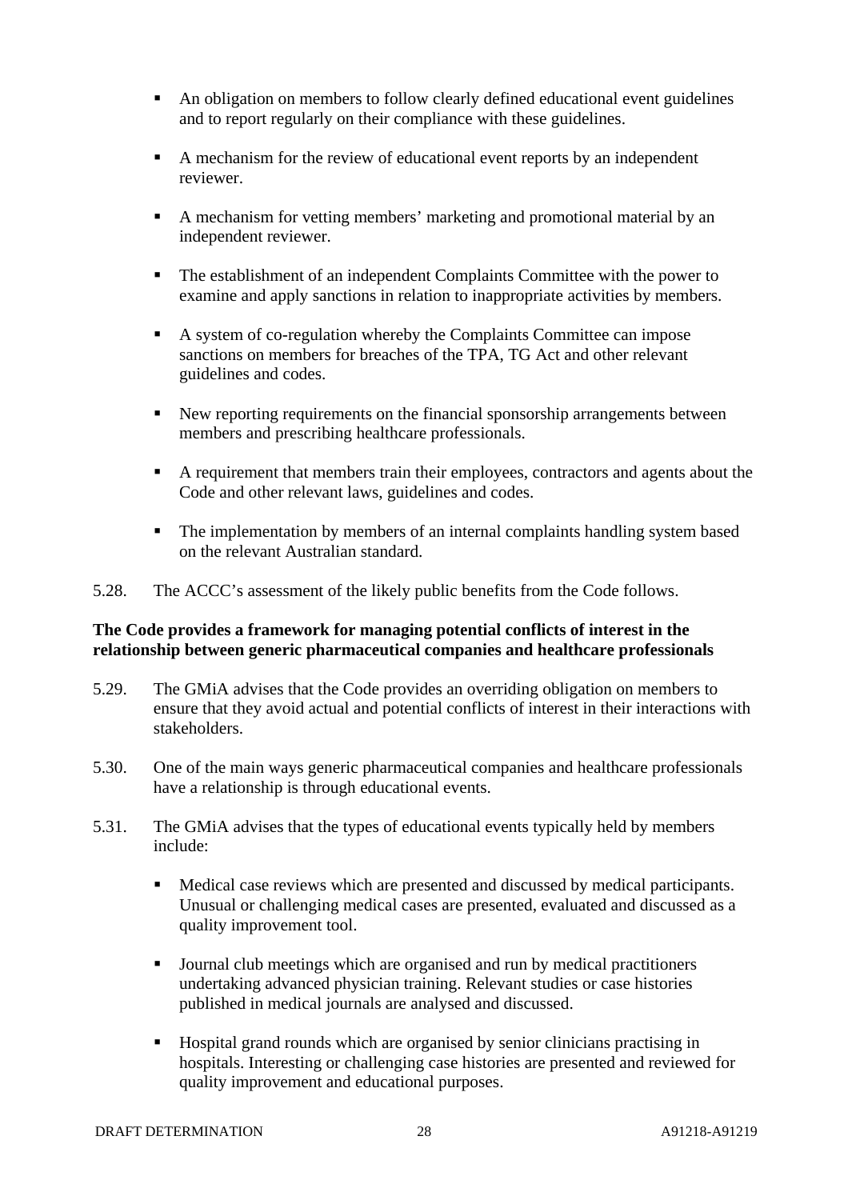- An obligation on members to follow clearly defined educational event guidelines and to report regularly on their compliance with these guidelines.

- A mechanism for the review of educational event reports by an independent reviewer.

- A mechanism for vetting members' marketing and promotional material by an independent reviewer.

- The establishment of an independent Complaints Committee with the power to examine and apply sanctions in relation to inappropriate activities by members.

- A system of co-regulation whereby the Complaints Committee can impose sanctions on members for breaches of the TPA, TG Act and other relevant guidelines and codes.

- New reporting requirements on the financial sponsorship arrangements between members and prescribing healthcare professionals.

- A requirement that members train their employees, contractors and agents about the Code and other relevant laws, guidelines and codes.

- The implementation by members of an internal complaints handling system based on the relevant Australian standard.

5.28. The ACCC's assessment of the likely public benefits from the Code follows.

**The Code provides a framework for managing potential conflicts of interest in the relationship between generic pharmaceutical companies and healthcare professionals**

5.29. The GMiA advises that the Code provides an overriding obligation on members to ensure that they avoid actual and potential conflicts of interest in their interactions with stakeholders.

5.30. One of the main ways generic pharmaceutical companies and healthcare professionals have a relationship is through educational events.

5.31. The GMiA advises that the types of educational events typically held by members include:

- Medical case reviews which are presented and discussed by medical participants. Unusual or challenging medical cases are presented, evaluated and discussed as a quality improvement tool.

- Journal club meetings which are organised and run by medical practitioners undertaking advanced physician training. Relevant studies or case histories published in medical journals are analysed and discussed.

- Hospital grand rounds which are organised by senior clinicians practising in hospitals. Interesting or challenging case histories are presented and reviewed for quality improvement and educational purposes.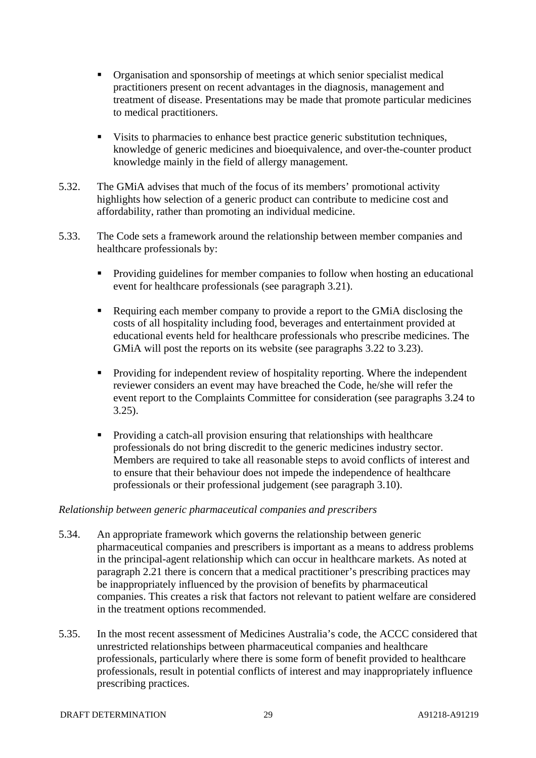- Organisation and sponsorship of meetings at which senior specialist medical practitioners present on recent advantages in the diagnosis, management and treatment of disease. Presentations may be made that promote particular medicines to medical practitioners.

- Visits to pharmacies to enhance best practice generic substitution techniques, knowledge of generic medicines and bioequivalence, and over-the-counter product knowledge mainly in the field of allergy management.

5.32. The GMiA advises that much of the focus of its members' promotional activity highlights how selection of a generic product can contribute to medicine cost and affordability, rather than promoting an individual medicine.

5.33. The Code sets a framework around the relationship between member companies and healthcare professionals by:

- Providing guidelines for member companies to follow when hosting an educational event for healthcare professionals (see paragraph 3.21).

- Requiring each member company to provide a report to the GMiA disclosing the costs of all hospitality including food, beverages and entertainment provided at educational events held for healthcare professionals who prescribe medicines. The GMiA will post the reports on its website (see paragraphs 3.22 to 3.23).

- Providing for independent review of hospitality reporting. Where the independent reviewer considers an event may have breached the Code, he/she will refer the event report to the Complaints Committee for consideration (see paragraphs 3.24 to 3.25).

- Providing a catch-all provision ensuring that relationships with healthcare professionals do not bring discredit to the generic medicines industry sector. Members are required to take all reasonable steps to avoid conflicts of interest and to ensure that their behaviour does not impede the independence of healthcare professionals or their professional judgement (see paragraph 3.10).

*Relationship between generic pharmaceutical companies and prescribers*

5.34. An appropriate framework which governs the relationship between generic pharmaceutical companies and prescribers is important as a means to address problems in the principal-agent relationship which can occur in healthcare markets. As noted at paragraph 2.21 there is concern that a medical practitioner's prescribing practices may be inappropriately influenced by the provision of benefits by pharmaceutical companies. This creates a risk that factors not relevant to patient welfare are considered in the treatment options recommended.

5.35. In the most recent assessment of Medicines Australia's code, the ACCC considered that unrestricted relationships between pharmaceutical companies and healthcare professionals, particularly where there is some form of benefit provided to healthcare professionals, result in potential conflicts of interest and may inappropriately influence prescribing practices.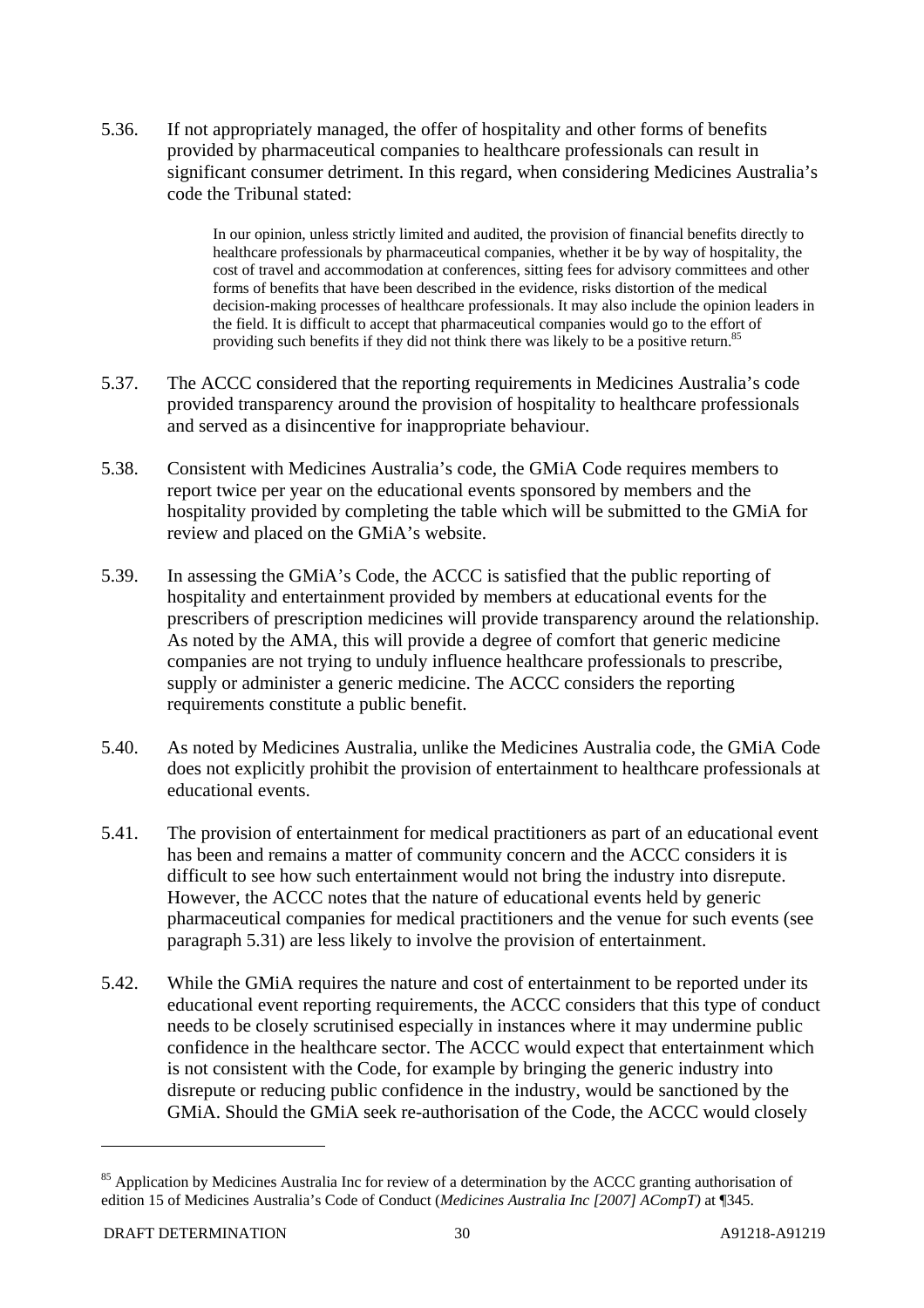5.36. If not appropriately managed, the offer of hospitality and other forms of benefits provided by pharmaceutical companies to healthcare professionals can result in significant consumer detriment. In this regard, when considering Medicines Australia's code the Tribunal stated:

> In our opinion, unless strictly limited and audited, the provision of financial benefits directly to healthcare professionals by pharmaceutical companies, whether it be by way of hospitality, the cost of travel and accommodation at conferences, sitting fees for advisory committees and other forms of benefits that have been described in the evidence, risks distortion of the medical decision-making processes of healthcare professionals. It may also include the opinion leaders in the field. It is difficult to accept that pharmaceutical companies would go to the effort of providing such benefits if they did not think there was likely to be a positive return.[85]

5.37. The ACCC considered that the reporting requirements in Medicines Australia's code provided transparency around the provision of hospitality to healthcare professionals and served as a disincentive for inappropriate behaviour.

5.38. Consistent with Medicines Australia's code, the GMiA Code requires members to report twice per year on the educational events sponsored by members and the hospitality provided by completing the table which will be submitted to the GMiA for review and placed on the GMiA's website.

5.39. In assessing the GMiA's Code, the ACCC is satisfied that the public reporting of hospitality and entertainment provided by members at educational events for the prescribers of prescription medicines will provide transparency around the relationship. As noted by the AMA, this will provide a degree of comfort that generic medicine companies are not trying to unduly influence healthcare professionals to prescribe, supply or administer a generic medicine. The ACCC considers the reporting requirements constitute a public benefit.

5.40. As noted by Medicines Australia, unlike the Medicines Australia code, the GMiA Code does not explicitly prohibit the provision of entertainment to healthcare professionals at educational events.

5.41. The provision of entertainment for medical practitioners as part of an educational event has been and remains a matter of community concern and the ACCC considers it is difficult to see how such entertainment would not bring the industry into disrepute. However, the ACCC notes that the nature of educational events held by generic pharmaceutical companies for medical practitioners and the venue for such events (see paragraph 5.31) are less likely to involve the provision of entertainment.

5.42. While the GMiA requires the nature and cost of entertainment to be reported under its educational event reporting requirements, the ACCC considers that this type of conduct needs to be closely scrutinised especially in instances where it may undermine public confidence in the healthcare sector. The ACCC would expect that entertainment which is not consistent with the Code, for example by bringing the generic industry into disrepute or reducing public confidence in the industry, would be sanctioned by the GMiA. Should the GMiA seek re-authorisation of the Code, the ACCC would closely

---

[85] Application by Medicines Australia Inc for review of a determination by the ACCC granting authorisation of edition 15 of Medicines Australia's Code of Conduct (*Medicines Australia Inc [2007] ACompT)* at ¶345.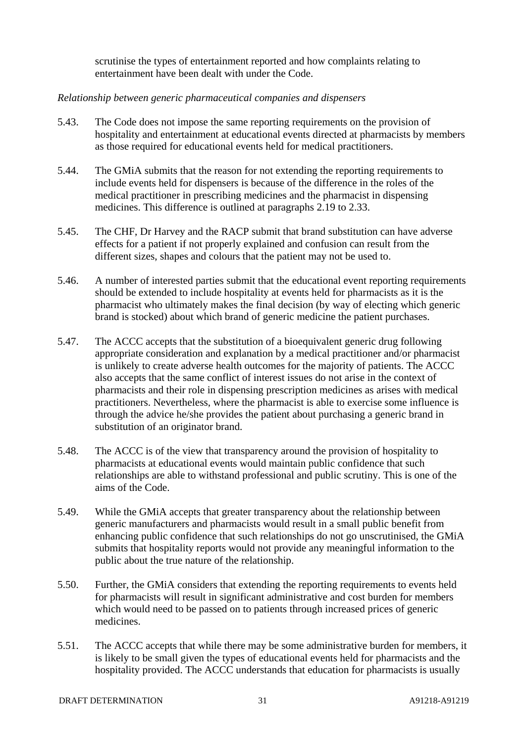scrutinise the types of entertainment reported and how complaints relating to entertainment have been dealt with under the Code.

*Relationship between generic pharmaceutical companies and dispensers*

5.43. The Code does not impose the same reporting requirements on the provision of hospitality and entertainment at educational events directed at pharmacists by members as those required for educational events held for medical practitioners.

5.44. The GMiA submits that the reason for not extending the reporting requirements to include events held for dispensers is because of the difference in the roles of the medical practitioner in prescribing medicines and the pharmacist in dispensing medicines. This difference is outlined at paragraphs 2.19 to 2.33.

5.45. The CHF, Dr Harvey and the RACP submit that brand substitution can have adverse effects for a patient if not properly explained and confusion can result from the different sizes, shapes and colours that the patient may not be used to.

5.46. A number of interested parties submit that the educational event reporting requirements should be extended to include hospitality at events held for pharmacists as it is the pharmacist who ultimately makes the final decision (by way of electing which generic brand is stocked) about which brand of generic medicine the patient purchases.

5.47. The ACCC accepts that the substitution of a bioequivalent generic drug following appropriate consideration and explanation by a medical practitioner and/or pharmacist is unlikely to create adverse health outcomes for the majority of patients. The ACCC also accepts that the same conflict of interest issues do not arise in the context of pharmacists and their role in dispensing prescription medicines as arises with medical practitioners. Nevertheless, where the pharmacist is able to exercise some influence is through the advice he/she provides the patient about purchasing a generic brand in substitution of an originator brand.

5.48. The ACCC is of the view that transparency around the provision of hospitality to pharmacists at educational events would maintain public confidence that such relationships are able to withstand professional and public scrutiny. This is one of the aims of the Code.

5.49. While the GMiA accepts that greater transparency about the relationship between generic manufacturers and pharmacists would result in a small public benefit from enhancing public confidence that such relationships do not go unscrutinised, the GMiA submits that hospitality reports would not provide any meaningful information to the public about the true nature of the relationship.

5.50. Further, the GMiA considers that extending the reporting requirements to events held for pharmacists will result in significant administrative and cost burden for members which would need to be passed on to patients through increased prices of generic medicines.

5.51. The ACCC accepts that while there may be some administrative burden for members, it is likely to be small given the types of educational events held for pharmacists and the hospitality provided. The ACCC understands that education for pharmacists is usually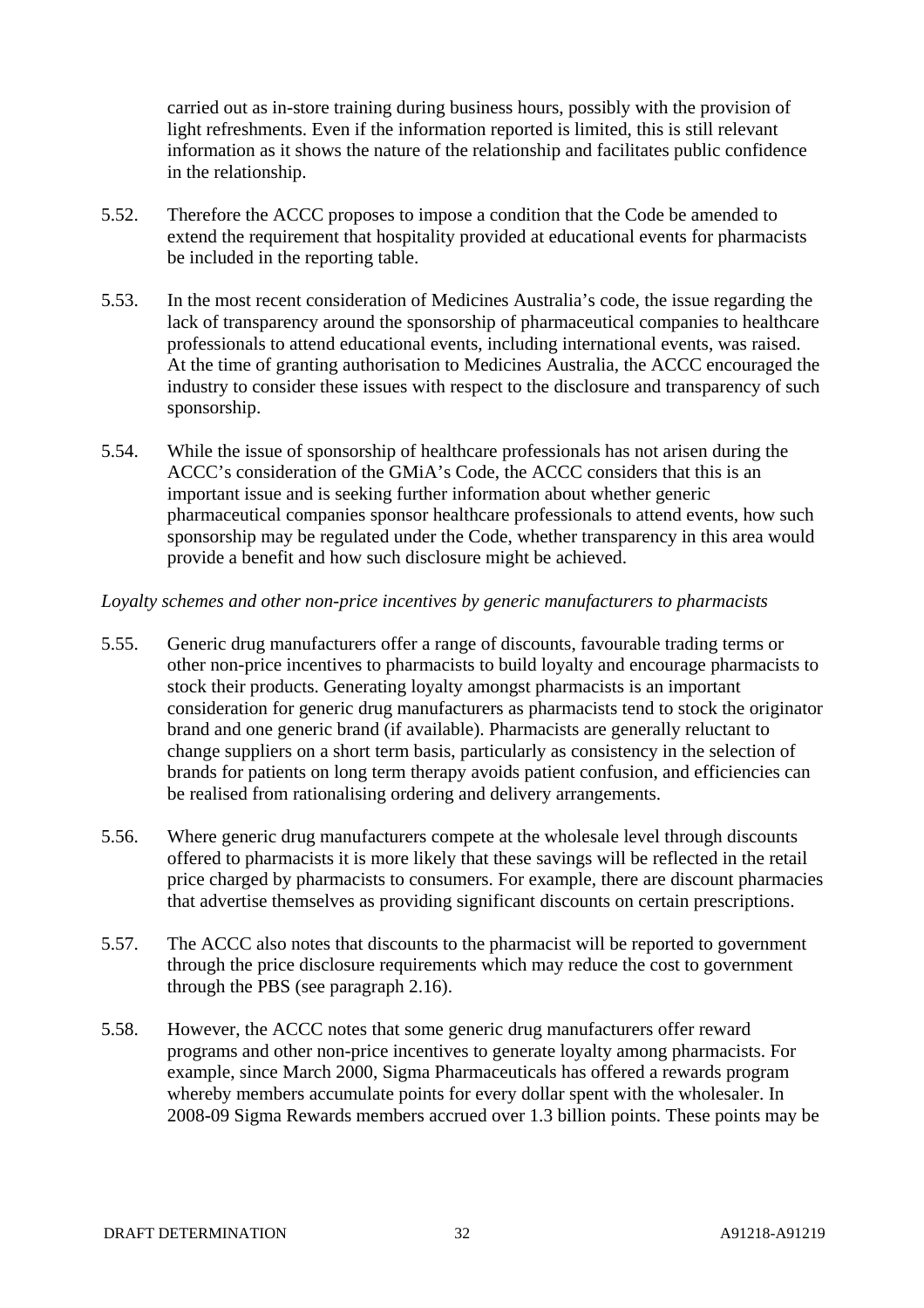carried out as in-store training during business hours, possibly with the provision of light refreshments. Even if the information reported is limited, this is still relevant information as it shows the nature of the relationship and facilitates public confidence in the relationship.

5.52. Therefore the ACCC proposes to impose a condition that the Code be amended to extend the requirement that hospitality provided at educational events for pharmacists be included in the reporting table.

5.53. In the most recent consideration of Medicines Australia's code, the issue regarding the lack of transparency around the sponsorship of pharmaceutical companies to healthcare professionals to attend educational events, including international events, was raised. At the time of granting authorisation to Medicines Australia, the ACCC encouraged the industry to consider these issues with respect to the disclosure and transparency of such sponsorship.

5.54. While the issue of sponsorship of healthcare professionals has not arisen during the ACCC's consideration of the GMiA's Code, the ACCC considers that this is an important issue and is seeking further information about whether generic pharmaceutical companies sponsor healthcare professionals to attend events, how such sponsorship may be regulated under the Code, whether transparency in this area would provide a benefit and how such disclosure might be achieved.

*Loyalty schemes and other non-price incentives by generic manufacturers to pharmacists*

5.55. Generic drug manufacturers offer a range of discounts, favourable trading terms or other non-price incentives to pharmacists to build loyalty and encourage pharmacists to stock their products. Generating loyalty amongst pharmacists is an important consideration for generic drug manufacturers as pharmacists tend to stock the originator brand and one generic brand (if available). Pharmacists are generally reluctant to change suppliers on a short term basis, particularly as consistency in the selection of brands for patients on long term therapy avoids patient confusion, and efficiencies can be realised from rationalising ordering and delivery arrangements.

5.56. Where generic drug manufacturers compete at the wholesale level through discounts offered to pharmacists it is more likely that these savings will be reflected in the retail price charged by pharmacists to consumers. For example, there are discount pharmacies that advertise themselves as providing significant discounts on certain prescriptions.

5.57. The ACCC also notes that discounts to the pharmacist will be reported to government through the price disclosure requirements which may reduce the cost to government through the PBS (see paragraph 2.16).

5.58. However, the ACCC notes that some generic drug manufacturers offer reward programs and other non-price incentives to generate loyalty among pharmacists. For example, since March 2000, Sigma Pharmaceuticals has offered a rewards program whereby members accumulate points for every dollar spent with the wholesaler. In 2008-09 Sigma Rewards members accrued over 1.3 billion points. These points may be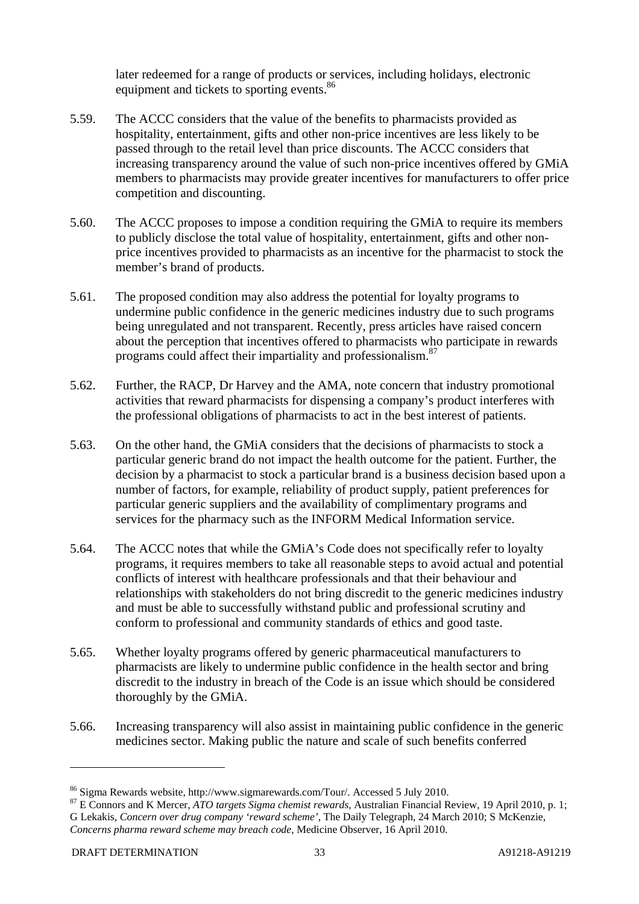later redeemed for a range of products or services, including holidays, electronic equipment and tickets to sporting events.[86]

5.59. The ACCC considers that the value of the benefits to pharmacists provided as hospitality, entertainment, gifts and other non-price incentives are less likely to be passed through to the retail level than price discounts. The ACCC considers that increasing transparency around the value of such non-price incentives offered by GMiA members to pharmacists may provide greater incentives for manufacturers to offer price competition and discounting.

5.60. The ACCC proposes to impose a condition requiring the GMiA to require its members to publicly disclose the total value of hospitality, entertainment, gifts and other non-price incentives provided to pharmacists as an incentive for the pharmacist to stock the member's brand of products.

5.61. The proposed condition may also address the potential for loyalty programs to undermine public confidence in the generic medicines industry due to such programs being unregulated and not transparent. Recently, press articles have raised concern about the perception that incentives offered to pharmacists who participate in rewards programs could affect their impartiality and professionalism.[87]

5.62. Further, the RACP, Dr Harvey and the AMA, note concern that industry promotional activities that reward pharmacists for dispensing a company's product interferes with the professional obligations of pharmacists to act in the best interest of patients.

5.63. On the other hand, the GMiA considers that the decisions of pharmacists to stock a particular generic brand do not impact the health outcome for the patient. Further, the decision by a pharmacist to stock a particular brand is a business decision based upon a number of factors, for example, reliability of product supply, patient preferences for particular generic suppliers and the availability of complimentary programs and services for the pharmacy such as the INFORM Medical Information service.

5.64. The ACCC notes that while the GMiA's Code does not specifically refer to loyalty programs, it requires members to take all reasonable steps to avoid actual and potential conflicts of interest with healthcare professionals and that their behaviour and relationships with stakeholders do not bring discredit to the generic medicines industry and must be able to successfully withstand public and professional scrutiny and conform to professional and community standards of ethics and good taste.

5.65. Whether loyalty programs offered by generic pharmaceutical manufacturers to pharmacists are likely to undermine public confidence in the health sector and bring discredit to the industry in breach of the Code is an issue which should be considered thoroughly by the GMiA.

5.66. Increasing transparency will also assist in maintaining public confidence in the generic medicines sector. Making public the nature and scale of such benefits conferred

---

[86] Sigma Rewards website, http://www.sigmarewards.com/Tour/. Accessed 5 July 2010.

[87] E Connors and K Mercer, *ATO targets Sigma chemist rewards*, Australian Financial Review, 19 April 2010, p. 1; G Lekakis, *Concern over drug company 'reward scheme'*, The Daily Telegraph, 24 March 2010; S McKenzie, *Concerns pharma reward scheme may breach code*, Medicine Observer, 16 April 2010.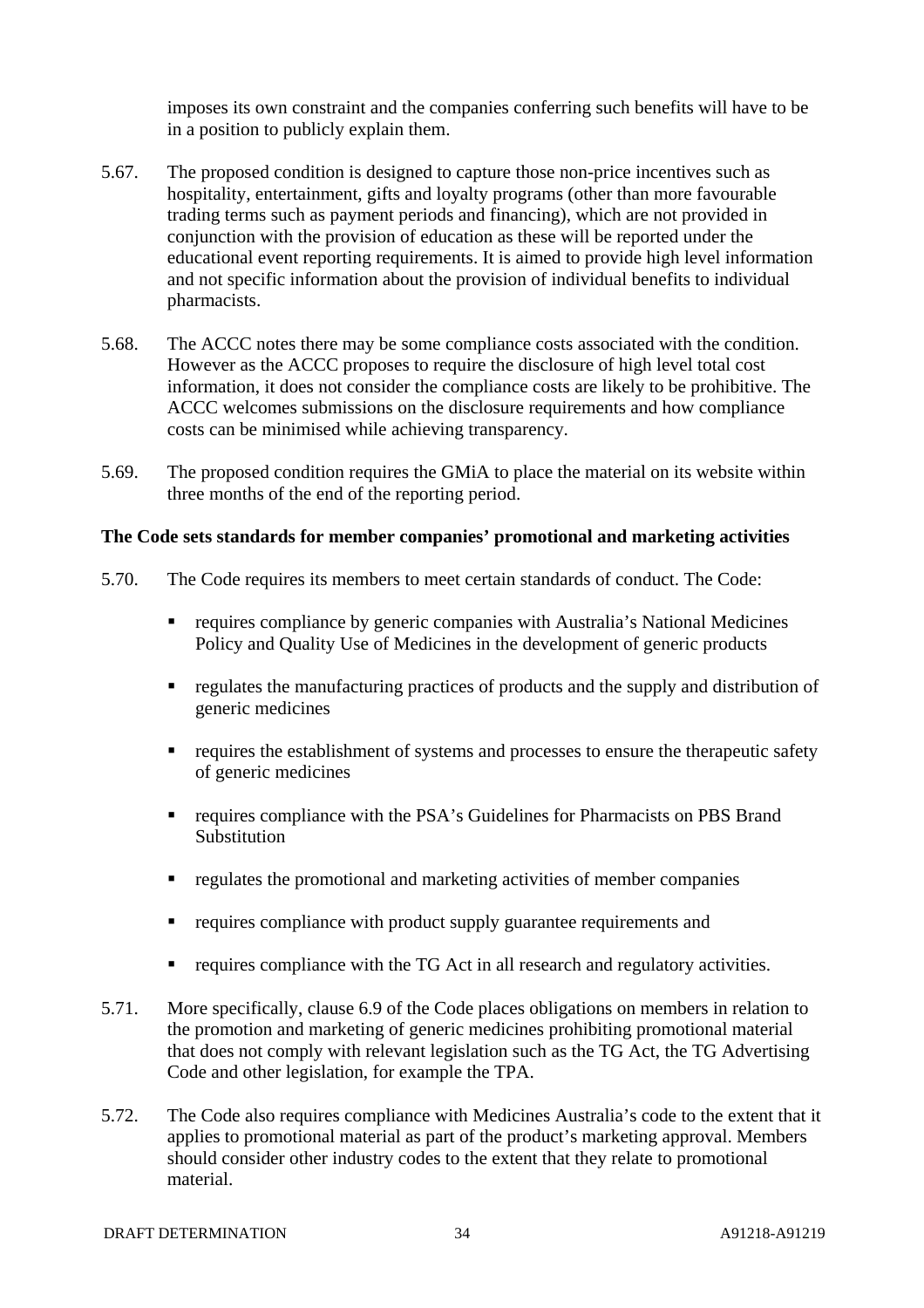imposes its own constraint and the companies conferring such benefits will have to be in a position to publicly explain them.

5.67. The proposed condition is designed to capture those non-price incentives such as hospitality, entertainment, gifts and loyalty programs (other than more favourable trading terms such as payment periods and financing), which are not provided in conjunction with the provision of education as these will be reported under the educational event reporting requirements. It is aimed to provide high level information and not specific information about the provision of individual benefits to individual pharmacists.

5.68. The ACCC notes there may be some compliance costs associated with the condition. However as the ACCC proposes to require the disclosure of high level total cost information, it does not consider the compliance costs are likely to be prohibitive. The ACCC welcomes submissions on the disclosure requirements and how compliance costs can be minimised while achieving transparency.

5.69. The proposed condition requires the GMiA to place the material on its website within three months of the end of the reporting period.

**The Code sets standards for member companies' promotional and marketing activities**

5.70. The Code requires its members to meet certain standards of conduct. The Code:

- requires compliance by generic companies with Australia's National Medicines Policy and Quality Use of Medicines in the development of generic products
- regulates the manufacturing practices of products and the supply and distribution of generic medicines
- requires the establishment of systems and processes to ensure the therapeutic safety of generic medicines
- requires compliance with the PSA's Guidelines for Pharmacists on PBS Brand Substitution
- regulates the promotional and marketing activities of member companies
- requires compliance with product supply guarantee requirements and
- requires compliance with the TG Act in all research and regulatory activities.

5.71. More specifically, clause 6.9 of the Code places obligations on members in relation to the promotion and marketing of generic medicines prohibiting promotional material that does not comply with relevant legislation such as the TG Act, the TG Advertising Code and other legislation, for example the TPA.

5.72. The Code also requires compliance with Medicines Australia's code to the extent that it applies to promotional material as part of the product's marketing approval. Members should consider other industry codes to the extent that they relate to promotional material.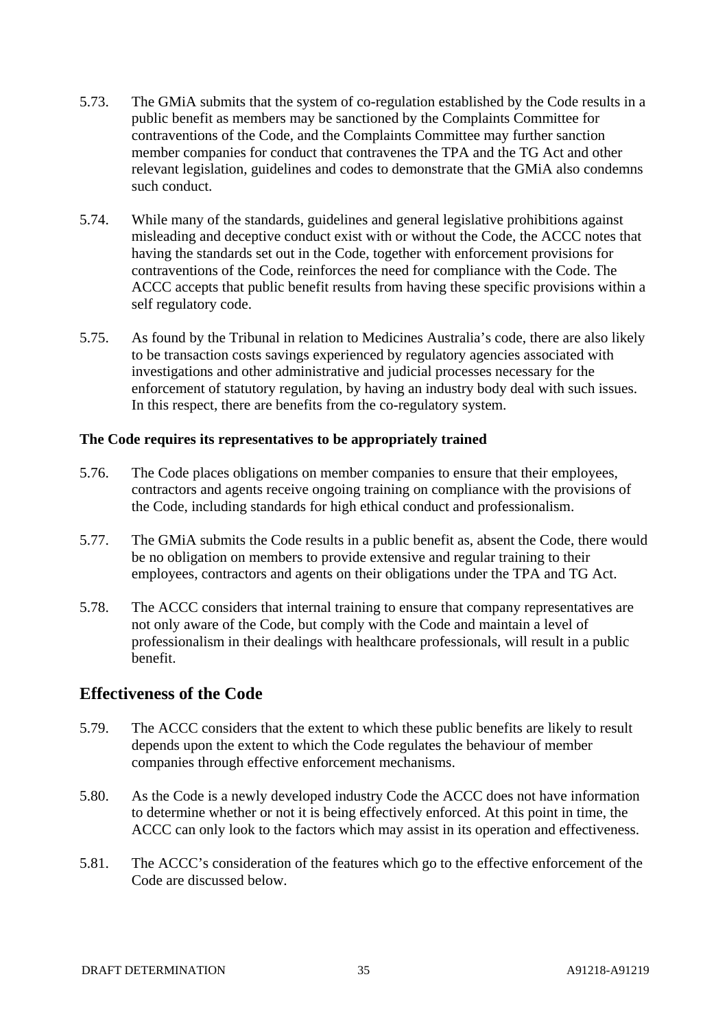5.73. The GMiA submits that the system of co-regulation established by the Code results in a public benefit as members may be sanctioned by the Complaints Committee for contraventions of the Code, and the Complaints Committee may further sanction member companies for conduct that contravenes the TPA and the TG Act and other relevant legislation, guidelines and codes to demonstrate that the GMiA also condemns such conduct.

5.74. While many of the standards, guidelines and general legislative prohibitions against misleading and deceptive conduct exist with or without the Code, the ACCC notes that having the standards set out in the Code, together with enforcement provisions for contraventions of the Code, reinforces the need for compliance with the Code. The ACCC accepts that public benefit results from having these specific provisions within a self regulatory code.

5.75. As found by the Tribunal in relation to Medicines Australia's code, there are also likely to be transaction costs savings experienced by regulatory agencies associated with investigations and other administrative and judicial processes necessary for the enforcement of statutory regulation, by having an industry body deal with such issues. In this respect, there are benefits from the co-regulatory system.

**The Code requires its representatives to be appropriately trained**

5.76. The Code places obligations on member companies to ensure that their employees, contractors and agents receive ongoing training on compliance with the provisions of the Code, including standards for high ethical conduct and professionalism.

5.77. The GMiA submits the Code results in a public benefit as, absent the Code, there would be no obligation on members to provide extensive and regular training to their employees, contractors and agents on their obligations under the TPA and TG Act.

5.78. The ACCC considers that internal training to ensure that company representatives are not only aware of the Code, but comply with the Code and maintain a level of professionalism in their dealings with healthcare professionals, will result in a public benefit.

## Effectiveness of the Code

5.79. The ACCC considers that the extent to which these public benefits are likely to result depends upon the extent to which the Code regulates the behaviour of member companies through effective enforcement mechanisms.

5.80. As the Code is a newly developed industry Code the ACCC does not have information to determine whether or not it is being effectively enforced. At this point in time, the ACCC can only look to the factors which may assist in its operation and effectiveness.

5.81. The ACCC's consideration of the features which go to the effective enforcement of the Code are discussed below.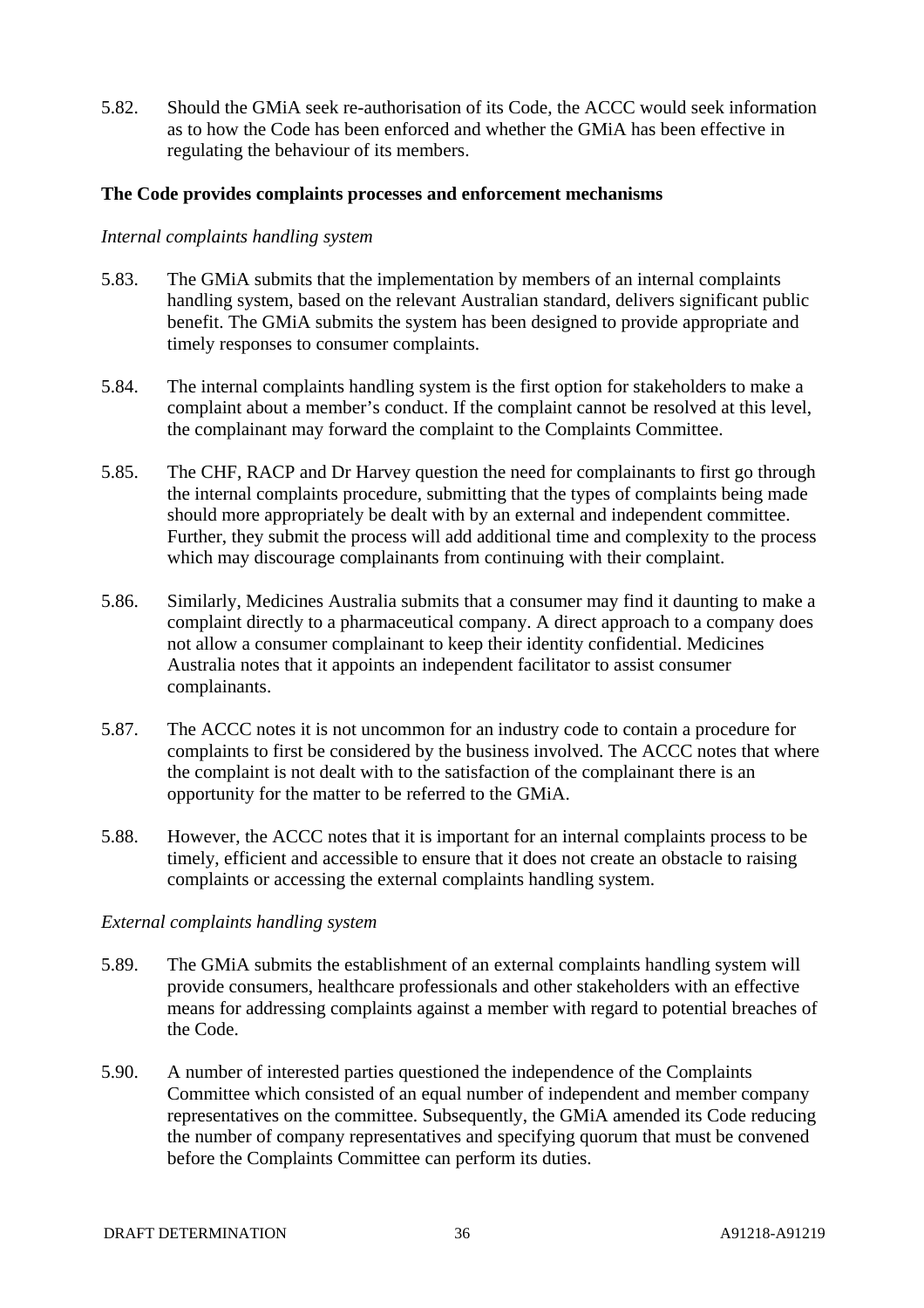5.82. Should the GMiA seek re-authorisation of its Code, the ACCC would seek information as to how the Code has been enforced and whether the GMiA has been effective in regulating the behaviour of its members.

**The Code provides complaints processes and enforcement mechanisms**

*Internal complaints handling system*

5.83. The GMiA submits that the implementation by members of an internal complaints handling system, based on the relevant Australian standard, delivers significant public benefit. The GMiA submits the system has been designed to provide appropriate and timely responses to consumer complaints.

5.84. The internal complaints handling system is the first option for stakeholders to make a complaint about a member's conduct. If the complaint cannot be resolved at this level, the complainant may forward the complaint to the Complaints Committee.

5.85. The CHF, RACP and Dr Harvey question the need for complainants to first go through the internal complaints procedure, submitting that the types of complaints being made should more appropriately be dealt with by an external and independent committee. Further, they submit the process will add additional time and complexity to the process which may discourage complainants from continuing with their complaint.

5.86. Similarly, Medicines Australia submits that a consumer may find it daunting to make a complaint directly to a pharmaceutical company. A direct approach to a company does not allow a consumer complainant to keep their identity confidential. Medicines Australia notes that it appoints an independent facilitator to assist consumer complainants.

5.87. The ACCC notes it is not uncommon for an industry code to contain a procedure for complaints to first be considered by the business involved. The ACCC notes that where the complaint is not dealt with to the satisfaction of the complainant there is an opportunity for the matter to be referred to the GMiA.

5.88. However, the ACCC notes that it is important for an internal complaints process to be timely, efficient and accessible to ensure that it does not create an obstacle to raising complaints or accessing the external complaints handling system.

*External complaints handling system*

5.89. The GMiA submits the establishment of an external complaints handling system will provide consumers, healthcare professionals and other stakeholders with an effective means for addressing complaints against a member with regard to potential breaches of the Code.

5.90. A number of interested parties questioned the independence of the Complaints Committee which consisted of an equal number of independent and member company representatives on the committee. Subsequently, the GMiA amended its Code reducing the number of company representatives and specifying quorum that must be convened before the Complaints Committee can perform its duties.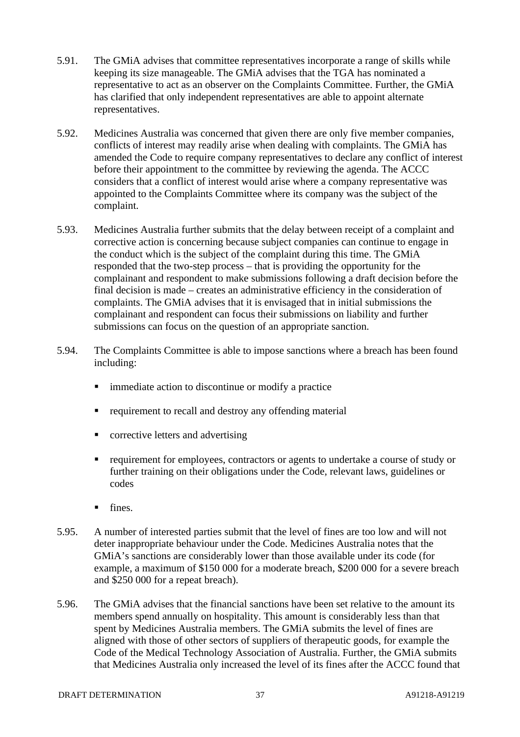5.91. The GMiA advises that committee representatives incorporate a range of skills while keeping its size manageable. The GMiA advises that the TGA has nominated a representative to act as an observer on the Complaints Committee. Further, the GMiA has clarified that only independent representatives are able to appoint alternate representatives.

5.92. Medicines Australia was concerned that given there are only five member companies, conflicts of interest may readily arise when dealing with complaints. The GMiA has amended the Code to require company representatives to declare any conflict of interest before their appointment to the committee by reviewing the agenda. The ACCC considers that a conflict of interest would arise where a company representative was appointed to the Complaints Committee where its company was the subject of the complaint.

5.93. Medicines Australia further submits that the delay between receipt of a complaint and corrective action is concerning because subject companies can continue to engage in the conduct which is the subject of the complaint during this time. The GMiA responded that the two-step process – that is providing the opportunity for the complainant and respondent to make submissions following a draft decision before the final decision is made – creates an administrative efficiency in the consideration of complaints. The GMiA advises that it is envisaged that in initial submissions the complainant and respondent can focus their submissions on liability and further submissions can focus on the question of an appropriate sanction.

5.94. The Complaints Committee is able to impose sanctions where a breach has been found including:

- immediate action to discontinue or modify a practice
- requirement to recall and destroy any offending material
- corrective letters and advertising
- requirement for employees, contractors or agents to undertake a course of study or further training on their obligations under the Code, relevant laws, guidelines or codes
- fines.

5.95. A number of interested parties submit that the level of fines are too low and will not deter inappropriate behaviour under the Code. Medicines Australia notes that the GMiA's sanctions are considerably lower than those available under its code (for example, a maximum of $150 000 for a moderate breach, $200 000 for a severe breach and $250 000 for a repeat breach).

5.96. The GMiA advises that the financial sanctions have been set relative to the amount its members spend annually on hospitality. This amount is considerably less than that spent by Medicines Australia members. The GMiA submits the level of fines are aligned with those of other sectors of suppliers of therapeutic goods, for example the Code of the Medical Technology Association of Australia. Further, the GMiA submits that Medicines Australia only increased the level of its fines after the ACCC found that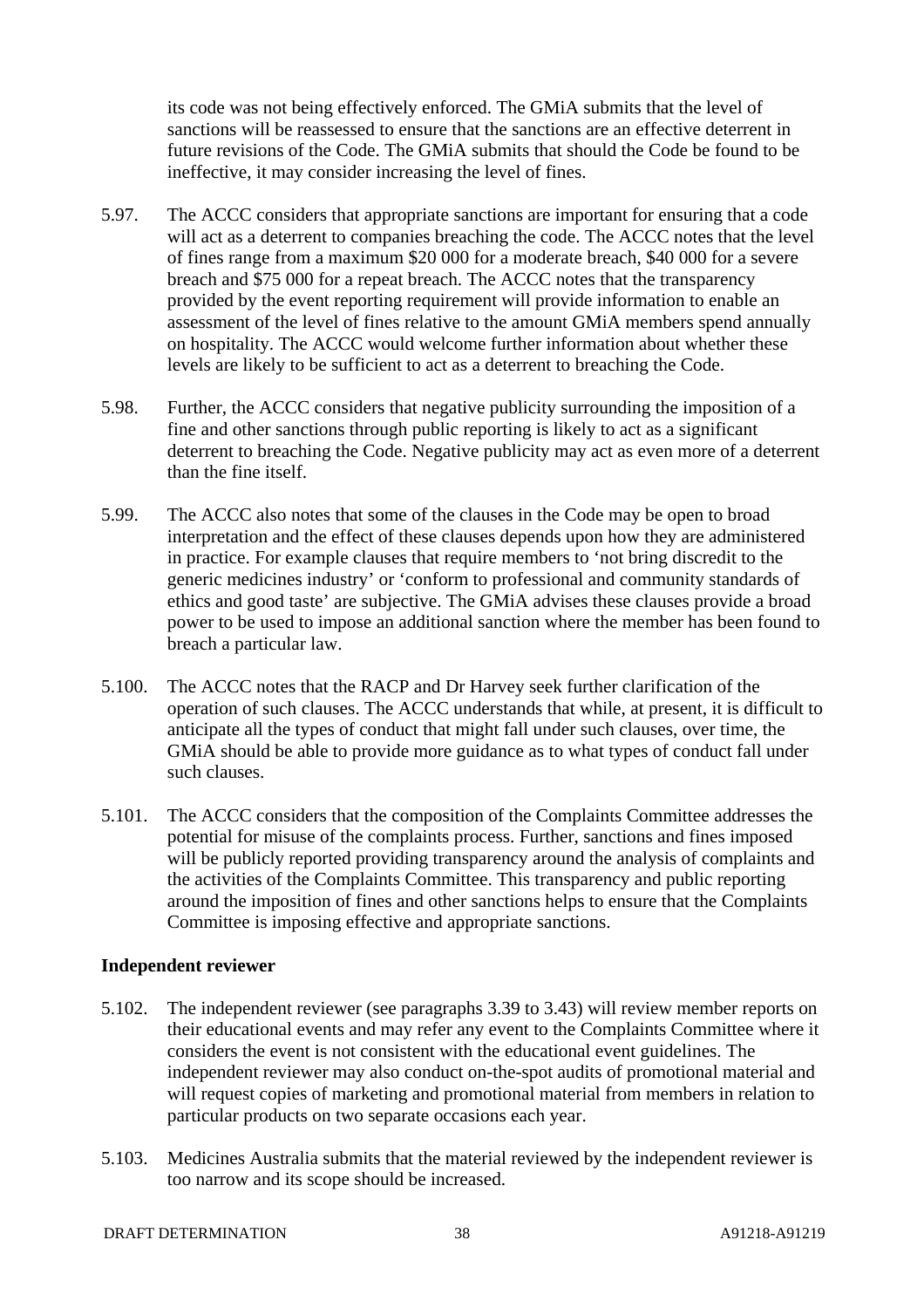its code was not being effectively enforced. The GMiA submits that the level of sanctions will be reassessed to ensure that the sanctions are an effective deterrent in future revisions of the Code. The GMiA submits that should the Code be found to be ineffective, it may consider increasing the level of fines.

5.97. The ACCC considers that appropriate sanctions are important for ensuring that a code will act as a deterrent to companies breaching the code. The ACCC notes that the level of fines range from a maximum $20 000 for a moderate breach, $40 000 for a severe breach and $75 000 for a repeat breach. The ACCC notes that the transparency provided by the event reporting requirement will provide information to enable an assessment of the level of fines relative to the amount GMiA members spend annually on hospitality. The ACCC would welcome further information about whether these levels are likely to be sufficient to act as a deterrent to breaching the Code.

5.98. Further, the ACCC considers that negative publicity surrounding the imposition of a fine and other sanctions through public reporting is likely to act as a significant deterrent to breaching the Code. Negative publicity may act as even more of a deterrent than the fine itself.

5.99. The ACCC also notes that some of the clauses in the Code may be open to broad interpretation and the effect of these clauses depends upon how they are administered in practice. For example clauses that require members to 'not bring discredit to the generic medicines industry' or 'conform to professional and community standards of ethics and good taste' are subjective. The GMiA advises these clauses provide a broad power to be used to impose an additional sanction where the member has been found to breach a particular law.

5.100. The ACCC notes that the RACP and Dr Harvey seek further clarification of the operation of such clauses. The ACCC understands that while, at present, it is difficult to anticipate all the types of conduct that might fall under such clauses, over time, the GMiA should be able to provide more guidance as to what types of conduct fall under such clauses.

5.101. The ACCC considers that the composition of the Complaints Committee addresses the potential for misuse of the complaints process. Further, sanctions and fines imposed will be publicly reported providing transparency around the analysis of complaints and the activities of the Complaints Committee. This transparency and public reporting around the imposition of fines and other sanctions helps to ensure that the Complaints Committee is imposing effective and appropriate sanctions.

**Independent reviewer**

5.102. The independent reviewer (see paragraphs 3.39 to 3.43) will review member reports on their educational events and may refer any event to the Complaints Committee where it considers the event is not consistent with the educational event guidelines. The independent reviewer may also conduct on-the-spot audits of promotional material and will request copies of marketing and promotional material from members in relation to particular products on two separate occasions each year.

5.103. Medicines Australia submits that the material reviewed by the independent reviewer is too narrow and its scope should be increased.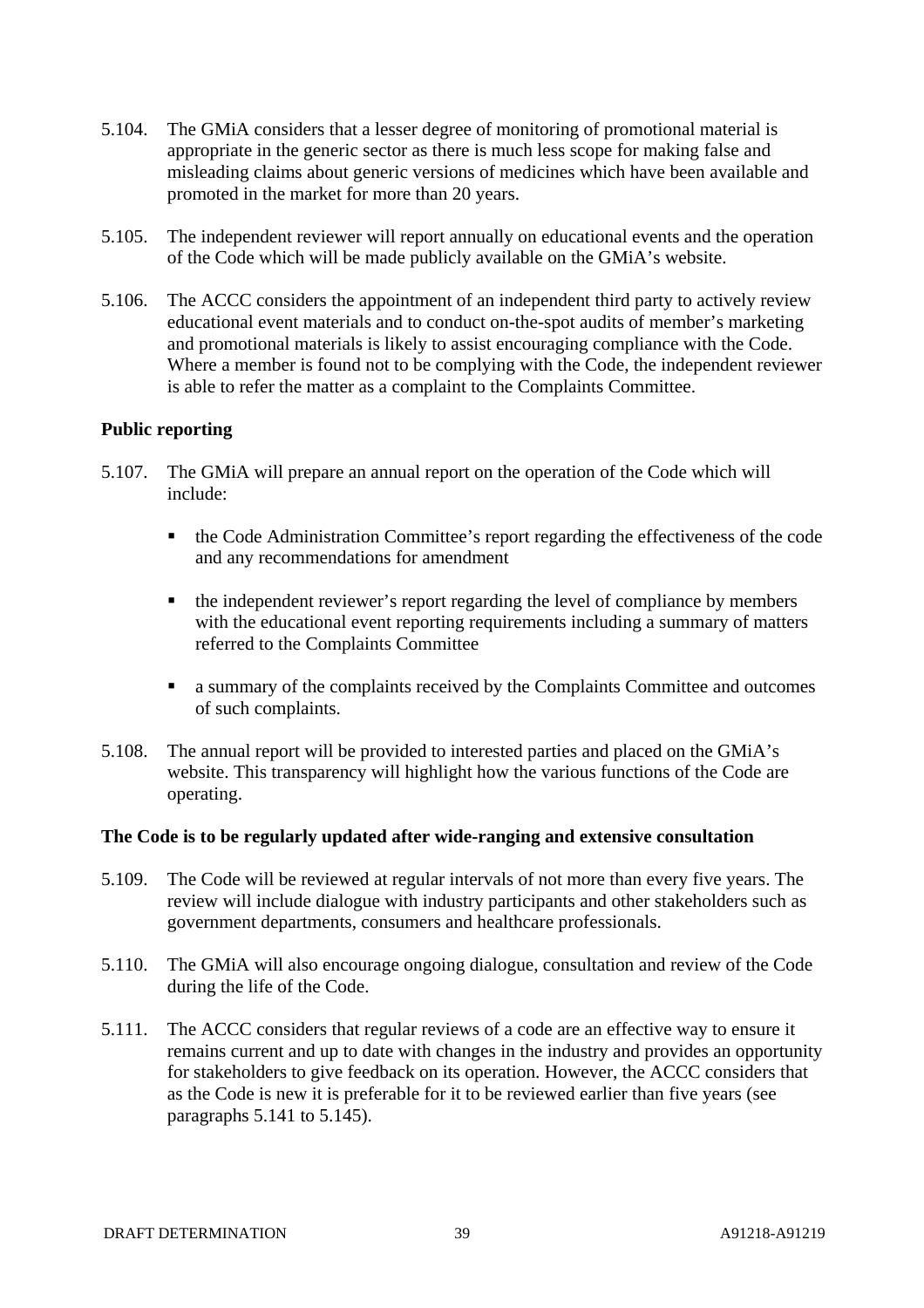5.104. The GMiA considers that a lesser degree of monitoring of promotional material is appropriate in the generic sector as there is much less scope for making false and misleading claims about generic versions of medicines which have been available and promoted in the market for more than 20 years.

5.105. The independent reviewer will report annually on educational events and the operation of the Code which will be made publicly available on the GMiA's website.

5.106. The ACCC considers the appointment of an independent third party to actively review educational event materials and to conduct on-the-spot audits of member's marketing and promotional materials is likely to assist encouraging compliance with the Code. Where a member is found not to be complying with the Code, the independent reviewer is able to refer the matter as a complaint to the Complaints Committee.

**Public reporting**

5.107. The GMiA will prepare an annual report on the operation of the Code which will include:

- the Code Administration Committee's report regarding the effectiveness of the code and any recommendations for amendment
- the independent reviewer's report regarding the level of compliance by members with the educational event reporting requirements including a summary of matters referred to the Complaints Committee
- a summary of the complaints received by the Complaints Committee and outcomes of such complaints.

5.108. The annual report will be provided to interested parties and placed on the GMiA's website. This transparency will highlight how the various functions of the Code are operating.

**The Code is to be regularly updated after wide-ranging and extensive consultation**

5.109. The Code will be reviewed at regular intervals of not more than every five years. The review will include dialogue with industry participants and other stakeholders such as government departments, consumers and healthcare professionals.

5.110. The GMiA will also encourage ongoing dialogue, consultation and review of the Code during the life of the Code.

5.111. The ACCC considers that regular reviews of a code are an effective way to ensure it remains current and up to date with changes in the industry and provides an opportunity for stakeholders to give feedback on its operation. However, the ACCC considers that as the Code is new it is preferable for it to be reviewed earlier than five years (see paragraphs 5.141 to 5.145).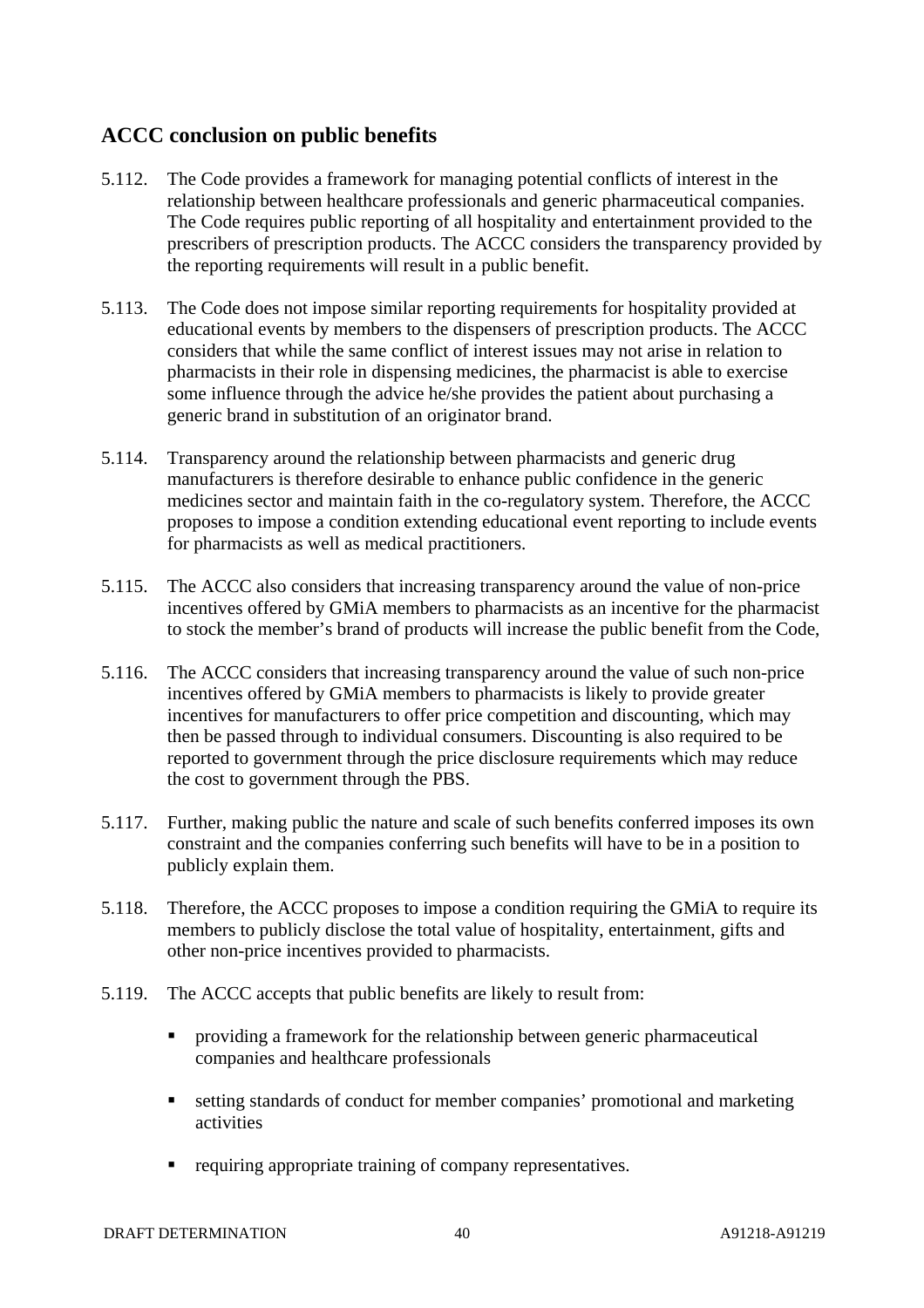## ACCC conclusion on public benefits

5.112. The Code provides a framework for managing potential conflicts of interest in the relationship between healthcare professionals and generic pharmaceutical companies. The Code requires public reporting of all hospitality and entertainment provided to the prescribers of prescription products. The ACCC considers the transparency provided by the reporting requirements will result in a public benefit.

5.113. The Code does not impose similar reporting requirements for hospitality provided at educational events by members to the dispensers of prescription products. The ACCC considers that while the same conflict of interest issues may not arise in relation to pharmacists in their role in dispensing medicines, the pharmacist is able to exercise some influence through the advice he/she provides the patient about purchasing a generic brand in substitution of an originator brand.

5.114. Transparency around the relationship between pharmacists and generic drug manufacturers is therefore desirable to enhance public confidence in the generic medicines sector and maintain faith in the co-regulatory system. Therefore, the ACCC proposes to impose a condition extending educational event reporting to include events for pharmacists as well as medical practitioners.

5.115. The ACCC also considers that increasing transparency around the value of non-price incentives offered by GMiA members to pharmacists as an incentive for the pharmacist to stock the member's brand of products will increase the public benefit from the Code,

5.116. The ACCC considers that increasing transparency around the value of such non-price incentives offered by GMiA members to pharmacists is likely to provide greater incentives for manufacturers to offer price competition and discounting, which may then be passed through to individual consumers. Discounting is also required to be reported to government through the price disclosure requirements which may reduce the cost to government through the PBS.

5.117. Further, making public the nature and scale of such benefits conferred imposes its own constraint and the companies conferring such benefits will have to be in a position to publicly explain them.

5.118. Therefore, the ACCC proposes to impose a condition requiring the GMiA to require its members to publicly disclose the total value of hospitality, entertainment, gifts and other non-price incentives provided to pharmacists.

5.119. The ACCC accepts that public benefits are likely to result from:

- providing a framework for the relationship between generic pharmaceutical companies and healthcare professionals
- setting standards of conduct for member companies' promotional and marketing activities
- requiring appropriate training of company representatives.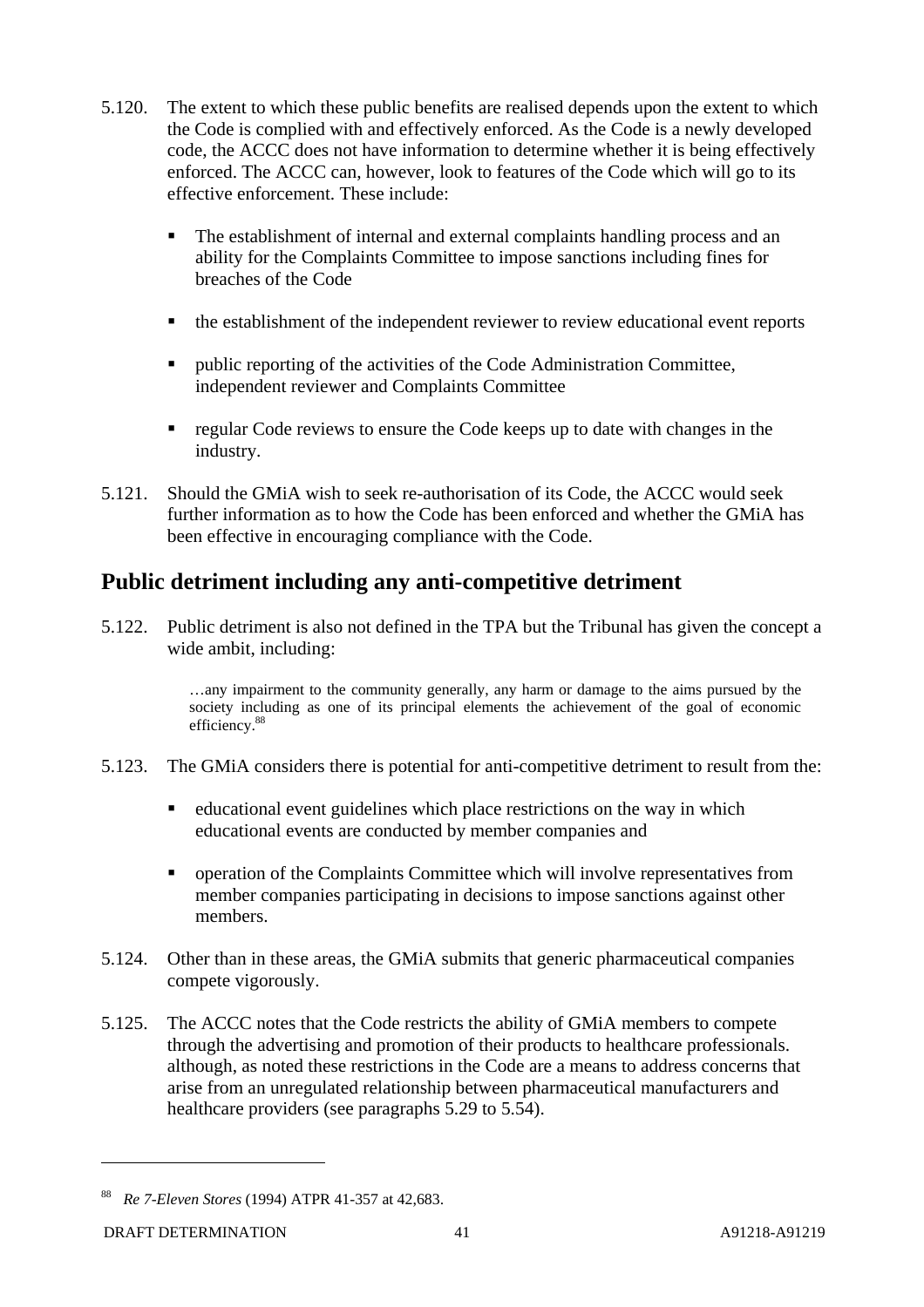5.120. The extent to which these public benefits are realised depends upon the extent to which the Code is complied with and effectively enforced. As the Code is a newly developed code, the ACCC does not have information to determine whether it is being effectively enforced. The ACCC can, however, look to features of the Code which will go to its effective enforcement. These include:

- The establishment of internal and external complaints handling process and an ability for the Complaints Committee to impose sanctions including fines for breaches of the Code
- the establishment of the independent reviewer to review educational event reports
- public reporting of the activities of the Code Administration Committee, independent reviewer and Complaints Committee
- regular Code reviews to ensure the Code keeps up to date with changes in the industry.

5.121. Should the GMiA wish to seek re-authorisation of its Code, the ACCC would seek further information as to how the Code has been enforced and whether the GMiA has been effective in encouraging compliance with the Code.

## Public detriment including any anti-competitive detriment

5.122. Public detriment is also not defined in the TPA but the Tribunal has given the concept a wide ambit, including:

> …any impairment to the community generally, any harm or damage to the aims pursued by the society including as one of its principal elements the achievement of the goal of economic efficiency.[88]

5.123. The GMiA considers there is potential for anti-competitive detriment to result from the:

- educational event guidelines which place restrictions on the way in which educational events are conducted by member companies and
- operation of the Complaints Committee which will involve representatives from member companies participating in decisions to impose sanctions against other members.

5.124. Other than in these areas, the GMiA submits that generic pharmaceutical companies compete vigorously.

5.125. The ACCC notes that the Code restricts the ability of GMiA members to compete through the advertising and promotion of their products to healthcare professionals. although, as noted these restrictions in the Code are a means to address concerns that arise from an unregulated relationship between pharmaceutical manufacturers and healthcare providers (see paragraphs 5.29 to 5.54).

---

[88] *Re 7-Eleven Stores* (1994) ATPR 41-357 at 42,683.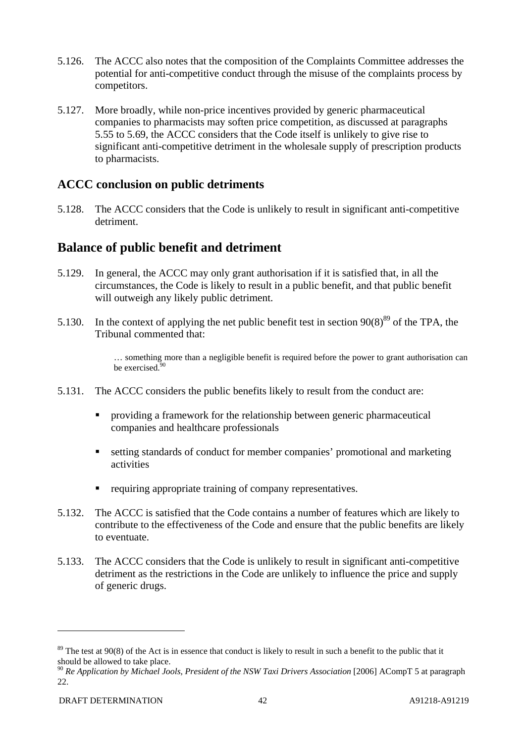5.126. The ACCC also notes that the composition of the Complaints Committee addresses the potential for anti-competitive conduct through the misuse of the complaints process by competitors.

5.127. More broadly, while non-price incentives provided by generic pharmaceutical companies to pharmacists may soften price competition, as discussed at paragraphs 5.55 to 5.69, the ACCC considers that the Code itself is unlikely to give rise to significant anti-competitive detriment in the wholesale supply of prescription products to pharmacists.

### ACCC conclusion on public detriments

5.128. The ACCC considers that the Code is unlikely to result in significant anti-competitive detriment.

## Balance of public benefit and detriment

5.129. In general, the ACCC may only grant authorisation if it is satisfied that, in all the circumstances, the Code is likely to result in a public benefit, and that public benefit will outweigh any likely public detriment.

5.130. In the context of applying the net public benefit test in section 90(8)[89] of the TPA, the Tribunal commented that:

> … something more than a negligible benefit is required before the power to grant authorisation can be exercised.[90]

5.131. The ACCC considers the public benefits likely to result from the conduct are:

- providing a framework for the relationship between generic pharmaceutical companies and healthcare professionals
- setting standards of conduct for member companies' promotional and marketing activities
- requiring appropriate training of company representatives.

5.132. The ACCC is satisfied that the Code contains a number of features which are likely to contribute to the effectiveness of the Code and ensure that the public benefits are likely to eventuate.

5.133. The ACCC considers that the Code is unlikely to result in significant anti-competitive detriment as the restrictions in the Code are unlikely to influence the price and supply of generic drugs.

---

[89] The test at 90(8) of the Act is in essence that conduct is likely to result in such a benefit to the public that it should be allowed to take place.

[90] *Re Application by Michael Jools, President of the NSW Taxi Drivers Association* [2006] ACompT 5 at paragraph 22.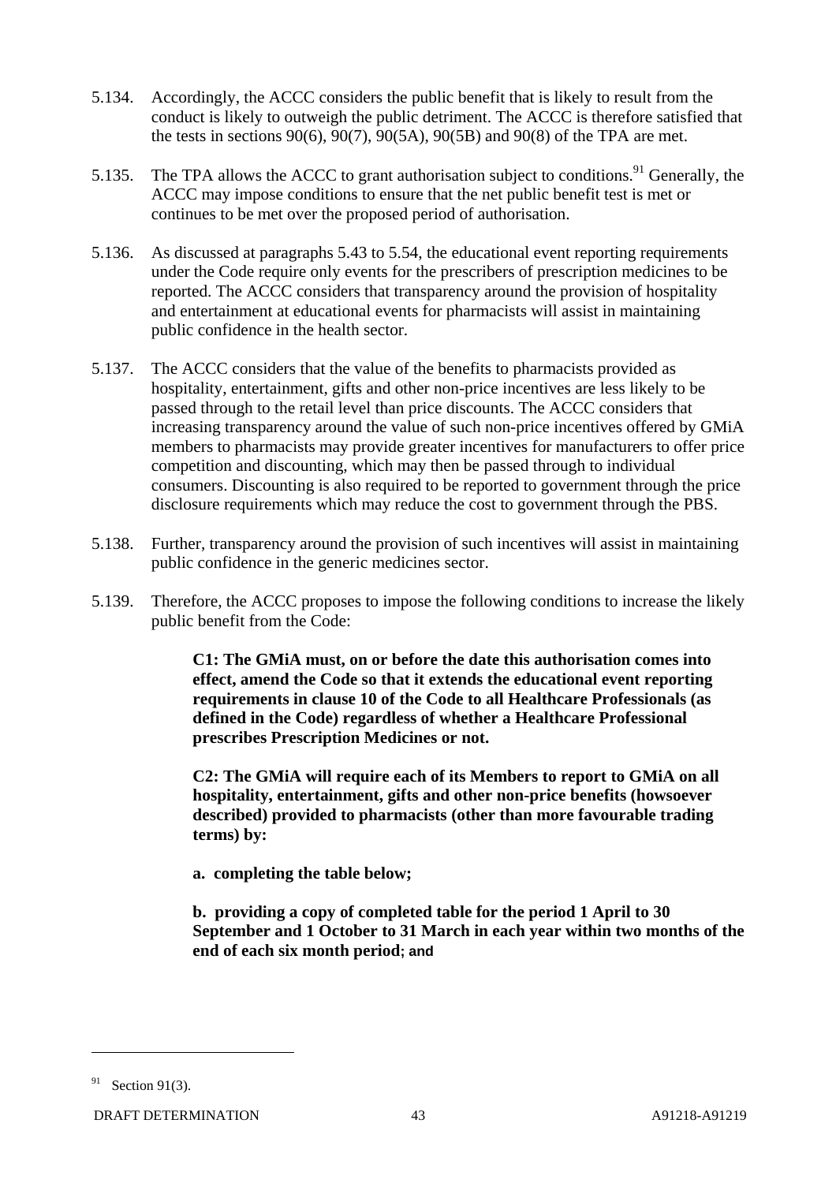5.134. Accordingly, the ACCC considers the public benefit that is likely to result from the conduct is likely to outweigh the public detriment. The ACCC is therefore satisfied that the tests in sections 90(6), 90(7), 90(5A), 90(5B) and 90(8) of the TPA are met.

5.135. The TPA allows the ACCC to grant authorisation subject to conditions.[91] Generally, the ACCC may impose conditions to ensure that the net public benefit test is met or continues to be met over the proposed period of authorisation.

5.136. As discussed at paragraphs 5.43 to 5.54, the educational event reporting requirements under the Code require only events for the prescribers of prescription medicines to be reported. The ACCC considers that transparency around the provision of hospitality and entertainment at educational events for pharmacists will assist in maintaining public confidence in the health sector.

5.137. The ACCC considers that the value of the benefits to pharmacists provided as hospitality, entertainment, gifts and other non-price incentives are less likely to be passed through to the retail level than price discounts. The ACCC considers that increasing transparency around the value of such non-price incentives offered by GMiA members to pharmacists may provide greater incentives for manufacturers to offer price competition and discounting, which may then be passed through to individual consumers. Discounting is also required to be reported to government through the price disclosure requirements which may reduce the cost to government through the PBS.

5.138. Further, transparency around the provision of such incentives will assist in maintaining public confidence in the generic medicines sector.

5.139. Therefore, the ACCC proposes to impose the following conditions to increase the likely public benefit from the Code:

> **C1: The GMiA must, on or before the date this authorisation comes into effect, amend the Code so that it extends the educational event reporting requirements in clause 10 of the Code to all Healthcare Professionals (as defined in the Code) regardless of whether a Healthcare Professional prescribes Prescription Medicines or not.**
>
> **C2: The GMiA will require each of its Members to report to GMiA on all hospitality, entertainment, gifts and other non-price benefits (howsoever described) provided to pharmacists (other than more favourable trading terms) by:**
>
> **a. completing the table below;**
>
> **b. providing a copy of completed table for the period 1 April to 30 September and 1 October to 31 March in each year within two months of the end of each six month period; and**

---

[91] Section 91(3).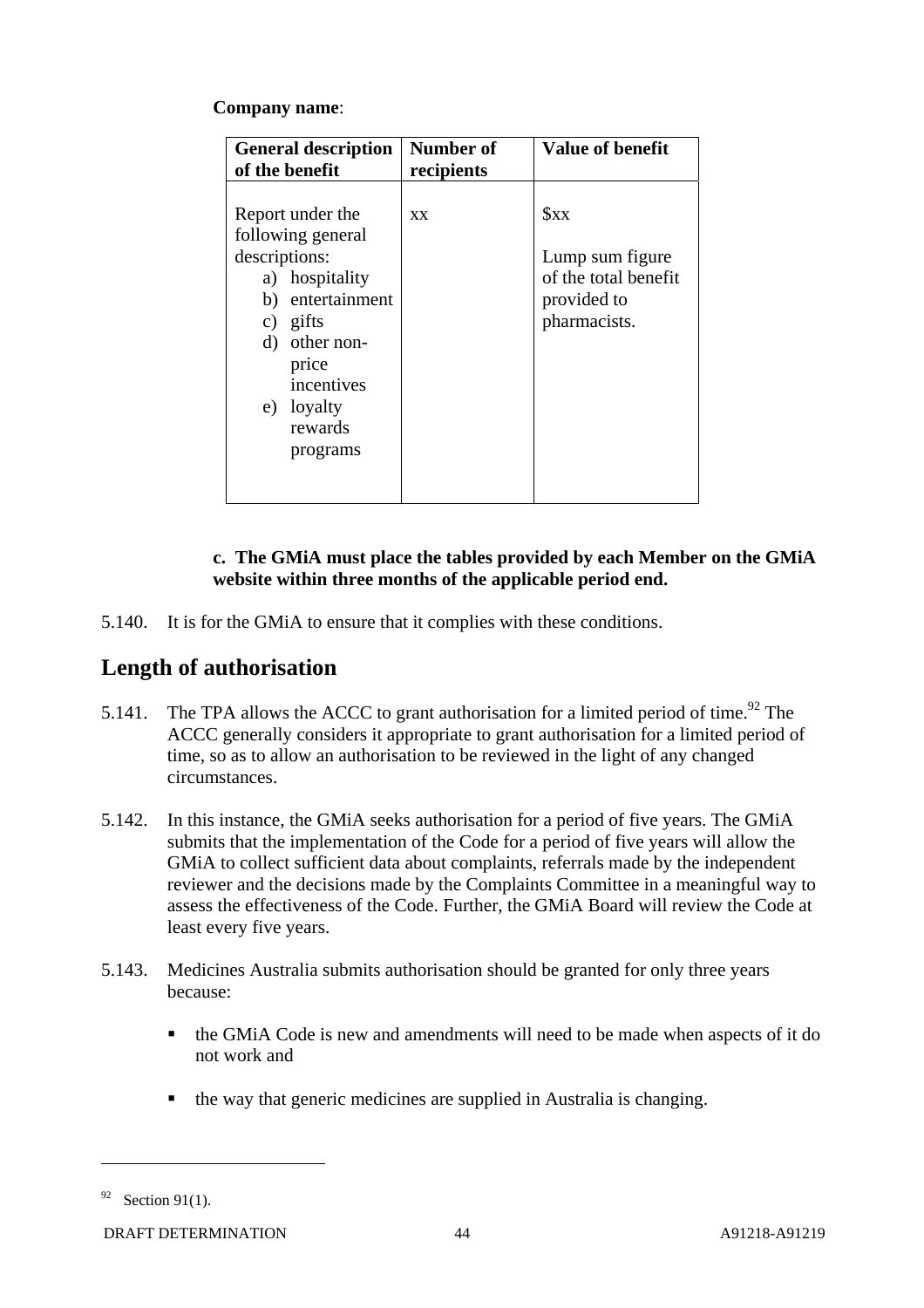**Company name**:

| General description of the benefit | Number of recipients | Value of benefit |
|---|---|---|
| Report under the following general descriptions:<br>a) hospitality<br>b) entertainment<br>c) gifts<br>d) other non-price incentives<br>e) loyalty rewards programs | xx | $xx<br><br>Lump sum figure of the total benefit provided to pharmacists. |

**c. The GMiA must place the tables provided by each Member on the GMiA website within three months of the applicable period end.**

5.140. It is for the GMiA to ensure that it complies with these conditions.

## Length of authorisation

5.141. The TPA allows the ACCC to grant authorisation for a limited period of time.[92] The ACCC generally considers it appropriate to grant authorisation for a limited period of time, so as to allow an authorisation to be reviewed in the light of any changed circumstances.

5.142. In this instance, the GMiA seeks authorisation for a period of five years. The GMiA submits that the implementation of the Code for a period of five years will allow the GMiA to collect sufficient data about complaints, referrals made by the independent reviewer and the decisions made by the Complaints Committee in a meaningful way to assess the effectiveness of the Code. Further, the GMiA Board will review the Code at least every five years.

5.143. Medicines Australia submits authorisation should be granted for only three years because:

- the GMiA Code is new and amendments will need to be made when aspects of it do not work and
- the way that generic medicines are supplied in Australia is changing.

---

[92] Section 91(1).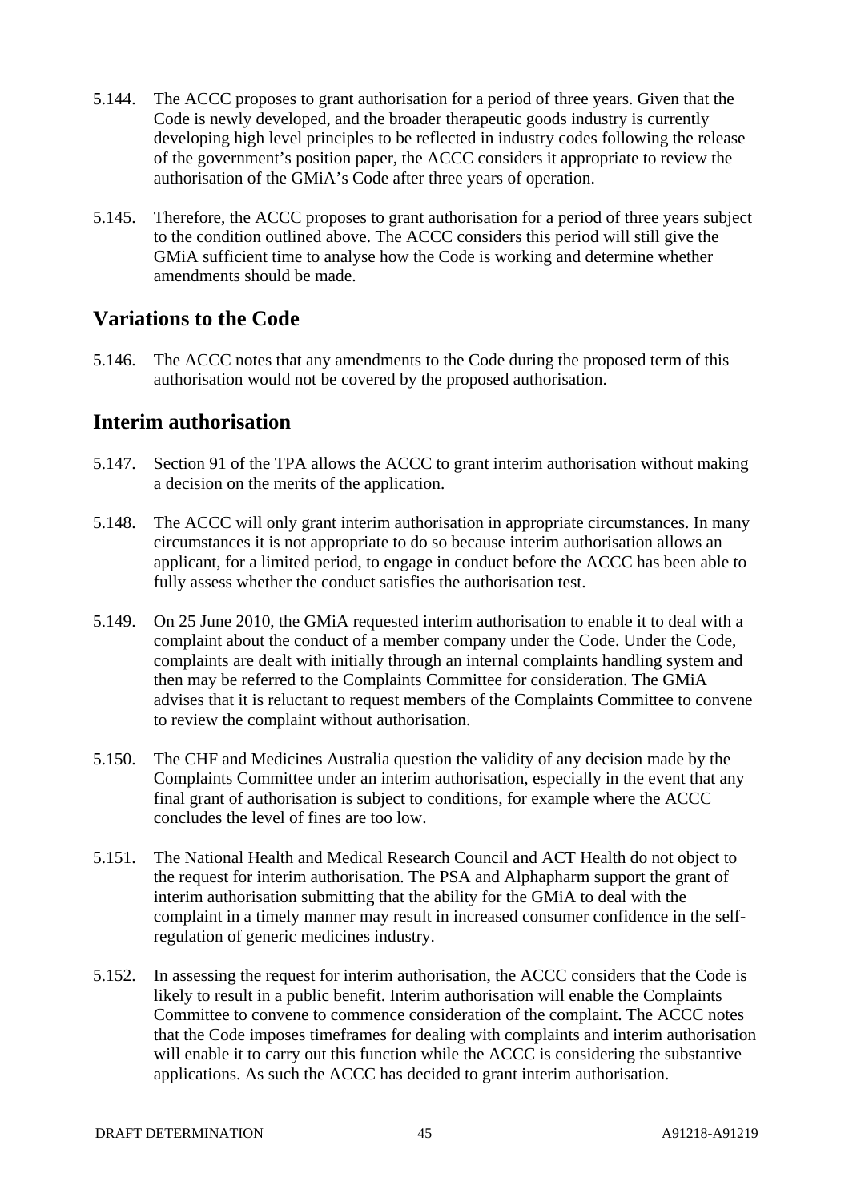5.144. The ACCC proposes to grant authorisation for a period of three years. Given that the Code is newly developed, and the broader therapeutic goods industry is currently developing high level principles to be reflected in industry codes following the release of the government's position paper, the ACCC considers it appropriate to review the authorisation of the GMiA's Code after three years of operation.

5.145. Therefore, the ACCC proposes to grant authorisation for a period of three years subject to the condition outlined above. The ACCC considers this period will still give the GMiA sufficient time to analyse how the Code is working and determine whether amendments should be made.

## Variations to the Code

5.146. The ACCC notes that any amendments to the Code during the proposed term of this authorisation would not be covered by the proposed authorisation.

## Interim authorisation

5.147. Section 91 of the TPA allows the ACCC to grant interim authorisation without making a decision on the merits of the application.

5.148. The ACCC will only grant interim authorisation in appropriate circumstances. In many circumstances it is not appropriate to do so because interim authorisation allows an applicant, for a limited period, to engage in conduct before the ACCC has been able to fully assess whether the conduct satisfies the authorisation test.

5.149. On 25 June 2010, the GMiA requested interim authorisation to enable it to deal with a complaint about the conduct of a member company under the Code. Under the Code, complaints are dealt with initially through an internal complaints handling system and then may be referred to the Complaints Committee for consideration. The GMiA advises that it is reluctant to request members of the Complaints Committee to convene to review the complaint without authorisation.

5.150. The CHF and Medicines Australia question the validity of any decision made by the Complaints Committee under an interim authorisation, especially in the event that any final grant of authorisation is subject to conditions, for example where the ACCC concludes the level of fines are too low.

5.151. The National Health and Medical Research Council and ACT Health do not object to the request for interim authorisation. The PSA and Alphapharm support the grant of interim authorisation submitting that the ability for the GMiA to deal with the complaint in a timely manner may result in increased consumer confidence in the self-regulation of generic medicines industry.

5.152. In assessing the request for interim authorisation, the ACCC considers that the Code is likely to result in a public benefit. Interim authorisation will enable the Complaints Committee to convene to commence consideration of the complaint. The ACCC notes that the Code imposes timeframes for dealing with complaints and interim authorisation will enable it to carry out this function while the ACCC is considering the substantive applications. As such the ACCC has decided to grant interim authorisation.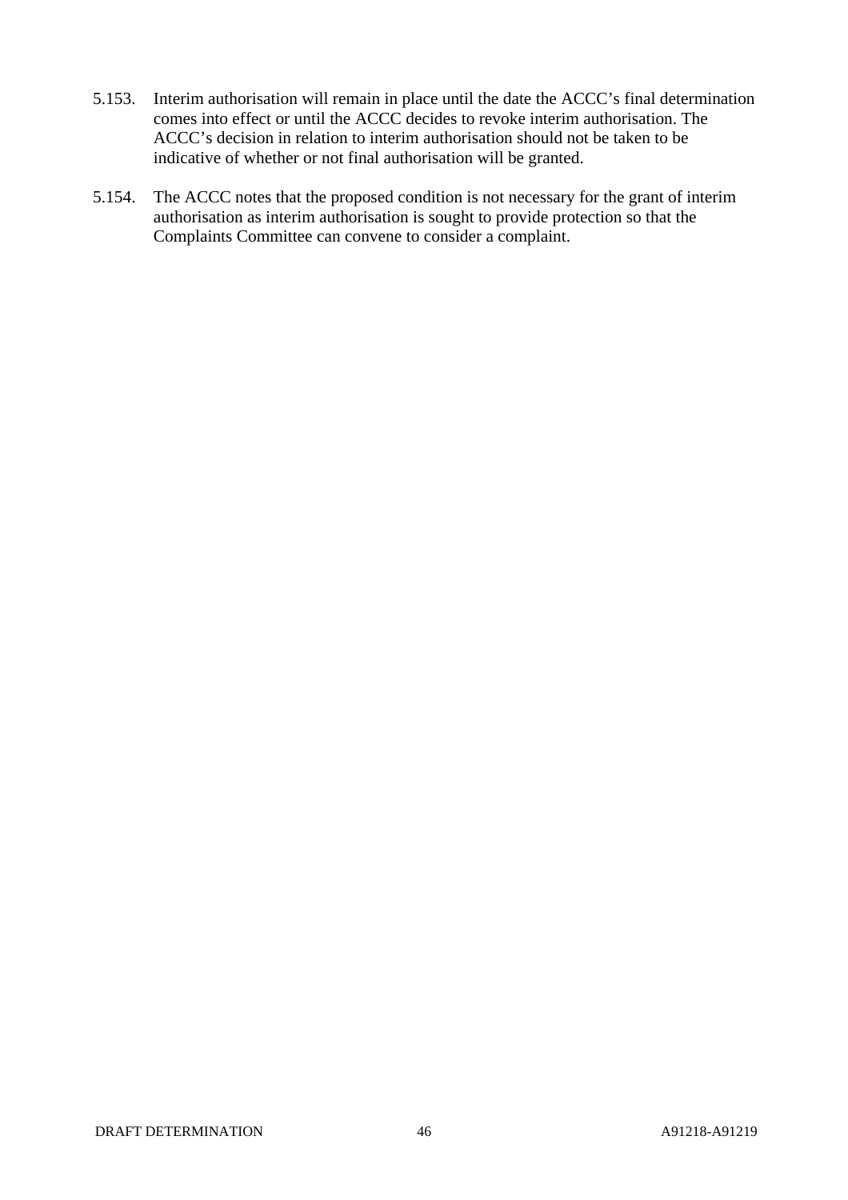5.153. Interim authorisation will remain in place until the date the ACCC's final determination comes into effect or until the ACCC decides to revoke interim authorisation. The ACCC's decision in relation to interim authorisation should not be taken to be indicative of whether or not final authorisation will be granted.

5.154. The ACCC notes that the proposed condition is not necessary for the grant of interim authorisation as interim authorisation is sought to provide protection so that the Complaints Committee can convene to consider a complaint.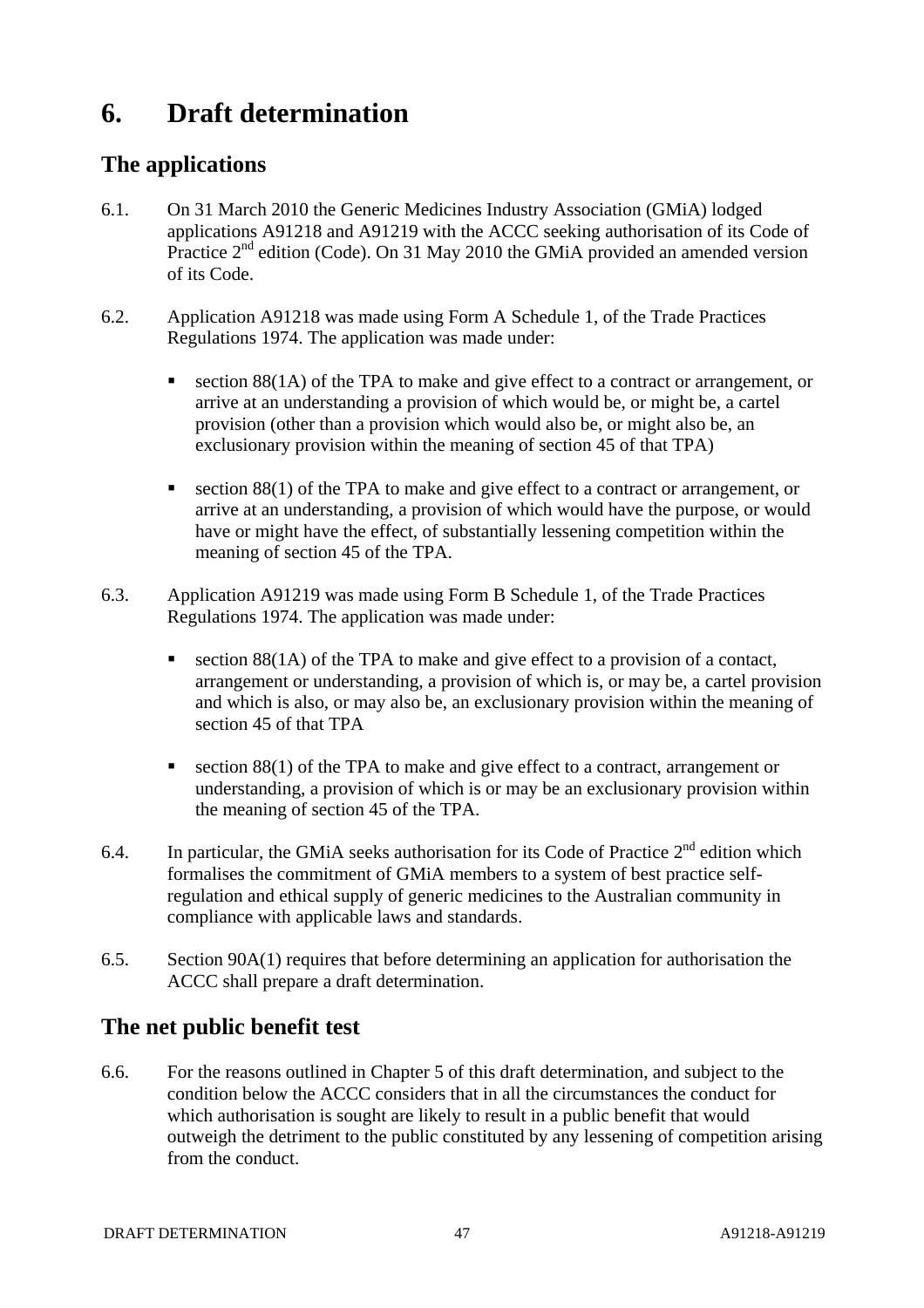# 6. Draft determination

## The applications

6.1. On 31 March 2010 the Generic Medicines Industry Association (GMiA) lodged applications A91218 and A91219 with the ACCC seeking authorisation of its Code of Practice 2nd edition (Code). On 31 May 2010 the GMiA provided an amended version of its Code.

6.2. Application A91218 was made using Form A Schedule 1, of the Trade Practices Regulations 1974. The application was made under:

- section 88(1A) of the TPA to make and give effect to a contract or arrangement, or arrive at an understanding a provision of which would be, or might be, a cartel provision (other than a provision which would also be, or might also be, an exclusionary provision within the meaning of section 45 of that TPA)
- section 88(1) of the TPA to make and give effect to a contract or arrangement, or arrive at an understanding, a provision of which would have the purpose, or would have or might have the effect, of substantially lessening competition within the meaning of section 45 of the TPA.

6.3. Application A91219 was made using Form B Schedule 1, of the Trade Practices Regulations 1974. The application was made under:

- section 88(1A) of the TPA to make and give effect to a provision of a contact, arrangement or understanding, a provision of which is, or may be, a cartel provision and which is also, or may also be, an exclusionary provision within the meaning of section 45 of that TPA
- section 88(1) of the TPA to make and give effect to a contract, arrangement or understanding, a provision of which is or may be an exclusionary provision within the meaning of section 45 of the TPA.

6.4. In particular, the GMiA seeks authorisation for its Code of Practice 2nd edition which formalises the commitment of GMiA members to a system of best practice self-regulation and ethical supply of generic medicines to the Australian community in compliance with applicable laws and standards.

6.5. Section 90A(1) requires that before determining an application for authorisation the ACCC shall prepare a draft determination.

## The net public benefit test

6.6. For the reasons outlined in Chapter 5 of this draft determination, and subject to the condition below the ACCC considers that in all the circumstances the conduct for which authorisation is sought are likely to result in a public benefit that would outweigh the detriment to the public constituted by any lessening of competition arising from the conduct.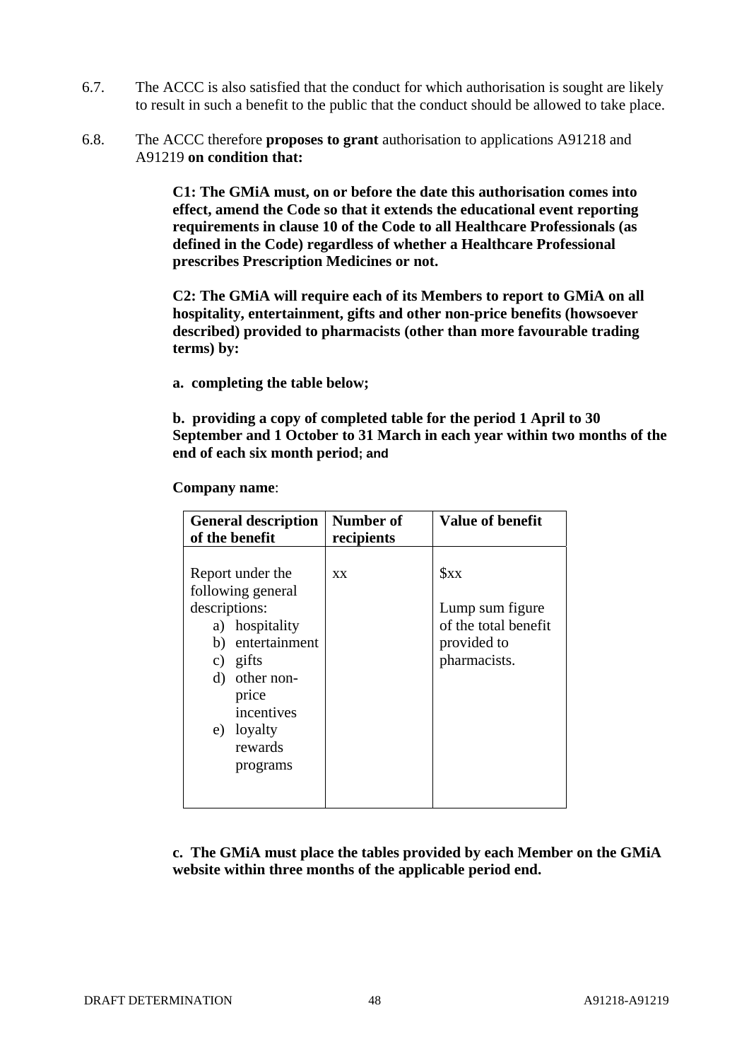6.7. The ACCC is also satisfied that the conduct for which authorisation is sought are likely to result in such a benefit to the public that the conduct should be allowed to take place.

6.8. The ACCC therefore **proposes to grant** authorisation to applications A91218 and A91219 **on condition that:**

> **C1: The GMiA must, on or before the date this authorisation comes into effect, amend the Code so that it extends the educational event reporting requirements in clause 10 of the Code to all Healthcare Professionals (as defined in the Code) regardless of whether a Healthcare Professional prescribes Prescription Medicines or not.**
>
> **C2: The GMiA will require each of its Members to report to GMiA on all hospitality, entertainment, gifts and other non-price benefits (howsoever described) provided to pharmacists (other than more favourable trading terms) by:**
>
> **a. completing the table below;**
>
> **b. providing a copy of completed table for the period 1 April to 30 September and 1 October to 31 March in each year within two months of the end of each six month period; and**
>
> **Company name**:
>
> | General description of the benefit | Number of recipients | Value of benefit |
> |---|---|---|
> | Report under the following general descriptions:<br>a) hospitality<br>b) entertainment<br>c) gifts<br>d) other non-price incentives<br>e) loyalty rewards programs | xx | $xx<br><br>Lump sum figure of the total benefit provided to pharmacists. |
>
> **c. The GMiA must place the tables provided by each Member on the GMiA website within three months of the applicable period end.**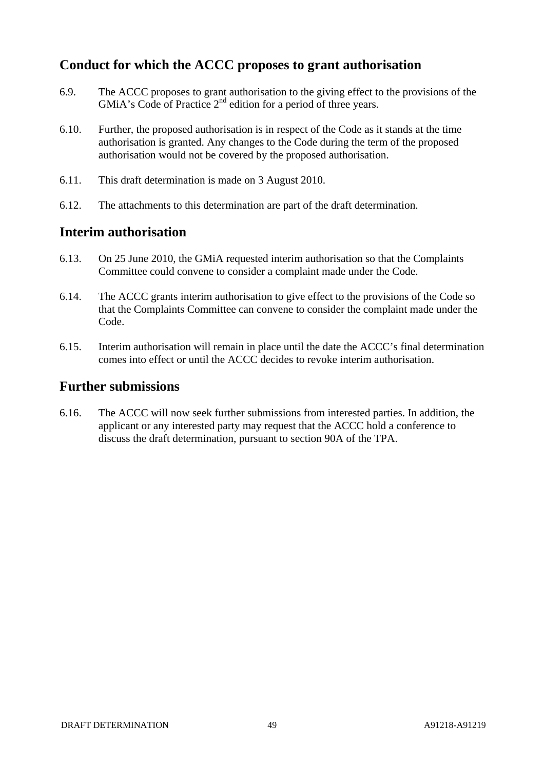## Conduct for which the ACCC proposes to grant authorisation

6.9. The ACCC proposes to grant authorisation to the giving effect to the provisions of the GMiA's Code of Practice 2$^{nd}$ edition for a period of three years.

6.10. Further, the proposed authorisation is in respect of the Code as it stands at the time authorisation is granted. Any changes to the Code during the term of the proposed authorisation would not be covered by the proposed authorisation.

6.11. This draft determination is made on 3 August 2010.

6.12. The attachments to this determination are part of the draft determination.

## Interim authorisation

6.13. On 25 June 2010, the GMiA requested interim authorisation so that the Complaints Committee could convene to consider a complaint made under the Code.

6.14. The ACCC grants interim authorisation to give effect to the provisions of the Code so that the Complaints Committee can convene to consider the complaint made under the Code.

6.15. Interim authorisation will remain in place until the date the ACCC's final determination comes into effect or until the ACCC decides to revoke interim authorisation.

## Further submissions

6.16. The ACCC will now seek further submissions from interested parties. In addition, the applicant or any interested party may request that the ACCC hold a conference to discuss the draft determination, pursuant to section 90A of the TPA.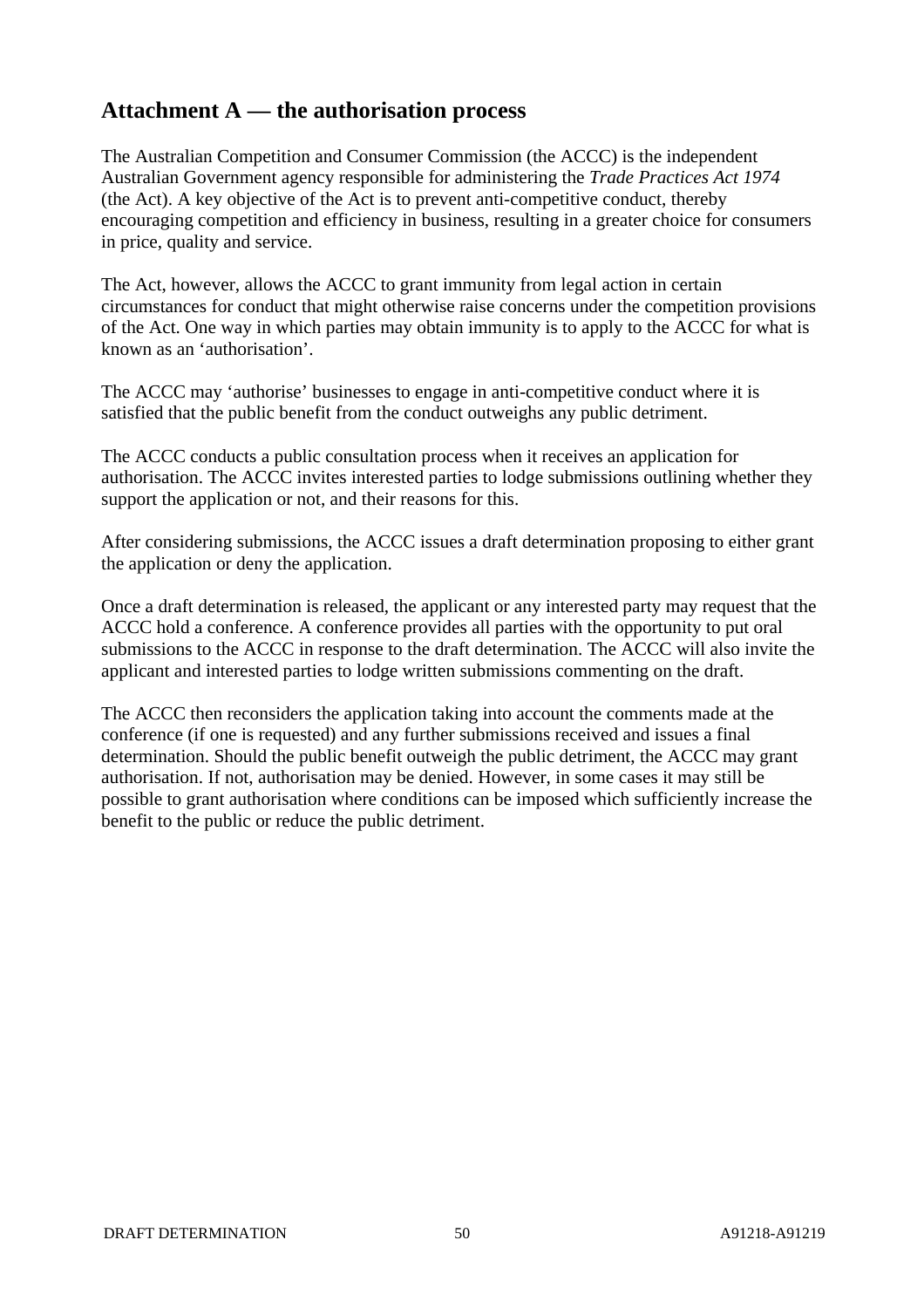## Attachment A — the authorisation process

The Australian Competition and Consumer Commission (the ACCC) is the independent Australian Government agency responsible for administering the *Trade Practices Act 1974* (the Act). A key objective of the Act is to prevent anti-competitive conduct, thereby encouraging competition and efficiency in business, resulting in a greater choice for consumers in price, quality and service.

The Act, however, allows the ACCC to grant immunity from legal action in certain circumstances for conduct that might otherwise raise concerns under the competition provisions of the Act. One way in which parties may obtain immunity is to apply to the ACCC for what is known as an 'authorisation'.

The ACCC may 'authorise' businesses to engage in anti-competitive conduct where it is satisfied that the public benefit from the conduct outweighs any public detriment.

The ACCC conducts a public consultation process when it receives an application for authorisation. The ACCC invites interested parties to lodge submissions outlining whether they support the application or not, and their reasons for this.

After considering submissions, the ACCC issues a draft determination proposing to either grant the application or deny the application.

Once a draft determination is released, the applicant or any interested party may request that the ACCC hold a conference. A conference provides all parties with the opportunity to put oral submissions to the ACCC in response to the draft determination. The ACCC will also invite the applicant and interested parties to lodge written submissions commenting on the draft.

The ACCC then reconsiders the application taking into account the comments made at the conference (if one is requested) and any further submissions received and issues a final determination. Should the public benefit outweigh the public detriment, the ACCC may grant authorisation. If not, authorisation may be denied. However, in some cases it may still be possible to grant authorisation where conditions can be imposed which sufficiently increase the benefit to the public or reduce the public detriment.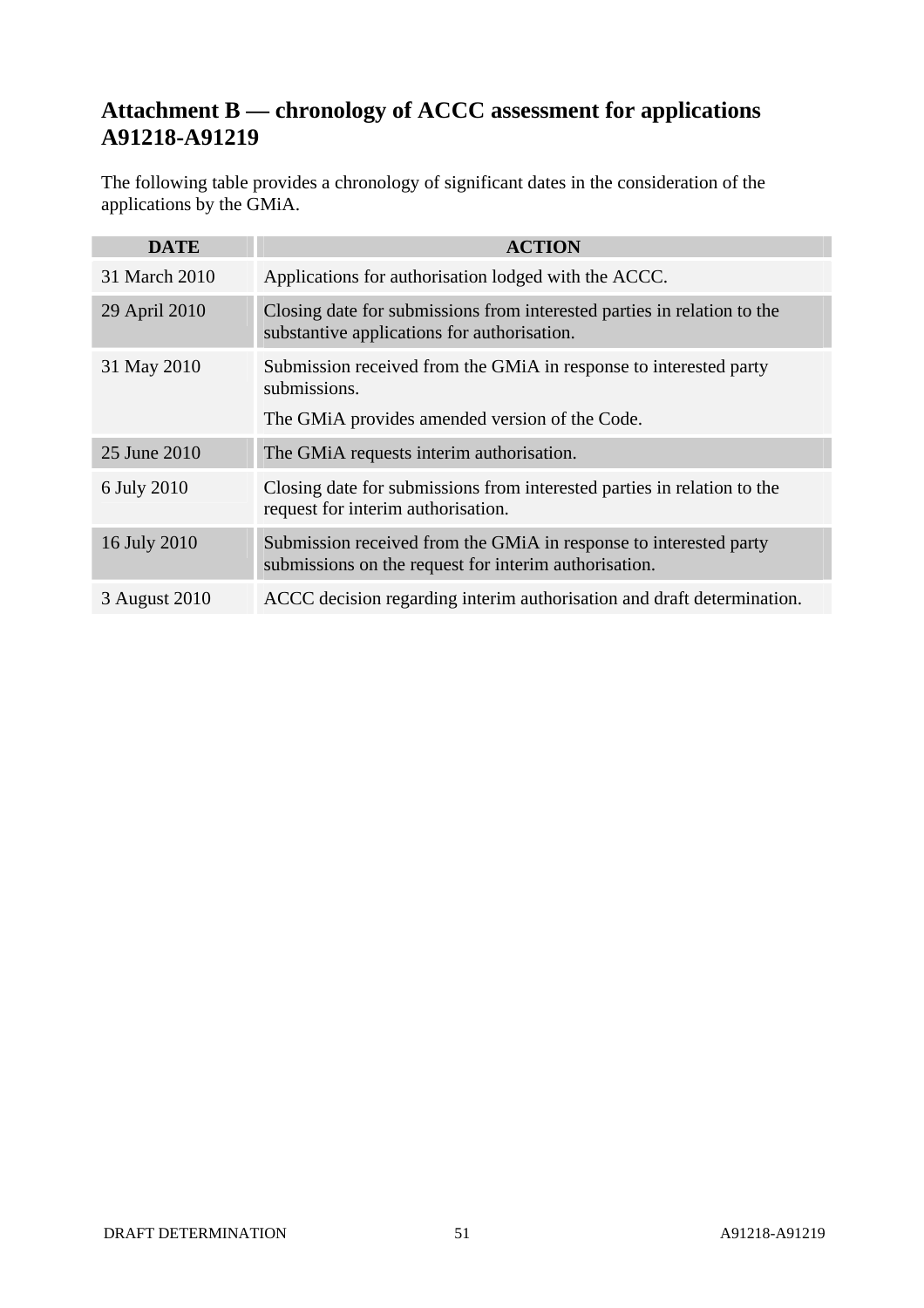# Attachment B — chronology of ACCC assessment for applications A91218-A91219

The following table provides a chronology of significant dates in the consideration of the applications by the GMiA.

| DATE | ACTION |
|---|---|
| 31 March 2010 | Applications for authorisation lodged with the ACCC. |
| 29 April 2010 | Closing date for submissions from interested parties in relation to the substantive applications for authorisation. |
| 31 May 2010 | Submission received from the GMiA in response to interested party submissions.<br>The GMiA provides amended version of the Code. |
| 25 June 2010 | The GMiA requests interim authorisation. |
| 6 July 2010 | Closing date for submissions from interested parties in relation to the request for interim authorisation. |
| 16 July 2010 | Submission received from the GMiA in response to interested party submissions on the request for interim authorisation. |
| 3 August 2010 | ACCC decision regarding interim authorisation and draft determination. |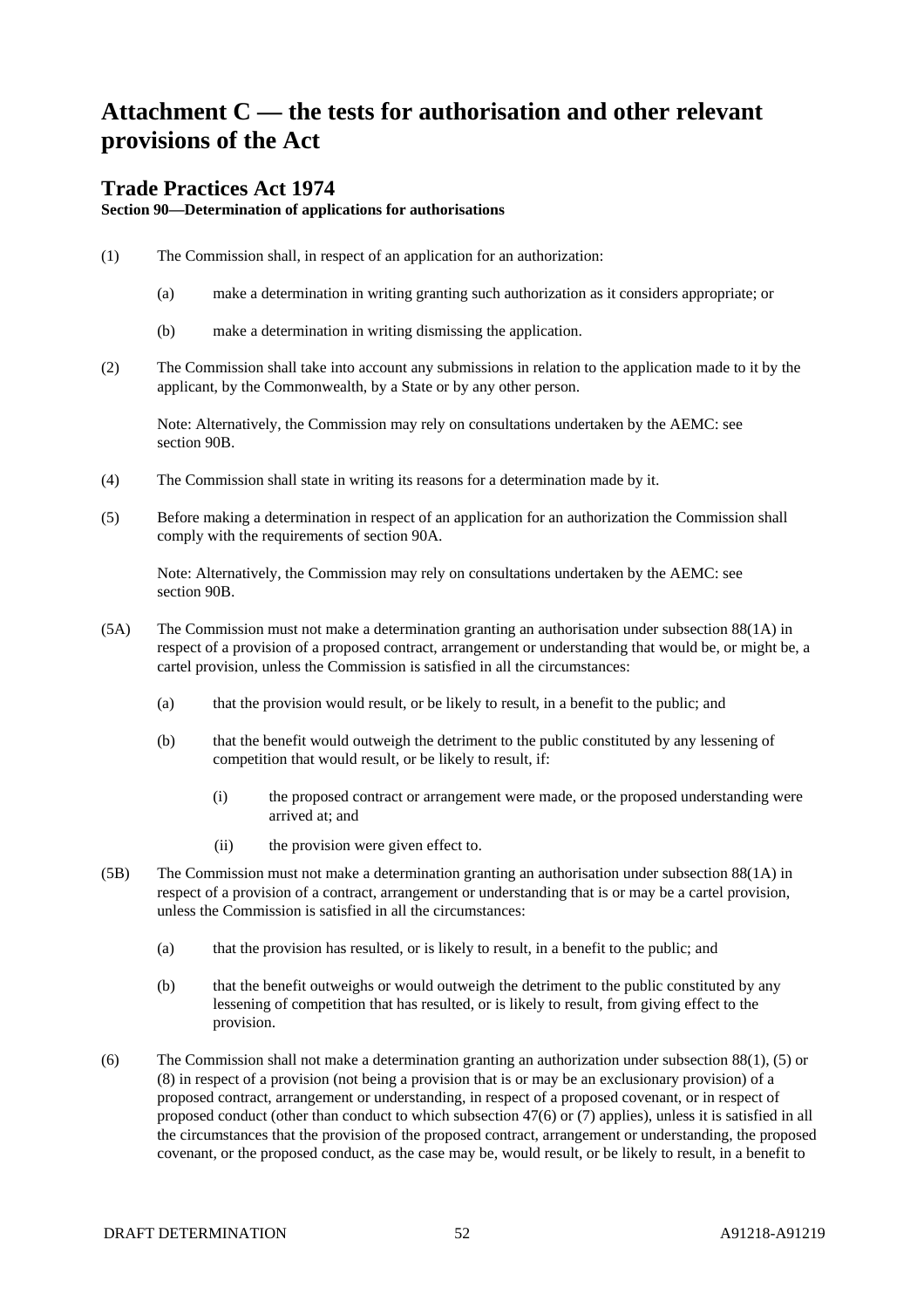# Attachment C — the tests for authorisation and other relevant provisions of the Act

## Trade Practices Act 1974

**Section 90—Determination of applications for authorisations**

(1) The Commission shall, in respect of an application for an authorization:

(a) make a determination in writing granting such authorization as it considers appropriate; or

(b) make a determination in writing dismissing the application.

(2) The Commission shall take into account any submissions in relation to the application made to it by the applicant, by the Commonwealth, by a State or by any other person.

Note: Alternatively, the Commission may rely on consultations undertaken by the AEMC: see section 90B.

(4) The Commission shall state in writing its reasons for a determination made by it.

(5) Before making a determination in respect of an application for an authorization the Commission shall comply with the requirements of section 90A.

Note: Alternatively, the Commission may rely on consultations undertaken by the AEMC: see section 90B.

(5A) The Commission must not make a determination granting an authorisation under subsection 88(1A) in respect of a provision of a proposed contract, arrangement or understanding that would be, or might be, a cartel provision, unless the Commission is satisfied in all the circumstances:

(a) that the provision would result, or be likely to result, in a benefit to the public; and

(b) that the benefit would outweigh the detriment to the public constituted by any lessening of competition that would result, or be likely to result, if:

(i) the proposed contract or arrangement were made, or the proposed understanding were arrived at; and

(ii) the provision were given effect to.

(5B) The Commission must not make a determination granting an authorisation under subsection 88(1A) in respect of a provision of a contract, arrangement or understanding that is or may be a cartel provision, unless the Commission is satisfied in all the circumstances:

(a) that the provision has resulted, or is likely to result, in a benefit to the public; and

(b) that the benefit outweighs or would outweigh the detriment to the public constituted by any lessening of competition that has resulted, or is likely to result, from giving effect to the provision.

(6) The Commission shall not make a determination granting an authorization under subsection 88(1), (5) or (8) in respect of a provision (not being a provision that is or may be an exclusionary provision) of a proposed contract, arrangement or understanding, in respect of a proposed covenant, or in respect of proposed conduct (other than conduct to which subsection 47(6) or (7) applies), unless it is satisfied in all the circumstances that the provision of the proposed contract, arrangement or understanding, the proposed covenant, or the proposed conduct, as the case may be, would result, or be likely to result, in a benefit to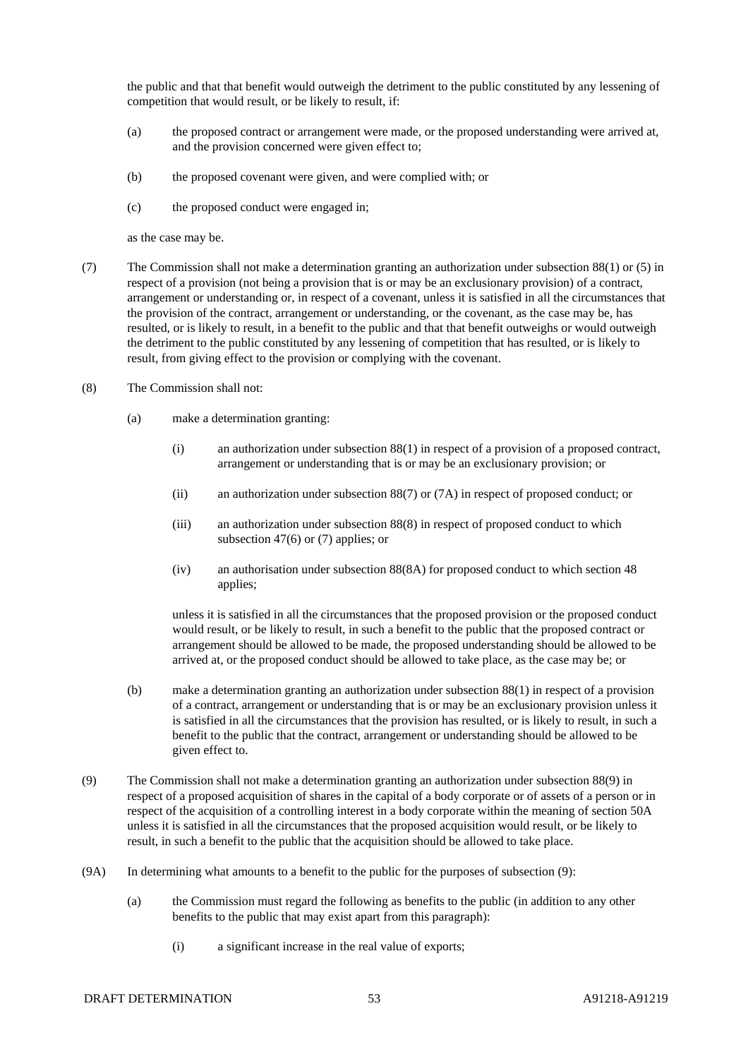the public and that that benefit would outweigh the detriment to the public constituted by any lessening of competition that would result, or be likely to result, if:

(a) the proposed contract or arrangement were made, or the proposed understanding were arrived at, and the provision concerned were given effect to;

(b) the proposed covenant were given, and were complied with; or

(c) the proposed conduct were engaged in;

as the case may be.

(7) The Commission shall not make a determination granting an authorization under subsection 88(1) or (5) in respect of a provision (not being a provision that is or may be an exclusionary provision) of a contract, arrangement or understanding or, in respect of a covenant, unless it is satisfied in all the circumstances that the provision of the contract, arrangement or understanding, or the covenant, as the case may be, has resulted, or is likely to result, in a benefit to the public and that that benefit outweighs or would outweigh the detriment to the public constituted by any lessening of competition that has resulted, or is likely to result, from giving effect to the provision or complying with the covenant.

(8) The Commission shall not:

(a) make a determination granting:

(i) an authorization under subsection 88(1) in respect of a provision of a proposed contract, arrangement or understanding that is or may be an exclusionary provision; or

(ii) an authorization under subsection 88(7) or (7A) in respect of proposed conduct; or

(iii) an authorization under subsection 88(8) in respect of proposed conduct to which subsection 47(6) or (7) applies; or

(iv) an authorisation under subsection 88(8A) for proposed conduct to which section 48 applies;

unless it is satisfied in all the circumstances that the proposed provision or the proposed conduct would result, or be likely to result, in such a benefit to the public that the proposed contract or arrangement should be allowed to be made, the proposed understanding should be allowed to be arrived at, or the proposed conduct should be allowed to take place, as the case may be; or

(b) make a determination granting an authorization under subsection 88(1) in respect of a provision of a contract, arrangement or understanding that is or may be an exclusionary provision unless it is satisfied in all the circumstances that the provision has resulted, or is likely to result, in such a benefit to the public that the contract, arrangement or understanding should be allowed to be given effect to.

(9) The Commission shall not make a determination granting an authorization under subsection 88(9) in respect of a proposed acquisition of shares in the capital of a body corporate or of assets of a person or in respect of the acquisition of a controlling interest in a body corporate within the meaning of section 50A unless it is satisfied in all the circumstances that the proposed acquisition would result, or be likely to result, in such a benefit to the public that the acquisition should be allowed to take place.

(9A) In determining what amounts to a benefit to the public for the purposes of subsection (9):

(a) the Commission must regard the following as benefits to the public (in addition to any other benefits to the public that may exist apart from this paragraph):

(i) a significant increase in the real value of exports;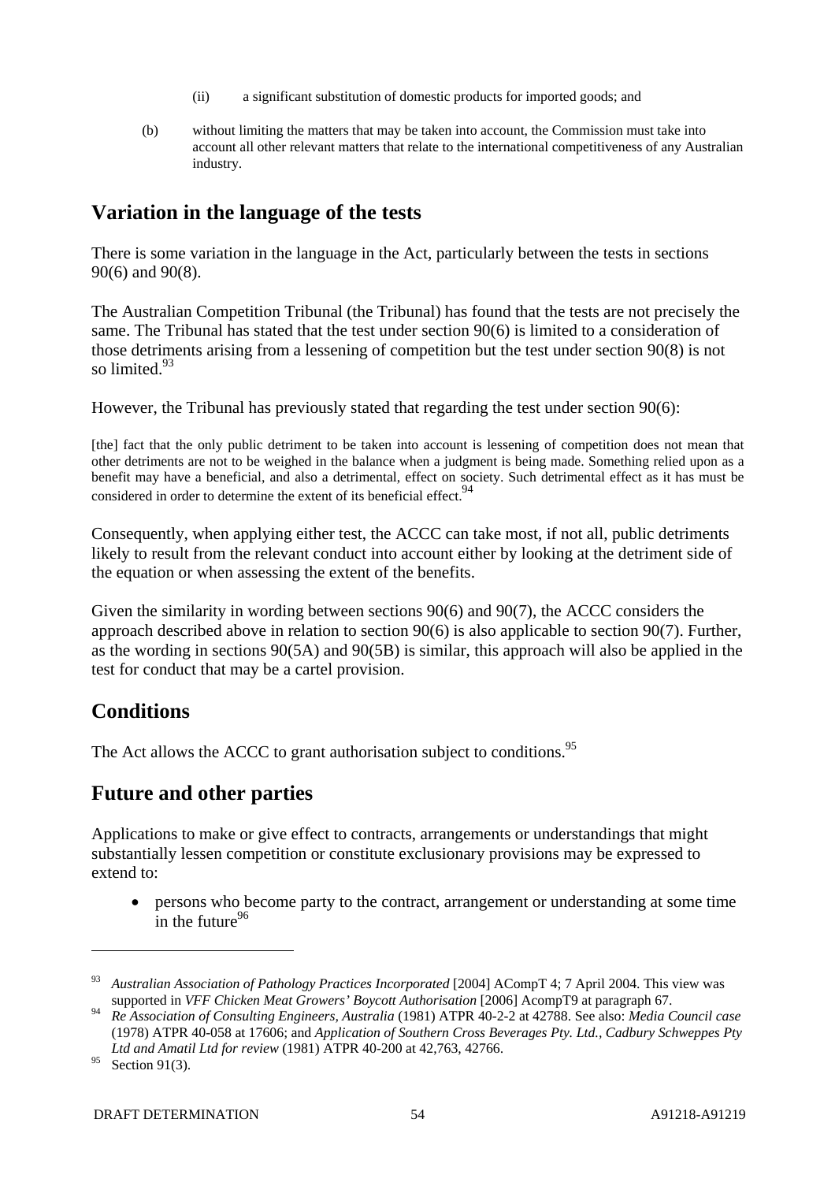(ii) a significant substitution of domestic products for imported goods; and

(b) without limiting the matters that may be taken into account, the Commission must take into account all other relevant matters that relate to the international competitiveness of any Australian industry.

## Variation in the language of the tests

There is some variation in the language in the Act, particularly between the tests in sections 90(6) and 90(8).

The Australian Competition Tribunal (the Tribunal) has found that the tests are not precisely the same. The Tribunal has stated that the test under section 90(6) is limited to a consideration of those detriments arising from a lessening of competition but the test under section 90(8) is not so limited.[93]

However, the Tribunal has previously stated that regarding the test under section 90(6):

> [the] fact that the only public detriment to be taken into account is lessening of competition does not mean that other detriments are not to be weighed in the balance when a judgment is being made. Something relied upon as a benefit may have a beneficial, and also a detrimental, effect on society. Such detrimental effect as it has must be considered in order to determine the extent of its beneficial effect.[94]

Consequently, when applying either test, the ACCC can take most, if not all, public detriments likely to result from the relevant conduct into account either by looking at the detriment side of the equation or when assessing the extent of the benefits.

Given the similarity in wording between sections 90(6) and 90(7), the ACCC considers the approach described above in relation to section 90(6) is also applicable to section 90(7). Further, as the wording in sections 90(5A) and 90(5B) is similar, this approach will also be applied in the test for conduct that may be a cartel provision.

## Conditions

The Act allows the ACCC to grant authorisation subject to conditions.[95]

## Future and other parties

Applications to make or give effect to contracts, arrangements or understandings that might substantially lessen competition or constitute exclusionary provisions may be expressed to extend to:

- persons who become party to the contract, arrangement or understanding at some time in the future[96]

---

[93] *Australian Association of Pathology Practices Incorporated* [2004] ACompT 4; 7 April 2004. This view was supported in *VFF Chicken Meat Growers' Boycott Authorisation* [2006] AcompT9 at paragraph 67.

[94] *Re Association of Consulting Engineers, Australia* (1981) ATPR 40-2-2 at 42788. See also: *Media Council case* (1978) ATPR 40-058 at 17606; and *Application of Southern Cross Beverages Pty. Ltd., Cadbury Schweppes Pty Ltd and Amatil Ltd for review* (1981) ATPR 40-200 at 42,763, 42766.

[95] Section 91(3).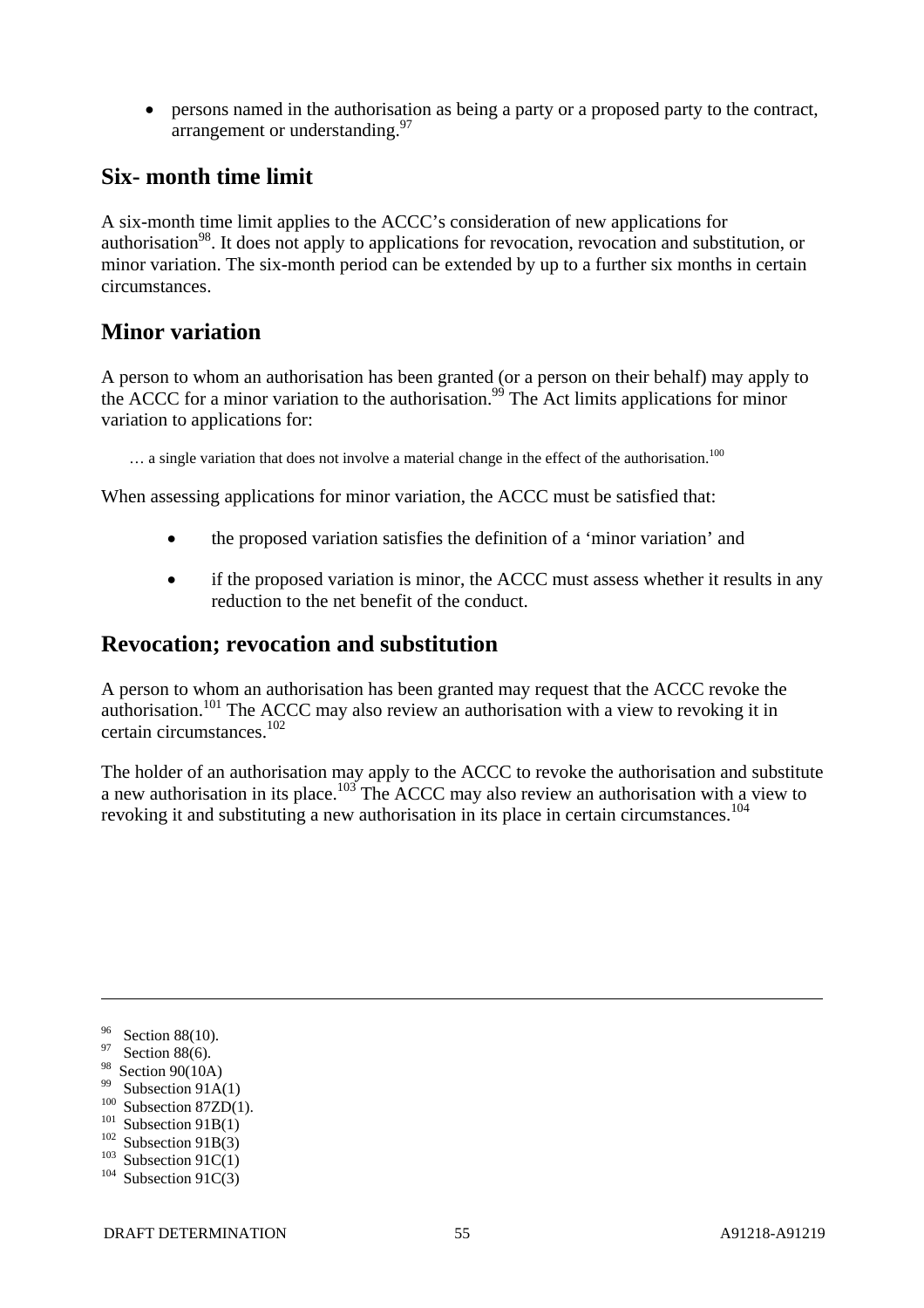- persons named in the authorisation as being a party or a proposed party to the contract, arrangement or understanding.[97]

## Six- month time limit

A six-month time limit applies to the ACCC's consideration of new applications for authorisation[98]. It does not apply to applications for revocation, revocation and substitution, or minor variation. The six-month period can be extended by up to a further six months in certain circumstances.

## Minor variation

A person to whom an authorisation has been granted (or a person on their behalf) may apply to the ACCC for a minor variation to the authorisation.[99] The Act limits applications for minor variation to applications for:

> … a single variation that does not involve a material change in the effect of the authorisation.[100]

When assessing applications for minor variation, the ACCC must be satisfied that:

- the proposed variation satisfies the definition of a 'minor variation' and
- if the proposed variation is minor, the ACCC must assess whether it results in any reduction to the net benefit of the conduct.

## Revocation; revocation and substitution

A person to whom an authorisation has been granted may request that the ACCC revoke the authorisation.[101] The ACCC may also review an authorisation with a view to revoking it in certain circumstances.[102]

The holder of an authorisation may apply to the ACCC to revoke the authorisation and substitute a new authorisation in its place.[103] The ACCC may also review an authorisation with a view to revoking it and substituting a new authorisation in its place in certain circumstances.[104]

---

[96] Section 88(10).
[97] Section 88(6).
[98] Section 90(10A)
[99] Subsection 91A(1)
[100] Subsection 87ZD(1).
[101] Subsection 91B(1)
[102] Subsection 91B(3)
[103] Subsection 91C(1)
[104] Subsection 91C(3)